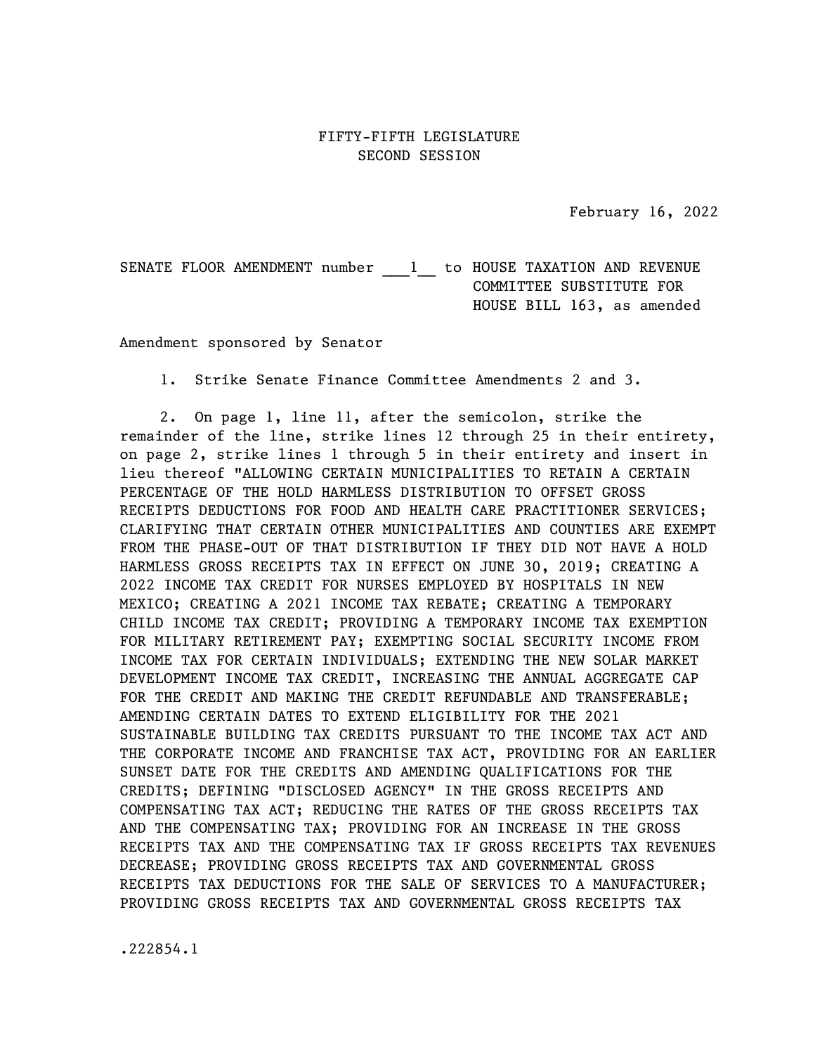FIFTY-FIFTH LEGISLATURE
SECOND SESSION

February 16, 2022

SENATE FLOOR AMENDMENT number ___1__ to HOUSE TAXATION AND REVENUE COMMITTEE SUBSTITUTE FOR HOUSE BILL 163, as amended

Amendment sponsored by Senator

1. Strike Senate Finance Committee Amendments 2 and 3.

2. On page 1, line 11, after the semicolon, strike the remainder of the line, strike lines 12 through 25 in their entirety, on page 2, strike lines 1 through 5 in their entirety and insert in lieu thereof "ALLOWING CERTAIN MUNICIPALITIES TO RETAIN A CERTAIN PERCENTAGE OF THE HOLD HARMLESS DISTRIBUTION TO OFFSET GROSS RECEIPTS DEDUCTIONS FOR FOOD AND HEALTH CARE PRACTITIONER SERVICES; CLARIFYING THAT CERTAIN OTHER MUNICIPALITIES AND COUNTIES ARE EXEMPT FROM THE PHASE-OUT OF THAT DISTRIBUTION IF THEY DID NOT HAVE A HOLD HARMLESS GROSS RECEIPTS TAX IN EFFECT ON JUNE 30, 2019; CREATING A 2022 INCOME TAX CREDIT FOR NURSES EMPLOYED BY HOSPITALS IN NEW MEXICO; CREATING A 2021 INCOME TAX REBATE; CREATING A TEMPORARY CHILD INCOME TAX CREDIT; PROVIDING A TEMPORARY INCOME TAX EXEMPTION FOR MILITARY RETIREMENT PAY; EXEMPTING SOCIAL SECURITY INCOME FROM INCOME TAX FOR CERTAIN INDIVIDUALS; EXTENDING THE NEW SOLAR MARKET DEVELOPMENT INCOME TAX CREDIT, INCREASING THE ANNUAL AGGREGATE CAP FOR THE CREDIT AND MAKING THE CREDIT REFUNDABLE AND TRANSFERABLE; AMENDING CERTAIN DATES TO EXTEND ELIGIBILITY FOR THE 2021 SUSTAINABLE BUILDING TAX CREDITS PURSUANT TO THE INCOME TAX ACT AND THE CORPORATE INCOME AND FRANCHISE TAX ACT, PROVIDING FOR AN EARLIER SUNSET DATE FOR THE CREDITS AND AMENDING QUALIFICATIONS FOR THE CREDITS; DEFINING "DISCLOSED AGENCY" IN THE GROSS RECEIPTS AND COMPENSATING TAX ACT; REDUCING THE RATES OF THE GROSS RECEIPTS TAX AND THE COMPENSATING TAX; PROVIDING FOR AN INCREASE IN THE GROSS RECEIPTS TAX AND THE COMPENSATING TAX IF GROSS RECEIPTS TAX REVENUES DECREASE; PROVIDING GROSS RECEIPTS TAX AND GOVERNMENTAL GROSS RECEIPTS TAX DEDUCTIONS FOR THE SALE OF SERVICES TO A MANUFACTURER; PROVIDING GROSS RECEIPTS TAX AND GOVERNMENTAL GROSS RECEIPTS TAX

.222854.1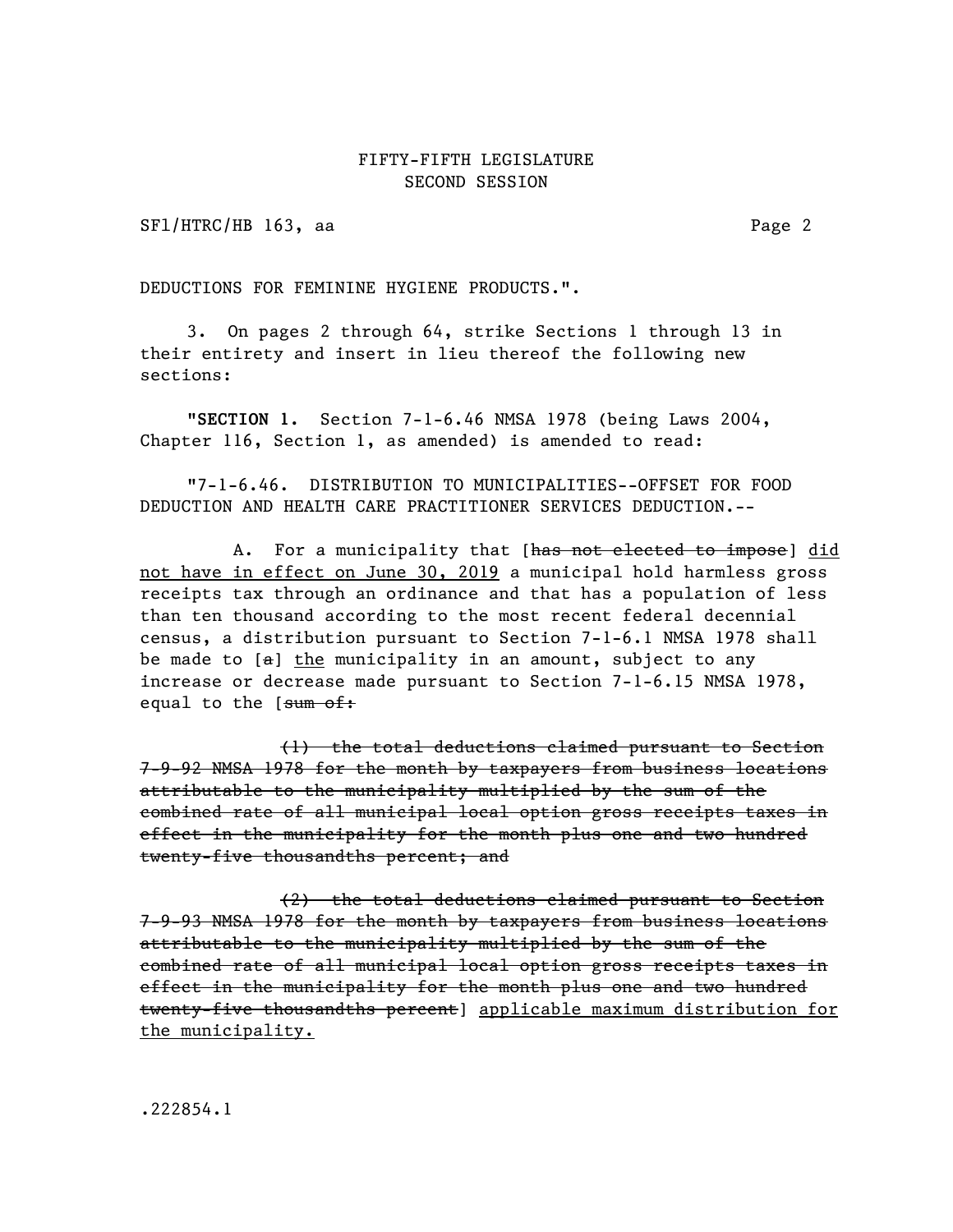DEDUCTIONS FOR FEMININE HYGIENE PRODUCTS.".

3. On pages 2 through 64, strike Sections 1 through 13 in their entirety and insert in lieu thereof the following new sections:

"**SECTION 1.** Section 7-1-6.46 NMSA 1978 (being Laws 2004, Chapter 116, Section 1, as amended) is amended to read:

"7-1-6.46. DISTRIBUTION TO MUNICIPALITIES--OFFSET FOR FOOD DEDUCTION AND HEALTH CARE PRACTITIONER SERVICES DEDUCTION.--

A. For a municipality that [~~has not elected to impose~~] <u>did not have in effect on June 30, 2019</u> a municipal hold harmless gross receipts tax through an ordinance and that has a population of less than ten thousand according to the most recent federal decennial census, a distribution pursuant to Section 7-1-6.1 NMSA 1978 shall be made to [~~a~~] <u>the</u> municipality in an amount, subject to any increase or decrease made pursuant to Section 7-1-6.15 NMSA 1978, equal to the [~~sum of:~~

~~(1) the total deductions claimed pursuant to Section 7-9-92 NMSA 1978 for the month by taxpayers from business locations attributable to the municipality multiplied by the sum of the combined rate of all municipal local option gross receipts taxes in effect in the municipality for the month plus one and two hundred twenty-five thousandths percent; and~~

~~(2) the total deductions claimed pursuant to Section 7-9-93 NMSA 1978 for the month by taxpayers from business locations attributable to the municipality multiplied by the sum of the combined rate of all municipal local option gross receipts taxes in effect in the municipality for the month plus one and two hundred twenty-five thousandths percent~~] <u>applicable maximum distribution for the municipality.</u>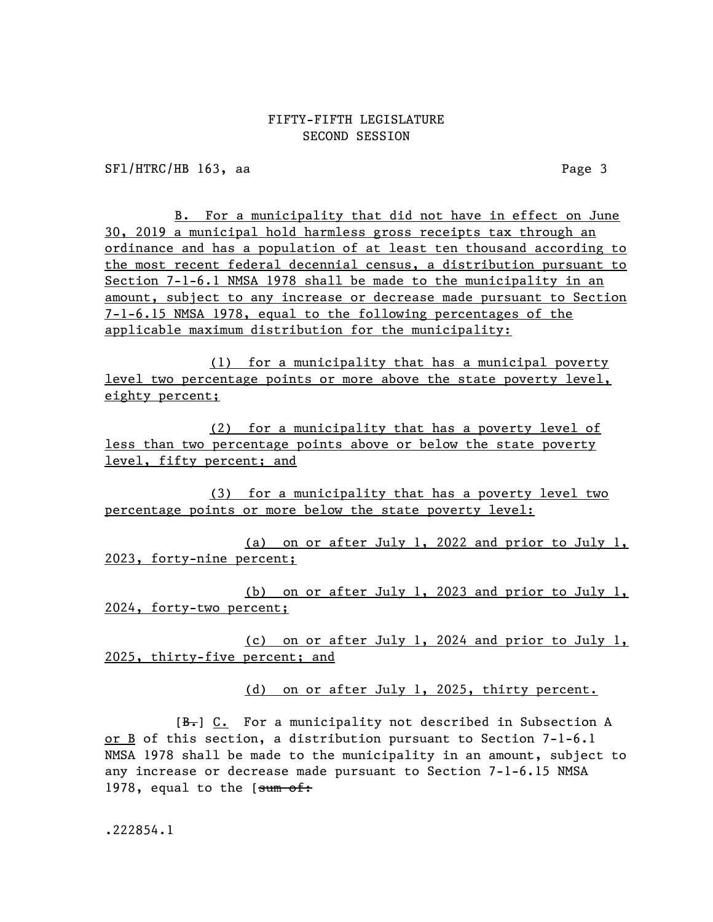B. For a municipality that did not have in effect on June 30, 2019 a municipal hold harmless gross receipts tax through an ordinance and has a population of at least ten thousand according to the most recent federal decennial census, a distribution pursuant to Section 7-1-6.1 NMSA 1978 shall be made to the municipality in an amount, subject to any increase or decrease made pursuant to Section 7-1-6.15 NMSA 1978, equal to the following percentages of the applicable maximum distribution for the municipality:

(1) for a municipality that has a municipal poverty level two percentage points or more above the state poverty level, eighty percent;

(2) for a municipality that has a poverty level of less than two percentage points above or below the state poverty level, fifty percent; and

(3) for a municipality that has a poverty level two percentage points or more below the state poverty level:

(a) on or after July 1, 2022 and prior to July 1, 2023, forty-nine percent;

(b) on or after July 1, 2023 and prior to July 1, 2024, forty-two percent;

(c) on or after July 1, 2024 and prior to July 1, 2025, thirty-five percent; and

(d) on or after July 1, 2025, thirty percent.

[~~B.~~] C. For a municipality not described in Subsection A or B of this section, a distribution pursuant to Section 7-1-6.1 NMSA 1978 shall be made to the municipality in an amount, subject to any increase or decrease made pursuant to Section 7-1-6.15 NMSA 1978, equal to the [~~sum of:~~

.222854.1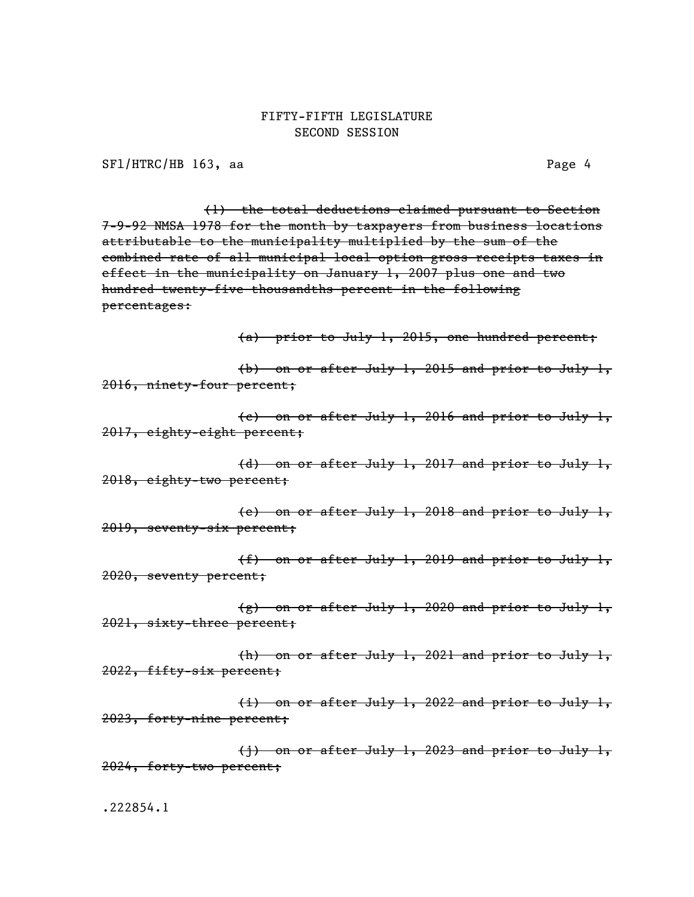~~(1) the total deductions claimed pursuant to Section 7-9-92 NMSA 1978 for the month by taxpayers from business locations attributable to the municipality multiplied by the sum of the combined rate of all municipal local option gross receipts taxes in effect in the municipality on January 1, 2007 plus one and two hundred twenty-five thousandths percent in the following percentages:~~

~~(a) prior to July 1, 2015, one hundred percent;~~

~~(b) on or after July 1, 2015 and prior to July 1, 2016, ninety-four percent;~~

~~(c) on or after July 1, 2016 and prior to July 1, 2017, eighty-eight percent;~~

~~(d) on or after July 1, 2017 and prior to July 1, 2018, eighty-two percent;~~

~~(e) on or after July 1, 2018 and prior to July 1, 2019, seventy-six percent;~~

~~(f) on or after July 1, 2019 and prior to July 1, 2020, seventy percent;~~

~~(g) on or after July 1, 2020 and prior to July 1, 2021, sixty-three percent;~~

~~(h) on or after July 1, 2021 and prior to July 1, 2022, fifty-six percent;~~

~~(i) on or after July 1, 2022 and prior to July 1, 2023, forty-nine percent;~~

~~(j) on or after July 1, 2023 and prior to July 1, 2024, forty-two percent;~~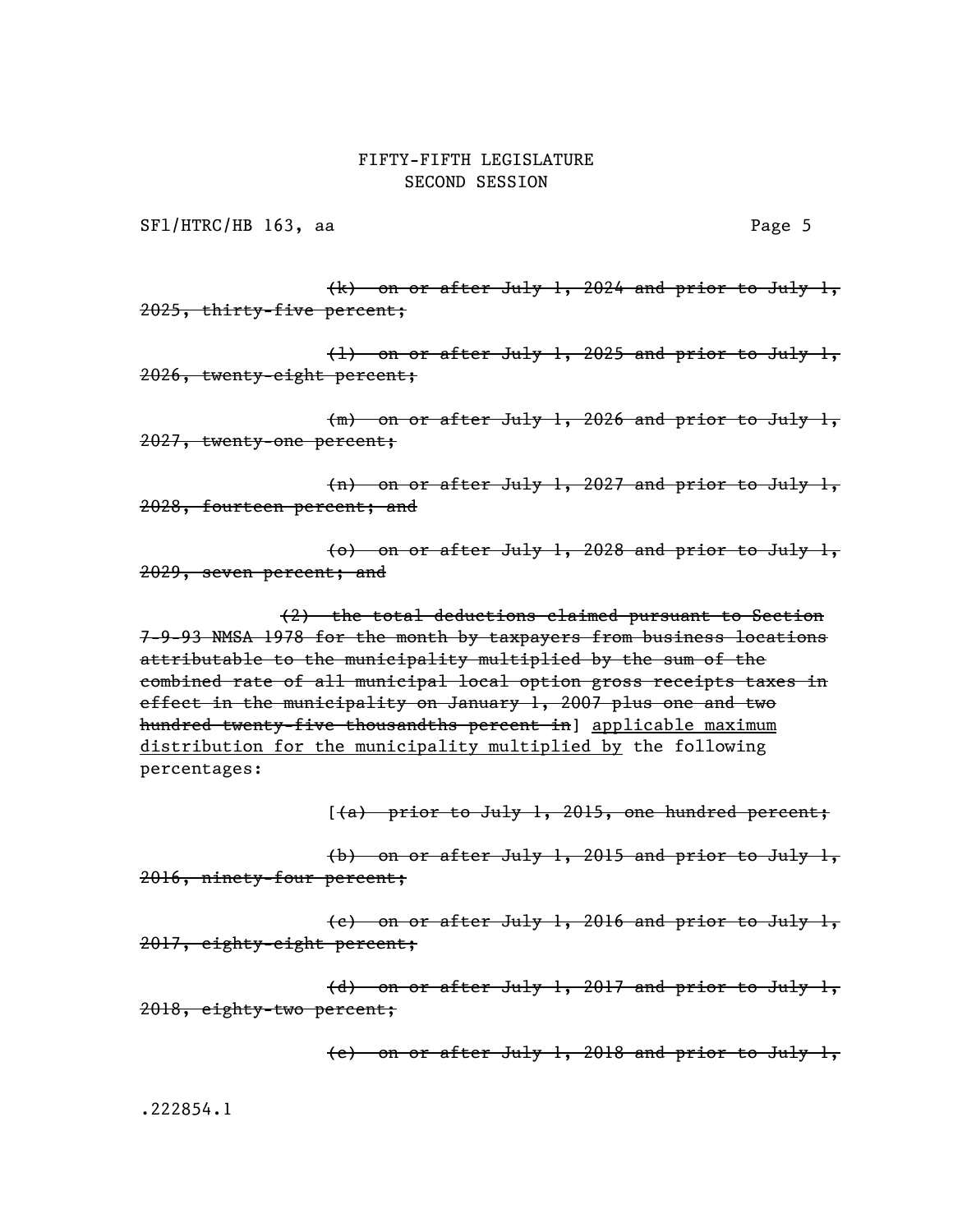~~(k) on or after July 1, 2024 and prior to July 1, 2025, thirty-five percent;~~

~~(l) on or after July 1, 2025 and prior to July 1, 2026, twenty-eight percent;~~

~~(m) on or after July 1, 2026 and prior to July 1, 2027, twenty-one percent;~~

~~(n) on or after July 1, 2027 and prior to July 1, 2028, fourteen percent; and~~

~~(o) on or after July 1, 2028 and prior to July 1, 2029, seven percent; and~~

~~(2) the total deductions claimed pursuant to Section 7-9-93 NMSA 1978 for the month by taxpayers from business locations attributable to the municipality multiplied by the sum of the combined rate of all municipal local option gross receipts taxes in effect in the municipality on January 1, 2007 plus one and two hundred twenty-five thousandths percent in~~] <u>applicable maximum distribution for the municipality multiplied by</u> the following percentages:

[~~(a) prior to July 1, 2015, one hundred percent;~~

~~(b) on or after July 1, 2015 and prior to July 1, 2016, ninety-four percent;~~

~~(c) on or after July 1, 2016 and prior to July 1, 2017, eighty-eight percent;~~

~~(d) on or after July 1, 2017 and prior to July 1, 2018, eighty-two percent;~~

~~(e) on or after July 1, 2018 and prior to July 1,~~

.222854.1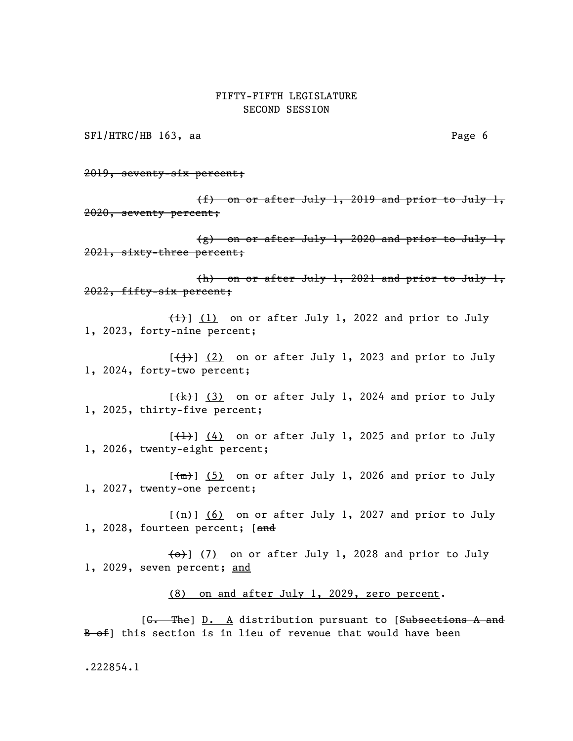2019, ~~seventy-six percent;~~

~~(f) on or after July 1, 2019 and prior to July 1, 2020, seventy percent;~~

~~(g) on or after July 1, 2020 and prior to July 1, 2021, sixty-three percent;~~

~~(h) on or after July 1, 2021 and prior to July 1, 2022, fifty-six percent;~~

~~(i)~~] <u>(1)</u> on or after July 1, 2022 and prior to July 1, 2023, forty-nine percent;

[~~(j)~~] <u>(2)</u> on or after July 1, 2023 and prior to July 1, 2024, forty-two percent;

[~~(k)~~] <u>(3)</u> on or after July 1, 2024 and prior to July 1, 2025, thirty-five percent;

[~~(l)~~] <u>(4)</u> on or after July 1, 2025 and prior to July 1, 2026, twenty-eight percent;

[~~(m)~~] <u>(5)</u> on or after July 1, 2026 and prior to July 1, 2027, twenty-one percent;

[~~(n)~~] <u>(6)</u> on or after July 1, 2027 and prior to July 1, 2028, fourteen percent; [~~and~~

~~(o)~~] <u>(7)</u> on or after July 1, 2028 and prior to July 1, 2029, seven percent; <u>and</u>

<u>(8) on and after July 1, 2029, zero percent</u>.

[~~C. The~~] <u>D. A</u> distribution pursuant to [~~Subsections A and B of~~] this section is in lieu of revenue that would have been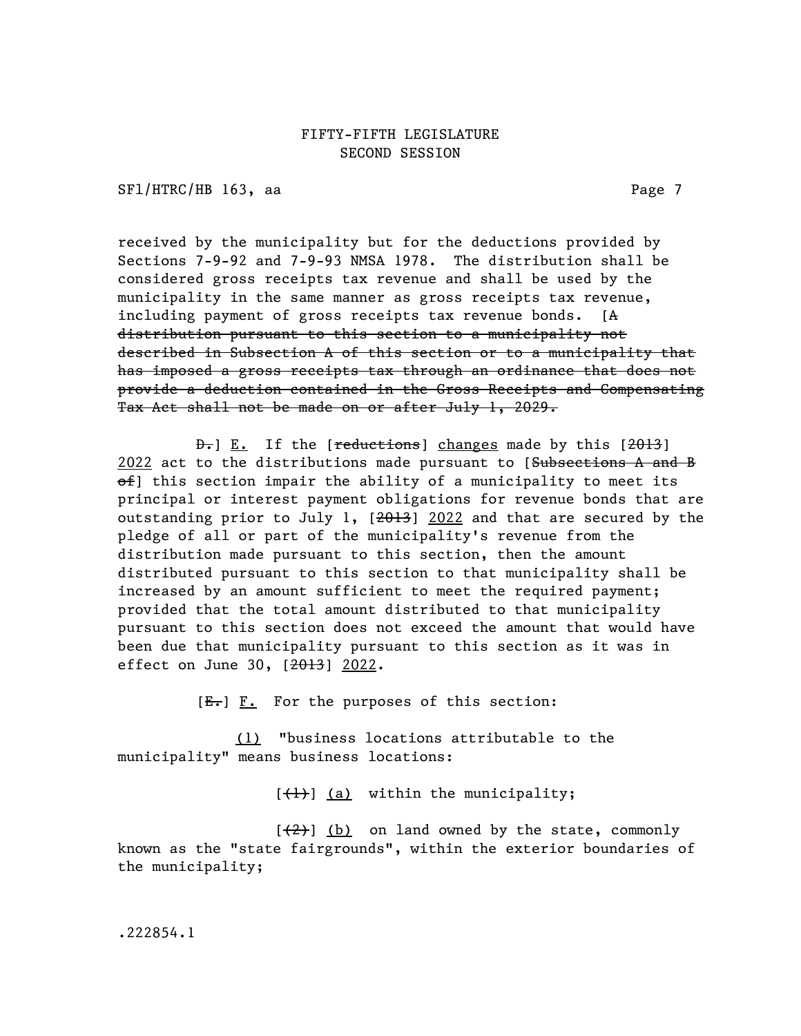received by the municipality but for the deductions provided by Sections 7-9-92 and 7-9-93 NMSA 1978. The distribution shall be considered gross receipts tax revenue and shall be used by the municipality in the same manner as gross receipts tax revenue, including payment of gross receipts tax revenue bonds. [~~A distribution pursuant to this section to a municipality not described in Subsection A of this section or to a municipality that has imposed a gross receipts tax through an ordinance that does not provide a deduction contained in the Gross Receipts and Compensating Tax Act shall not be made on or after July 1, 2029.~~

~~D.~~] E. If the [~~reductions~~] changes made by this [~~2013~~] 2022 act to the distributions made pursuant to [~~Subsections A and B of~~] this section impair the ability of a municipality to meet its principal or interest payment obligations for revenue bonds that are outstanding prior to July 1, [~~2013~~] 2022 and that are secured by the pledge of all or part of the municipality's revenue from the distribution made pursuant to this section, then the amount distributed pursuant to this section to that municipality shall be increased by an amount sufficient to meet the required payment; provided that the total amount distributed to that municipality pursuant to this section does not exceed the amount that would have been due that municipality pursuant to this section as it was in effect on June 30, [~~2013~~] 2022.

[~~E.~~] F. For the purposes of this section:

(1) "business locations attributable to the municipality" means business locations:

[~~(1)~~] (a) within the municipality;

[~~(2)~~] (b) on land owned by the state, commonly known as the "state fairgrounds", within the exterior boundaries of the municipality;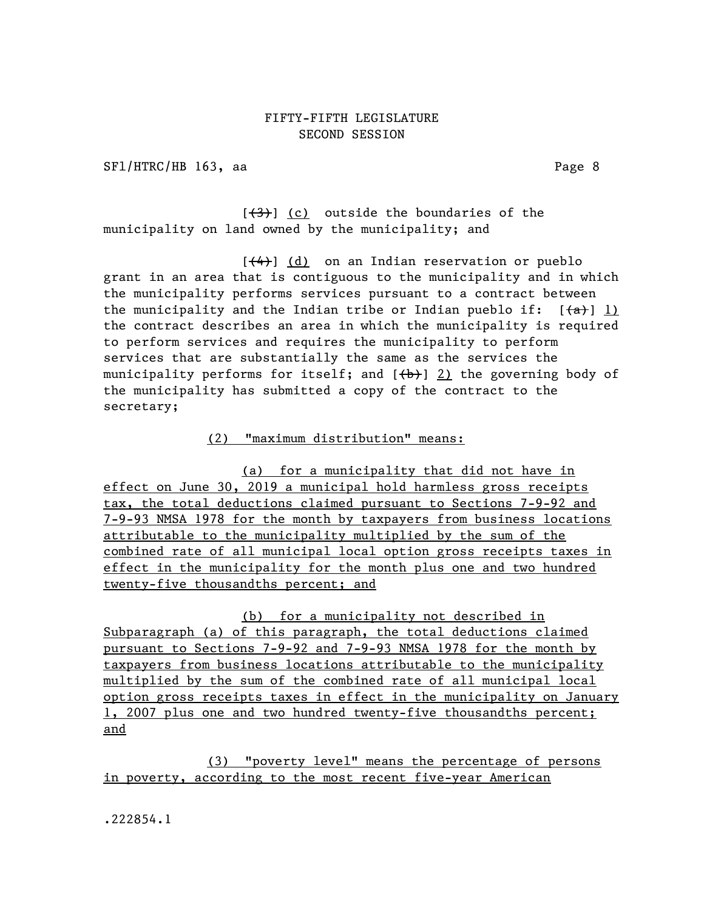[~~(3)~~] <u>(c)</u> outside the boundaries of the municipality on land owned by the municipality; and

[~~(4)~~] <u>(d)</u> on an Indian reservation or pueblo grant in an area that is contiguous to the municipality and in which the municipality performs services pursuant to a contract between the municipality and the Indian tribe or Indian pueblo if: [~~(a)~~] <u>1)</u> the contract describes an area in which the municipality is required to perform services and requires the municipality to perform services that are substantially the same as the services the municipality performs for itself; and [~~(b)~~] <u>2)</u> the governing body of the municipality has submitted a copy of the contract to the secretary;

<u>(2) "maximum distribution" means:</u>

<u>(a) for a municipality that did not have in effect on June 30, 2019 a municipal hold harmless gross receipts tax, the total deductions claimed pursuant to Sections 7-9-92 and 7-9-93 NMSA 1978 for the month by taxpayers from business locations attributable to the municipality multiplied by the sum of the combined rate of all municipal local option gross receipts taxes in effect in the municipality for the month plus one and two hundred twenty-five thousandths percent; and</u>

<u>(b) for a municipality not described in Subparagraph (a) of this paragraph, the total deductions claimed pursuant to Sections 7-9-92 and 7-9-93 NMSA 1978 for the month by taxpayers from business locations attributable to the municipality multiplied by the sum of the combined rate of all municipal local option gross receipts taxes in effect in the municipality on January 1, 2007 plus one and two hundred twenty-five thousandths percent; and</u>

<u>(3) "poverty level" means the percentage of persons in poverty, according to the most recent five-year American</u>

.222854.1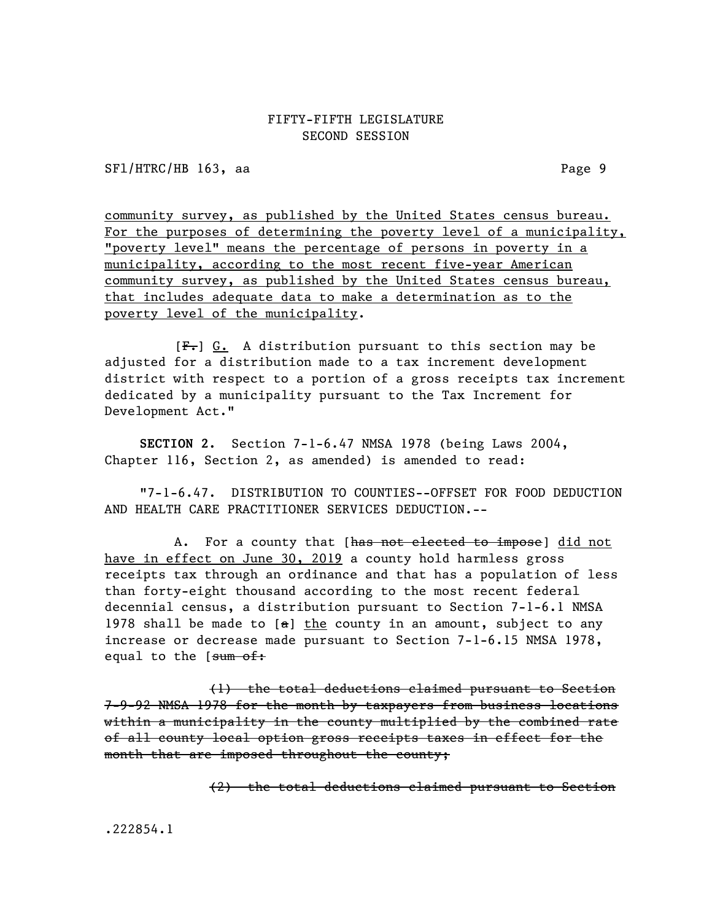community survey, as published by the United States census bureau. For the purposes of determining the poverty level of a municipality, "poverty level" means the percentage of persons in poverty in a municipality, according to the most recent five-year American community survey, as published by the United States census bureau, that includes adequate data to make a determination as to the poverty level of the municipality.

[~~F.~~] G. A distribution pursuant to this section may be adjusted for a distribution made to a tax increment development district with respect to a portion of a gross receipts tax increment dedicated by a municipality pursuant to the Tax Increment for Development Act."

**SECTION 2.** Section 7-1-6.47 NMSA 1978 (being Laws 2004, Chapter 116, Section 2, as amended) is amended to read:

"7-1-6.47. DISTRIBUTION TO COUNTIES--OFFSET FOR FOOD DEDUCTION AND HEALTH CARE PRACTITIONER SERVICES DEDUCTION.--

A. For a county that [~~has not elected to impose~~] did not have in effect on June 30, 2019 a county hold harmless gross receipts tax through an ordinance and that has a population of less than forty-eight thousand according to the most recent federal decennial census, a distribution pursuant to Section 7-1-6.1 NMSA 1978 shall be made to [~~a~~] the county in an amount, subject to any increase or decrease made pursuant to Section 7-1-6.15 NMSA 1978, equal to the [~~sum of:~~

~~(1) the total deductions claimed pursuant to Section 7-9-92 NMSA 1978 for the month by taxpayers from business locations within a municipality in the county multiplied by the combined rate of all county local option gross receipts taxes in effect for the month that are imposed throughout the county;~~

~~(2) the total deductions claimed pursuant to Section~~

.222854.1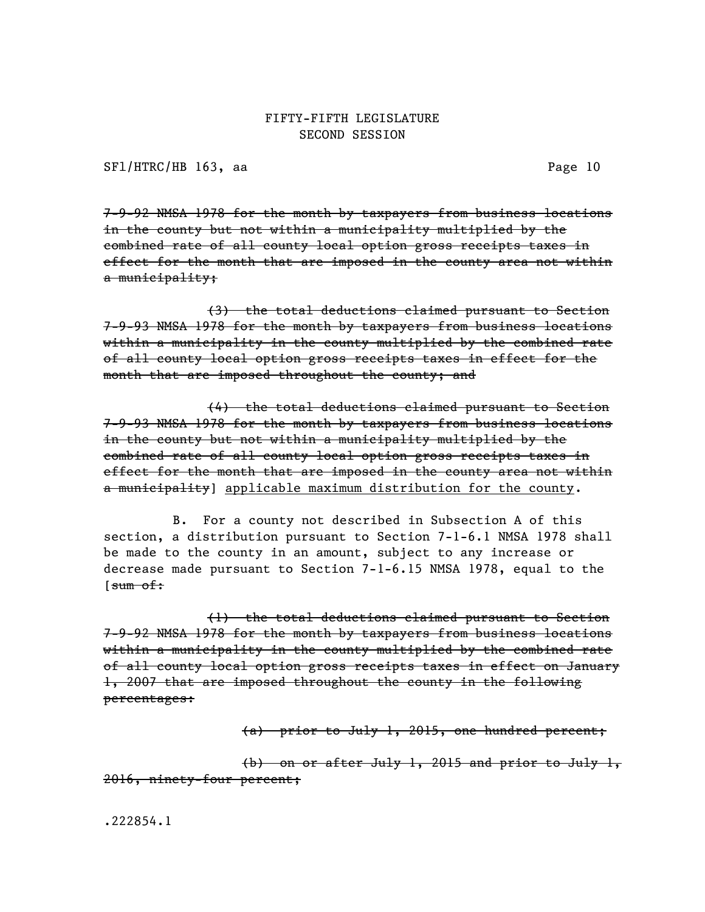~~7-9-92 NMSA 1978 for the month by taxpayers from business locations in the county but not within a municipality multiplied by the combined rate of all county local option gross receipts taxes in effect for the month that are imposed in the county area not within a municipality;~~

~~(3) the total deductions claimed pursuant to Section 7-9-93 NMSA 1978 for the month by taxpayers from business locations within a municipality in the county multiplied by the combined rate of all county local option gross receipts taxes in effect for the month that are imposed throughout the county; and~~

~~(4) the total deductions claimed pursuant to Section 7-9-93 NMSA 1978 for the month by taxpayers from business locations in the county but not within a municipality multiplied by the combined rate of all county local option gross receipts taxes in effect for the month that are imposed in the county area not within a municipality~~] <u>applicable maximum distribution for the county</u>.

B. For a county not described in Subsection A of this section, a distribution pursuant to Section 7-1-6.1 NMSA 1978 shall be made to the county in an amount, subject to any increase or decrease made pursuant to Section 7-1-6.15 NMSA 1978, equal to the [~~sum of:~~

~~(1) the total deductions claimed pursuant to Section 7-9-92 NMSA 1978 for the month by taxpayers from business locations within a municipality in the county multiplied by the combined rate of all county local option gross receipts taxes in effect on January 1, 2007 that are imposed throughout the county in the following percentages:~~

~~(a) prior to July 1, 2015, one hundred percent;~~

~~(b) on or after July 1, 2015 and prior to July 1, 2016, ninety-four percent;~~

.222854.1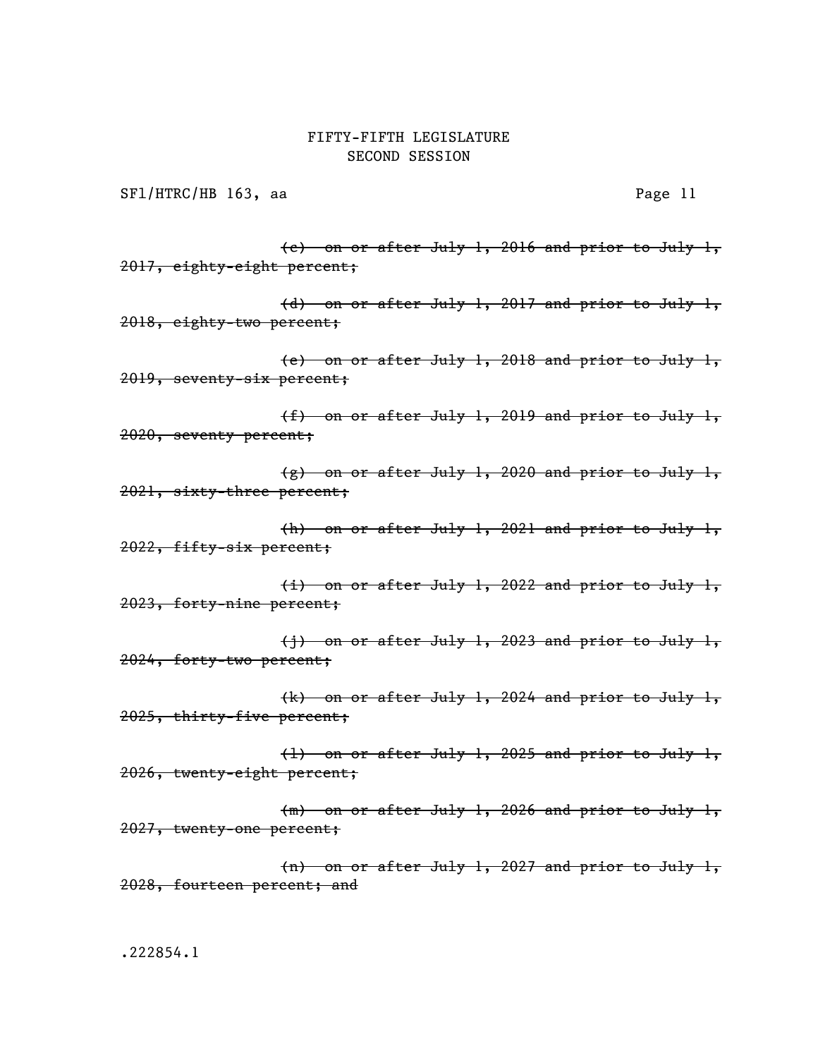~~(c) on or after July 1, 2016 and prior to July 1, 2017, eighty-eight percent;~~

~~(d) on or after July 1, 2017 and prior to July 1, 2018, eighty-two percent;~~

~~(e) on or after July 1, 2018 and prior to July 1, 2019, seventy-six percent;~~

~~(f) on or after July 1, 2019 and prior to July 1, 2020, seventy percent;~~

~~(g) on or after July 1, 2020 and prior to July 1, 2021, sixty-three percent;~~

~~(h) on or after July 1, 2021 and prior to July 1, 2022, fifty-six percent;~~

~~(i) on or after July 1, 2022 and prior to July 1, 2023, forty-nine percent;~~

~~(j) on or after July 1, 2023 and prior to July 1, 2024, forty-two percent;~~

~~(k) on or after July 1, 2024 and prior to July 1, 2025, thirty-five percent;~~

~~(l) on or after July 1, 2025 and prior to July 1, 2026, twenty-eight percent;~~

~~(m) on or after July 1, 2026 and prior to July 1, 2027, twenty-one percent;~~

~~(n) on or after July 1, 2027 and prior to July 1, 2028, fourteen percent; and~~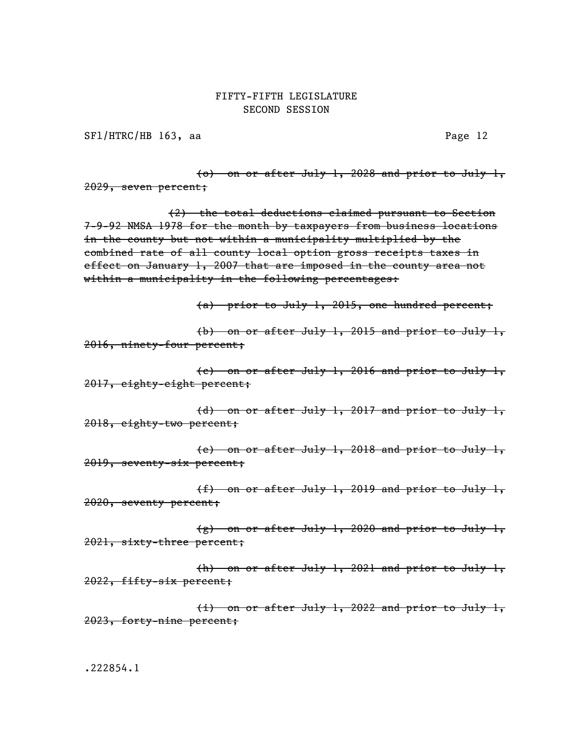~~(o) on or after July 1, 2028 and prior to July 1, 2029, seven percent;~~

~~(2) the total deductions claimed pursuant to Section 7-9-92 NMSA 1978 for the month by taxpayers from business locations in the county but not within a municipality multiplied by the combined rate of all county local option gross receipts taxes in effect on January 1, 2007 that are imposed in the county area not within a municipality in the following percentages:~~

~~(a) prior to July 1, 2015, one hundred percent;~~

~~(b) on or after July 1, 2015 and prior to July 1, 2016, ninety-four percent;~~

~~(c) on or after July 1, 2016 and prior to July 1, 2017, eighty-eight percent;~~

~~(d) on or after July 1, 2017 and prior to July 1, 2018, eighty-two percent;~~

~~(e) on or after July 1, 2018 and prior to July 1, 2019, seventy-six percent;~~

~~(f) on or after July 1, 2019 and prior to July 1, 2020, seventy percent;~~

~~(g) on or after July 1, 2020 and prior to July 1, 2021, sixty-three percent;~~

~~(h) on or after July 1, 2021 and prior to July 1, 2022, fifty-six percent;~~

~~(i) on or after July 1, 2022 and prior to July 1, 2023, forty-nine percent;~~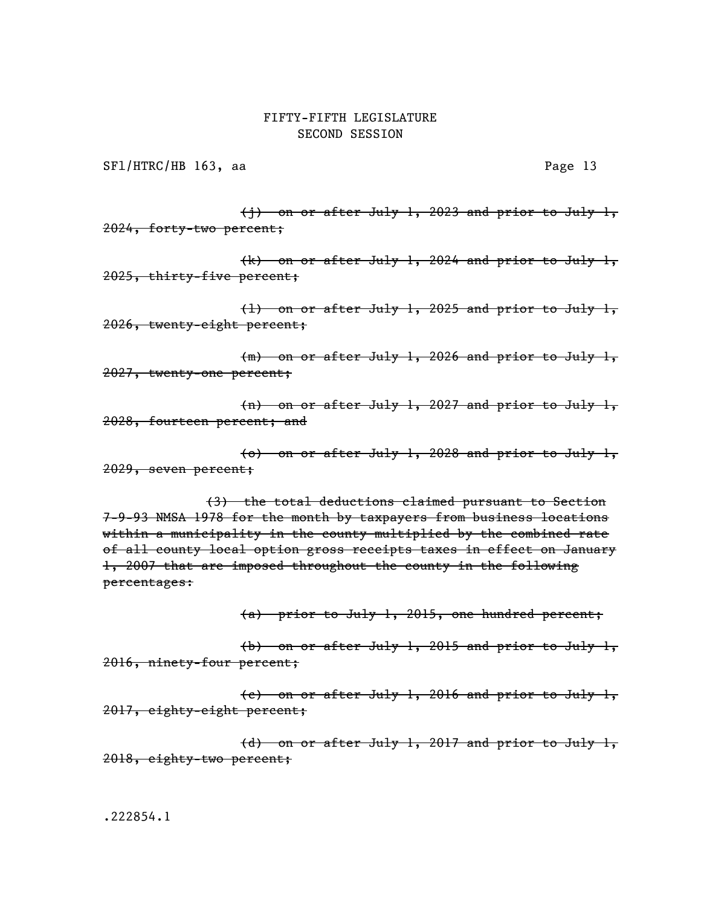~~(j) on or after July 1, 2023 and prior to July 1, 2024, forty-two percent;~~

~~(k) on or after July 1, 2024 and prior to July 1, 2025, thirty-five percent;~~

~~(l) on or after July 1, 2025 and prior to July 1, 2026, twenty-eight percent;~~

~~(m) on or after July 1, 2026 and prior to July 1, 2027, twenty-one percent;~~

~~(n) on or after July 1, 2027 and prior to July 1, 2028, fourteen percent; and~~

~~(o) on or after July 1, 2028 and prior to July 1, 2029, seven percent;~~

~~(3) the total deductions claimed pursuant to Section 7-9-93 NMSA 1978 for the month by taxpayers from business locations within a municipality in the county multiplied by the combined rate of all county local option gross receipts taxes in effect on January 1, 2007 that are imposed throughout the county in the following percentages:~~

~~(a) prior to July 1, 2015, one hundred percent;~~

~~(b) on or after July 1, 2015 and prior to July 1, 2016, ninety-four percent;~~

~~(c) on or after July 1, 2016 and prior to July 1, 2017, eighty-eight percent;~~

~~(d) on or after July 1, 2017 and prior to July 1, 2018, eighty-two percent;~~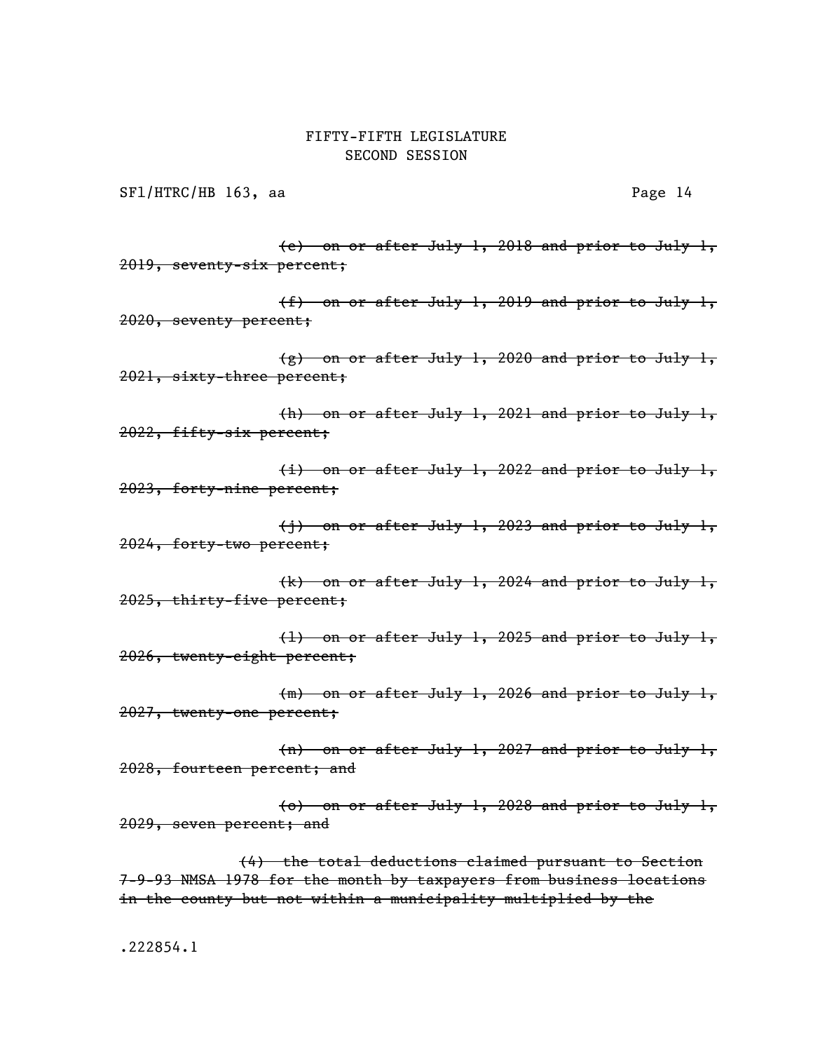~~(e) on or after July 1, 2018 and prior to July 1, 2019, seventy-six percent;~~

~~(f) on or after July 1, 2019 and prior to July 1, 2020, seventy percent;~~

~~(g) on or after July 1, 2020 and prior to July 1, 2021, sixty-three percent;~~

~~(h) on or after July 1, 2021 and prior to July 1, 2022, fifty-six percent;~~

~~(i) on or after July 1, 2022 and prior to July 1, 2023, forty-nine percent;~~

~~(j) on or after July 1, 2023 and prior to July 1, 2024, forty-two percent;~~

~~(k) on or after July 1, 2024 and prior to July 1, 2025, thirty-five percent;~~

~~(l) on or after July 1, 2025 and prior to July 1, 2026, twenty-eight percent;~~

~~(m) on or after July 1, 2026 and prior to July 1, 2027, twenty-one percent;~~

~~(n) on or after July 1, 2027 and prior to July 1, 2028, fourteen percent; and~~

~~(o) on or after July 1, 2028 and prior to July 1, 2029, seven percent; and~~

~~(4) the total deductions claimed pursuant to Section 7-9-93 NMSA 1978 for the month by taxpayers from business locations in the county but not within a municipality multiplied by the~~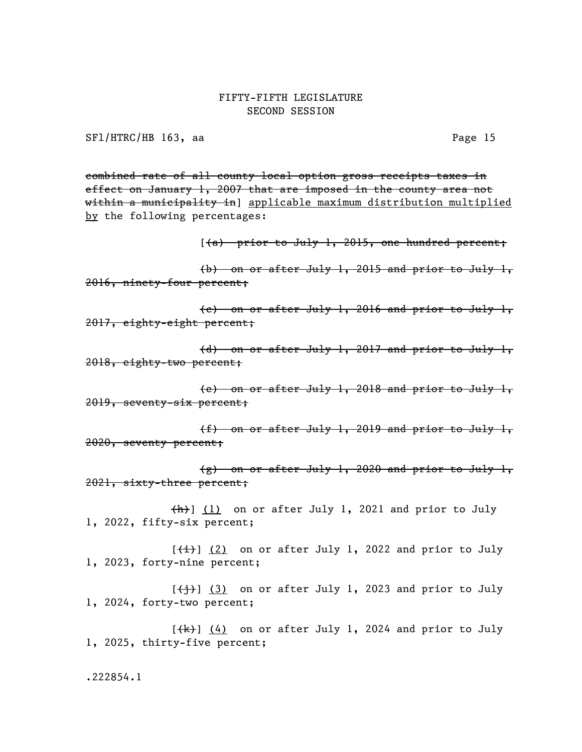~~combined rate of all county local option gross receipts taxes in effect on January 1, 2007 that are imposed in the county area not within a municipality in~~] <u>applicable maximum distribution multiplied by</u> the following percentages:

[~~(a) prior to July 1, 2015, one hundred percent;~~

~~(b) on or after July 1, 2015 and prior to July 1, 2016, ninety-four percent;~~

~~(c) on or after July 1, 2016 and prior to July 1, 2017, eighty-eight percent;~~

~~(d) on or after July 1, 2017 and prior to July 1, 2018, eighty-two percent;~~

~~(e) on or after July 1, 2018 and prior to July 1, 2019, seventy-six percent;~~

~~(f) on or after July 1, 2019 and prior to July 1, 2020, seventy percent;~~

~~(g) on or after July 1, 2020 and prior to July 1, 2021, sixty-three percent;~~

~~(h)~~] <u>(1)</u> on or after July 1, 2021 and prior to July 1, 2022, fifty-six percent;

[~~(i)~~] <u>(2)</u> on or after July 1, 2022 and prior to July 1, 2023, forty-nine percent;

[~~(j)~~] <u>(3)</u> on or after July 1, 2023 and prior to July 1, 2024, forty-two percent;

[~~(k)~~] <u>(4)</u> on or after July 1, 2024 and prior to July 1, 2025, thirty-five percent;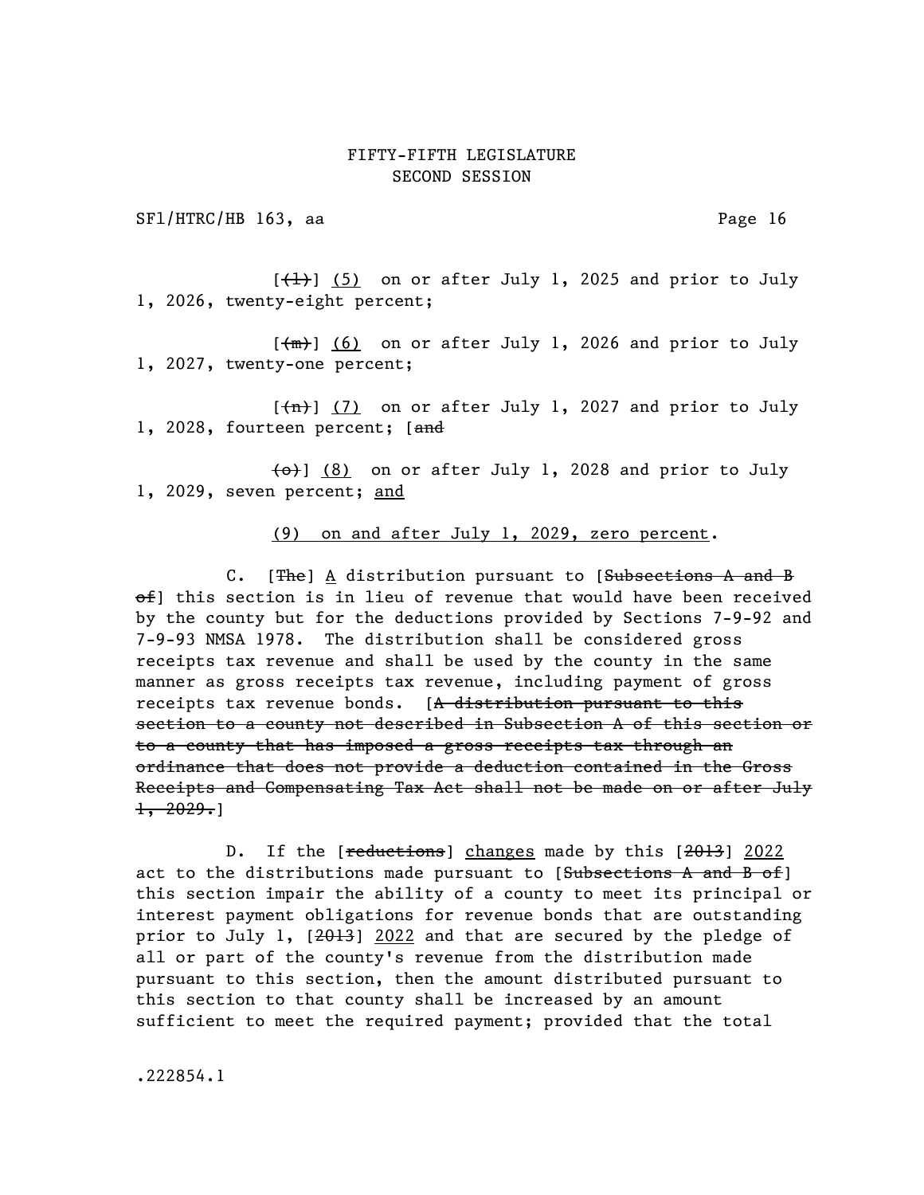[~~(l)~~] (5) on or after July 1, 2025 and prior to July 1, 2026, twenty-eight percent;

[~~(m)~~] (6) on or after July 1, 2026 and prior to July 1, 2027, twenty-one percent;

[~~(n)~~] (7) on or after July 1, 2027 and prior to July 1, 2028, fourteen percent; [~~and~~

~~(o)~~] (8) on or after July 1, 2028 and prior to July 1, 2029, seven percent; <u>and</u>

<u>(9) on and after July 1, 2029, zero percent</u>.

C. [~~The~~] <u>A</u> distribution pursuant to [~~Subsections A and B of~~] this section is in lieu of revenue that would have been received by the county but for the deductions provided by Sections 7-9-92 and 7-9-93 NMSA 1978. The distribution shall be considered gross receipts tax revenue and shall be used by the county in the same manner as gross receipts tax revenue, including payment of gross receipts tax revenue bonds. [~~A distribution pursuant to this section to a county not described in Subsection A of this section or to a county that has imposed a gross receipts tax through an ordinance that does not provide a deduction contained in the Gross Receipts and Compensating Tax Act shall not be made on or after July 1, 2029.~~]

D. If the [~~reductions~~] <u>changes</u> made by this [~~2013~~] <u>2022</u> act to the distributions made pursuant to [~~Subsections A and B of~~] this section impair the ability of a county to meet its principal or interest payment obligations for revenue bonds that are outstanding prior to July 1, [~~2013~~] <u>2022</u> and that are secured by the pledge of all or part of the county's revenue from the distribution made pursuant to this section, then the amount distributed pursuant to this section to that county shall be increased by an amount sufficient to meet the required payment; provided that the total

.222854.1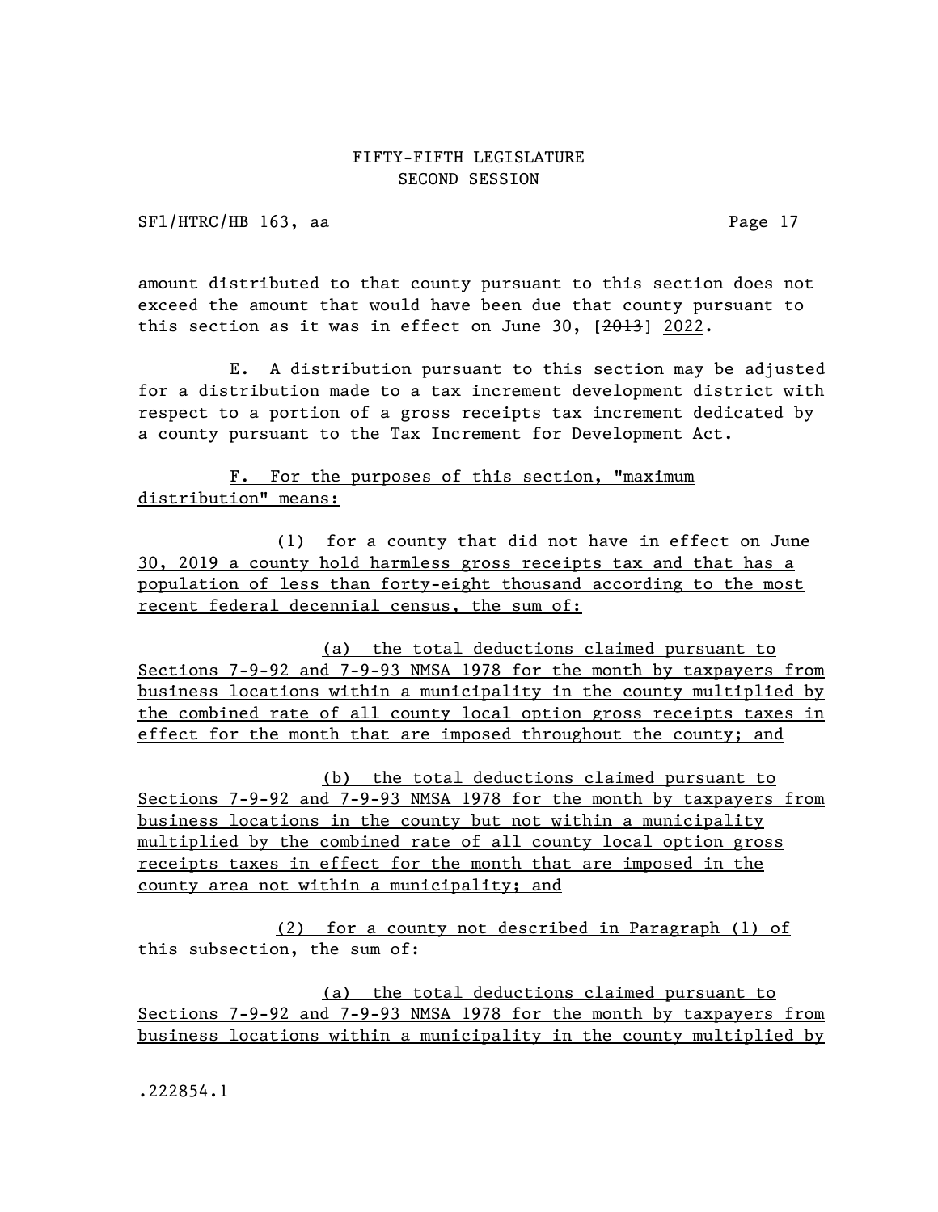amount distributed to that county pursuant to this section does not exceed the amount that would have been due that county pursuant to this section as it was in effect on June 30, [~~2013~~] <u>2022</u>.

E. A distribution pursuant to this section may be adjusted for a distribution made to a tax increment development district with respect to a portion of a gross receipts tax increment dedicated by a county pursuant to the Tax Increment for Development Act.

<u>F. For the purposes of this section, "maximum distribution" means:</u>

<u>(1) for a county that did not have in effect on June 30, 2019 a county hold harmless gross receipts tax and that has a population of less than forty-eight thousand according to the most recent federal decennial census, the sum of:</u>

<u>(a) the total deductions claimed pursuant to Sections 7-9-92 and 7-9-93 NMSA 1978 for the month by taxpayers from business locations within a municipality in the county multiplied by the combined rate of all county local option gross receipts taxes in effect for the month that are imposed throughout the county; and</u>

<u>(b) the total deductions claimed pursuant to Sections 7-9-92 and 7-9-93 NMSA 1978 for the month by taxpayers from business locations in the county but not within a municipality multiplied by the combined rate of all county local option gross receipts taxes in effect for the month that are imposed in the county area not within a municipality; and</u>

<u>(2) for a county not described in Paragraph (1) of this subsection, the sum of:</u>

<u>(a) the total deductions claimed pursuant to Sections 7-9-92 and 7-9-93 NMSA 1978 for the month by taxpayers from business locations within a municipality in the county multiplied by</u>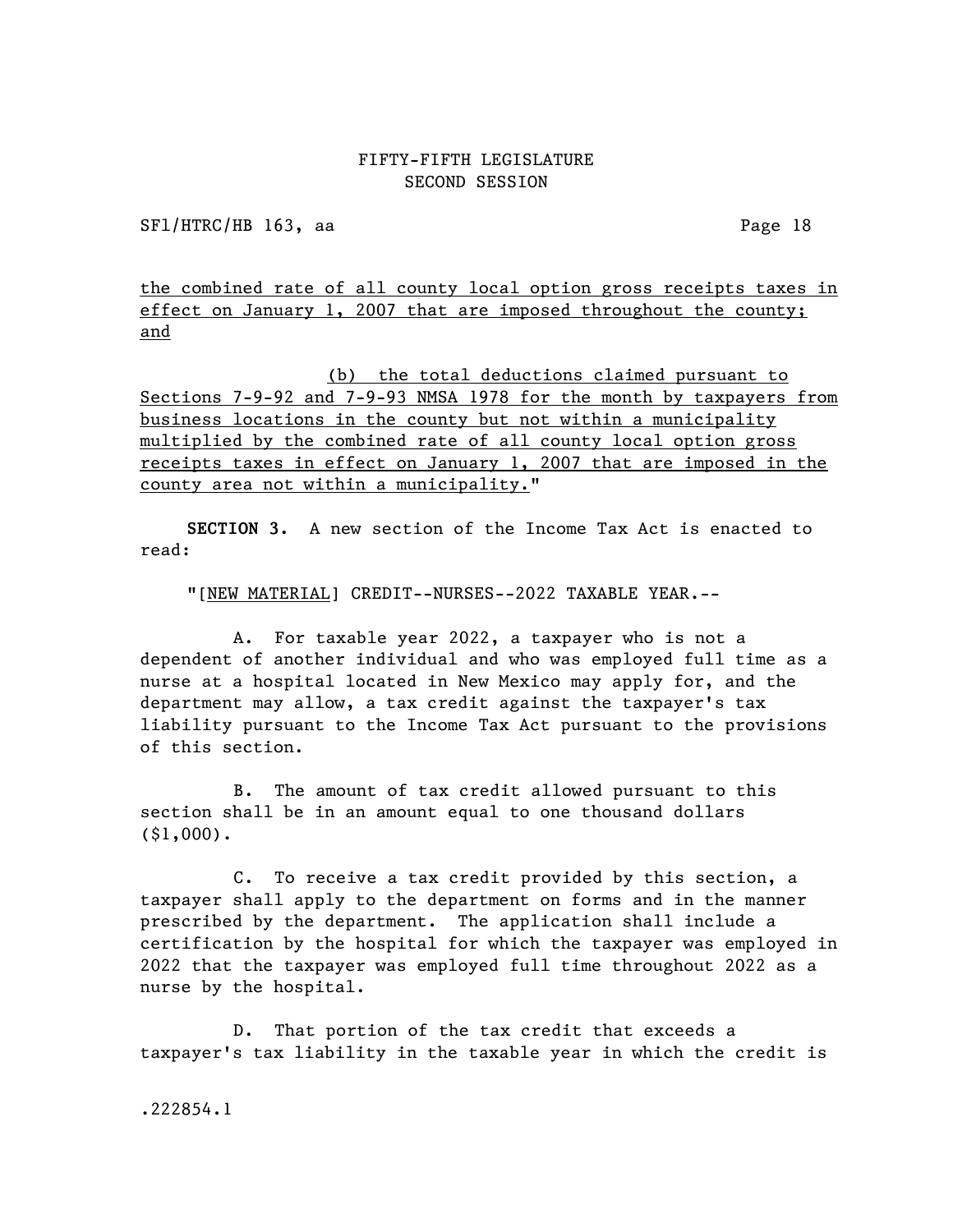the combined rate of all county local option gross receipts taxes in effect on January 1, 2007 that are imposed throughout the county; and

(b) the total deductions claimed pursuant to Sections 7-9-92 and 7-9-93 NMSA 1978 for the month by taxpayers from business locations in the county but not within a municipality multiplied by the combined rate of all county local option gross receipts taxes in effect on January 1, 2007 that are imposed in the county area not within a municipality."

**SECTION 3.** A new section of the Income Tax Act is enacted to read:

"[NEW MATERIAL] CREDIT--NURSES--2022 TAXABLE YEAR.--

A. For taxable year 2022, a taxpayer who is not a dependent of another individual and who was employed full time as a nurse at a hospital located in New Mexico may apply for, and the department may allow, a tax credit against the taxpayer's tax liability pursuant to the Income Tax Act pursuant to the provisions of this section.

B. The amount of tax credit allowed pursuant to this section shall be in an amount equal to one thousand dollars ($1,000).

C. To receive a tax credit provided by this section, a taxpayer shall apply to the department on forms and in the manner prescribed by the department. The application shall include a certification by the hospital for which the taxpayer was employed in 2022 that the taxpayer was employed full time throughout 2022 as a nurse by the hospital.

D. That portion of the tax credit that exceeds a taxpayer's tax liability in the taxable year in which the credit is

.222854.1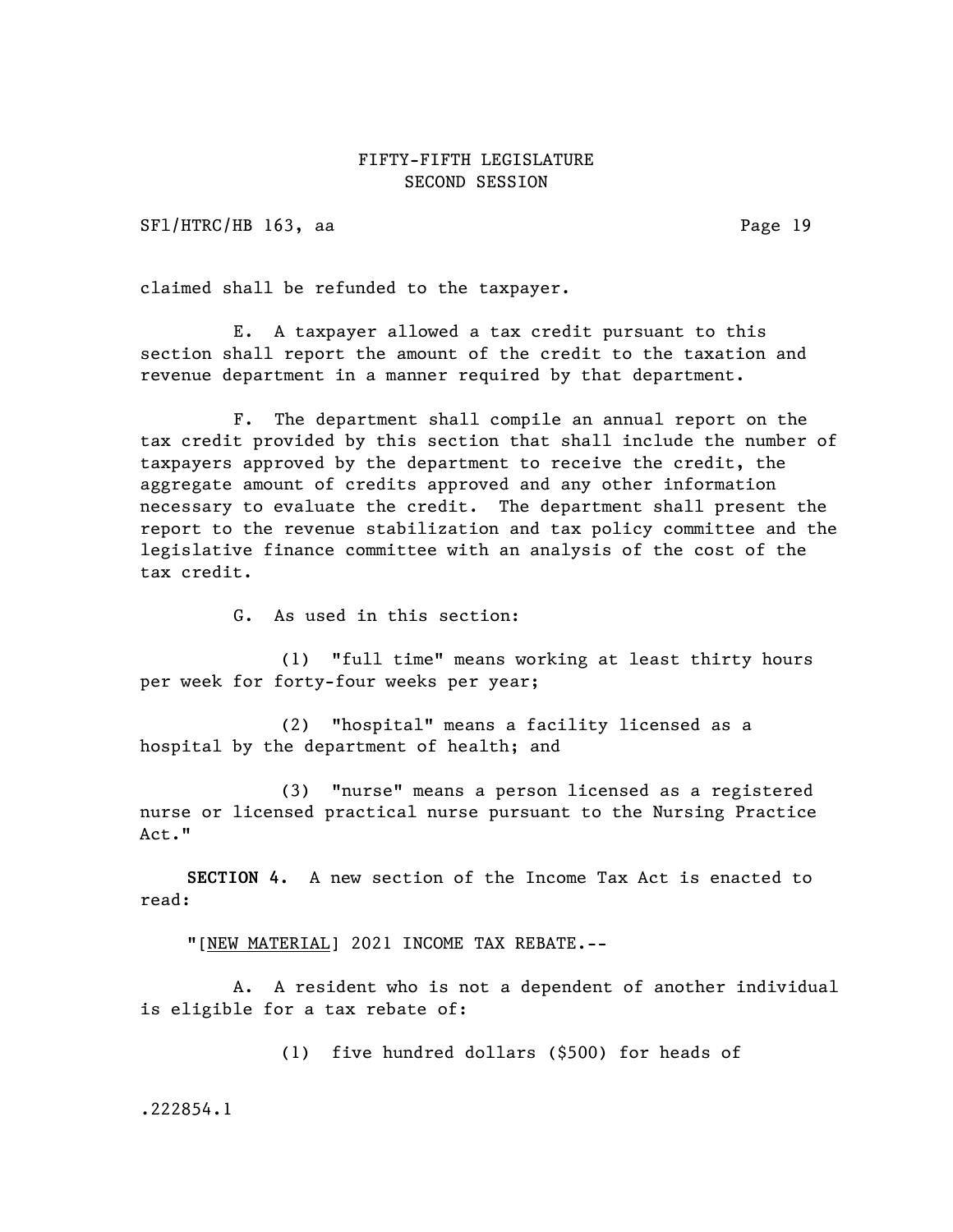claimed shall be refunded to the taxpayer.

E. A taxpayer allowed a tax credit pursuant to this section shall report the amount of the credit to the taxation and revenue department in a manner required by that department.

F. The department shall compile an annual report on the tax credit provided by this section that shall include the number of taxpayers approved by the department to receive the credit, the aggregate amount of credits approved and any other information necessary to evaluate the credit. The department shall present the report to the revenue stabilization and tax policy committee and the legislative finance committee with an analysis of the cost of the tax credit.

G. As used in this section:

(1) "full time" means working at least thirty hours per week for forty-four weeks per year;

(2) "hospital" means a facility licensed as a hospital by the department of health; and

(3) "nurse" means a person licensed as a registered nurse or licensed practical nurse pursuant to the Nursing Practice Act."

**SECTION 4.** A new section of the Income Tax Act is enacted to read:

"[NEW MATERIAL] 2021 INCOME TAX REBATE.--

A. A resident who is not a dependent of another individual is eligible for a tax rebate of:

(1) five hundred dollars ($500) for heads of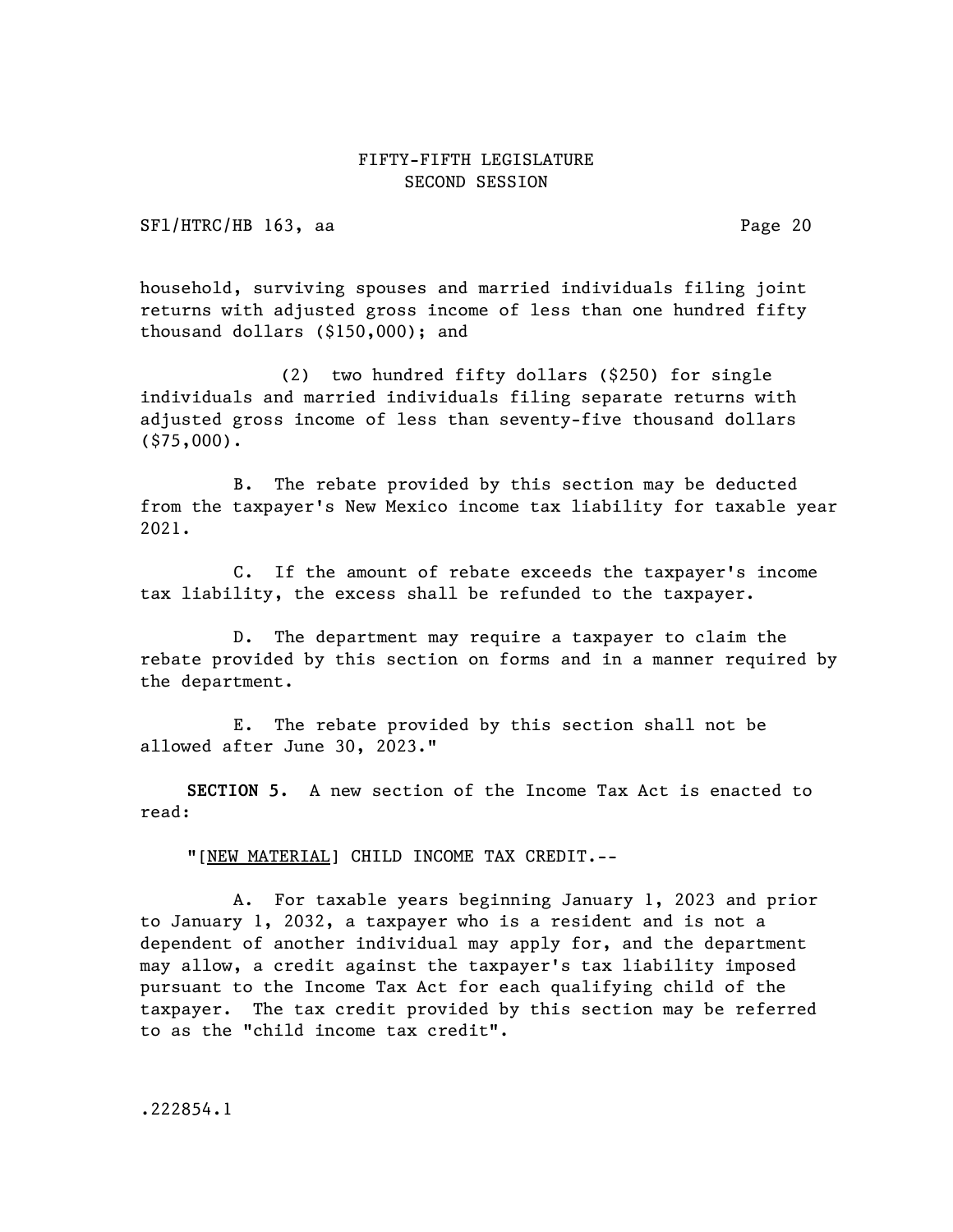household, surviving spouses and married individuals filing joint returns with adjusted gross income of less than one hundred fifty thousand dollars ($150,000); and

(2) two hundred fifty dollars ($250) for single individuals and married individuals filing separate returns with adjusted gross income of less than seventy-five thousand dollars ($75,000).

B. The rebate provided by this section may be deducted from the taxpayer's New Mexico income tax liability for taxable year 2021.

C. If the amount of rebate exceeds the taxpayer's income tax liability, the excess shall be refunded to the taxpayer.

D. The department may require a taxpayer to claim the rebate provided by this section on forms and in a manner required by the department.

E. The rebate provided by this section shall not be allowed after June 30, 2023."

**SECTION 5.** A new section of the Income Tax Act is enacted to read:

"[NEW MATERIAL] CHILD INCOME TAX CREDIT.--

A. For taxable years beginning January 1, 2023 and prior to January 1, 2032, a taxpayer who is a resident and is not a dependent of another individual may apply for, and the department may allow, a credit against the taxpayer's tax liability imposed pursuant to the Income Tax Act for each qualifying child of the taxpayer. The tax credit provided by this section may be referred to as the "child income tax credit".

.222854.1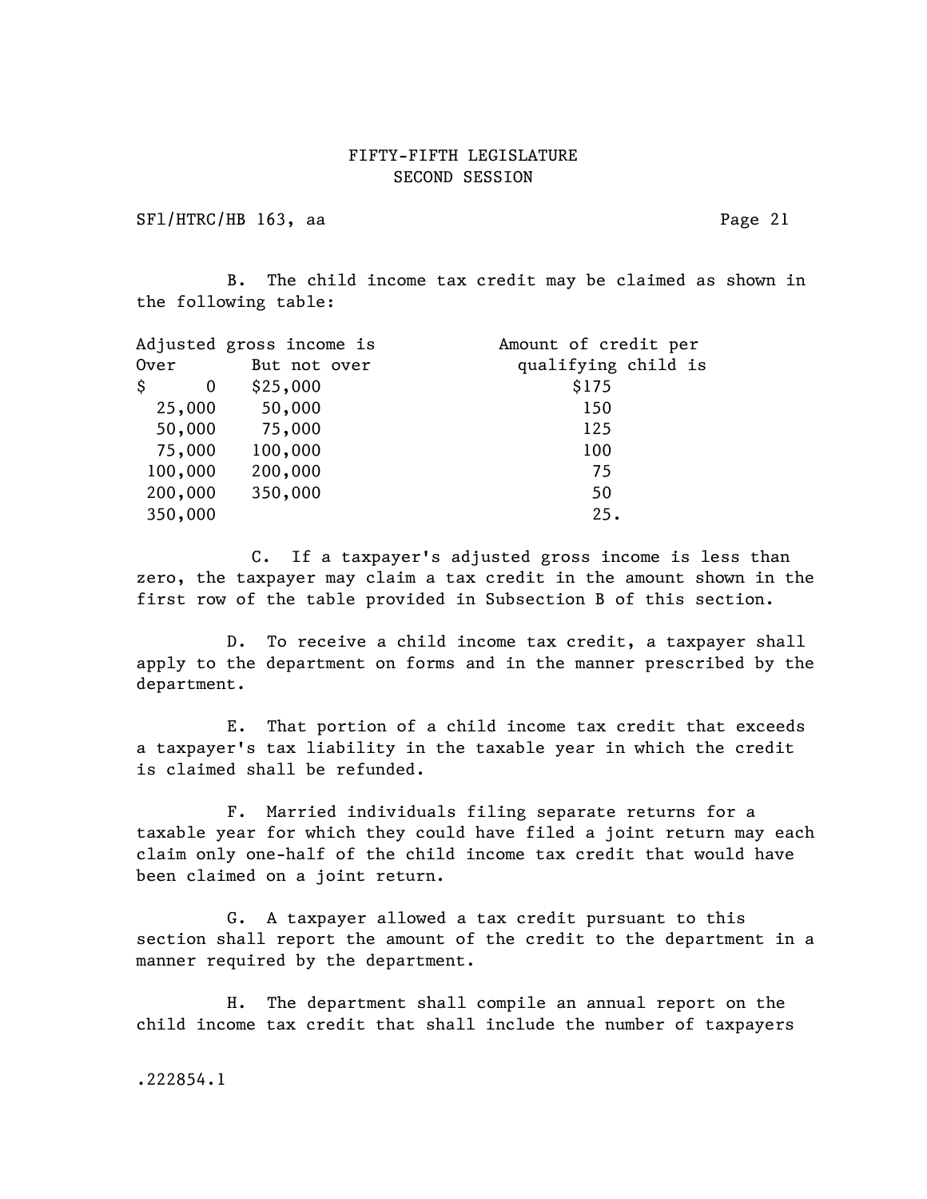B. The child income tax credit may be claimed as shown in the following table:

| Adjusted gross income is Over | But not over | Amount of credit per qualifying child is |
|---|---|---|
| $ 0 | $25,000 | $175 |
| 25,000 | 50,000 | 150 |
| 50,000 | 75,000 | 125 |
| 75,000 | 100,000 | 100 |
| 100,000 | 200,000 | 75 |
| 200,000 | 350,000 | 50 |
| 350,000 | | 25. |

C. If a taxpayer's adjusted gross income is less than zero, the taxpayer may claim a tax credit in the amount shown in the first row of the table provided in Subsection B of this section.

D. To receive a child income tax credit, a taxpayer shall apply to the department on forms and in the manner prescribed by the department.

E. That portion of a child income tax credit that exceeds a taxpayer's tax liability in the taxable year in which the credit is claimed shall be refunded.

F. Married individuals filing separate returns for a taxable year for which they could have filed a joint return may each claim only one-half of the child income tax credit that would have been claimed on a joint return.

G. A taxpayer allowed a tax credit pursuant to this section shall report the amount of the credit to the department in a manner required by the department.

H. The department shall compile an annual report on the child income tax credit that shall include the number of taxpayers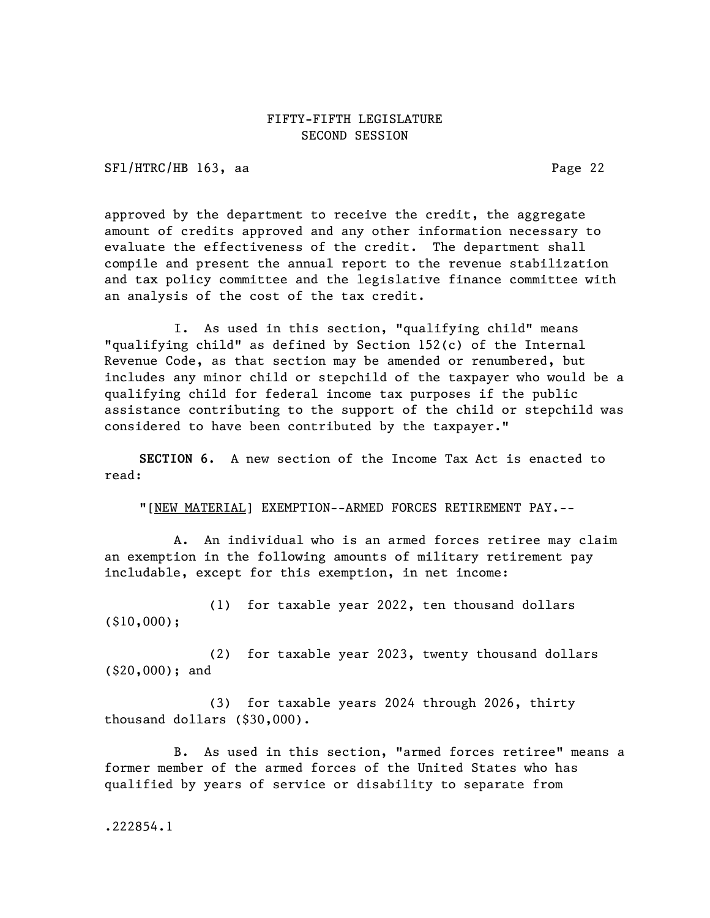approved by the department to receive the credit, the aggregate amount of credits approved and any other information necessary to evaluate the effectiveness of the credit. The department shall compile and present the annual report to the revenue stabilization and tax policy committee and the legislative finance committee with an analysis of the cost of the tax credit.

I. As used in this section, "qualifying child" means "qualifying child" as defined by Section 152(c) of the Internal Revenue Code, as that section may be amended or renumbered, but includes any minor child or stepchild of the taxpayer who would be a qualifying child for federal income tax purposes if the public assistance contributing to the support of the child or stepchild was considered to have been contributed by the taxpayer."

**SECTION 6.** A new section of the Income Tax Act is enacted to read:

"[NEW MATERIAL] EXEMPTION--ARMED FORCES RETIREMENT PAY.--

A. An individual who is an armed forces retiree may claim an exemption in the following amounts of military retirement pay includable, except for this exemption, in net income:

(1) for taxable year 2022, ten thousand dollars ($10,000);

(2) for taxable year 2023, twenty thousand dollars ($20,000); and

(3) for taxable years 2024 through 2026, thirty thousand dollars ($30,000).

B. As used in this section, "armed forces retiree" means a former member of the armed forces of the United States who has qualified by years of service or disability to separate from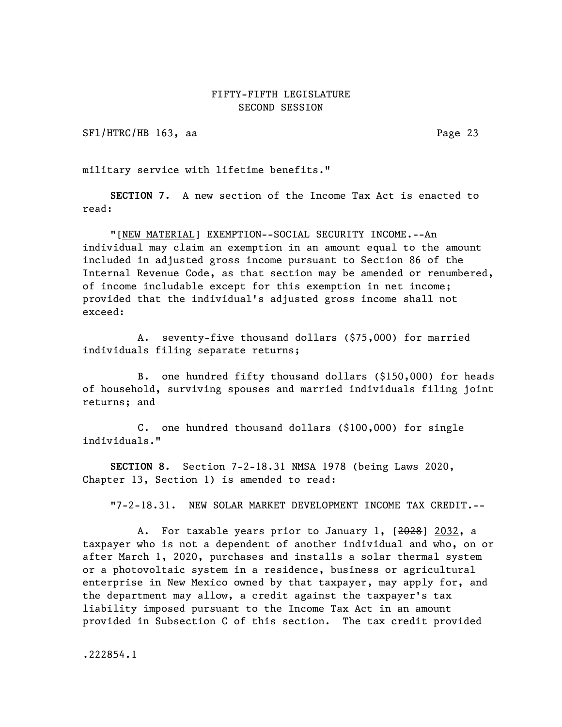military service with lifetime benefits."

**SECTION 7.** A new section of the Income Tax Act is enacted to read:

"[NEW MATERIAL] EXEMPTION--SOCIAL SECURITY INCOME.--An individual may claim an exemption in an amount equal to the amount included in adjusted gross income pursuant to Section 86 of the Internal Revenue Code, as that section may be amended or renumbered, of income includable except for this exemption in net income; provided that the individual's adjusted gross income shall not exceed:

A. seventy-five thousand dollars ($75,000) for married individuals filing separate returns;

B. one hundred fifty thousand dollars ($150,000) for heads of household, surviving spouses and married individuals filing joint returns; and

C. one hundred thousand dollars ($100,000) for single individuals."

**SECTION 8.** Section 7-2-18.31 NMSA 1978 (being Laws 2020, Chapter 13, Section 1) is amended to read:

"7-2-18.31. NEW SOLAR MARKET DEVELOPMENT INCOME TAX CREDIT.--

A. For taxable years prior to January 1, [~~2028~~] 2032, a taxpayer who is not a dependent of another individual and who, on or after March 1, 2020, purchases and installs a solar thermal system or a photovoltaic system in a residence, business or agricultural enterprise in New Mexico owned by that taxpayer, may apply for, and the department may allow, a credit against the taxpayer's tax liability imposed pursuant to the Income Tax Act in an amount provided in Subsection C of this section. The tax credit provided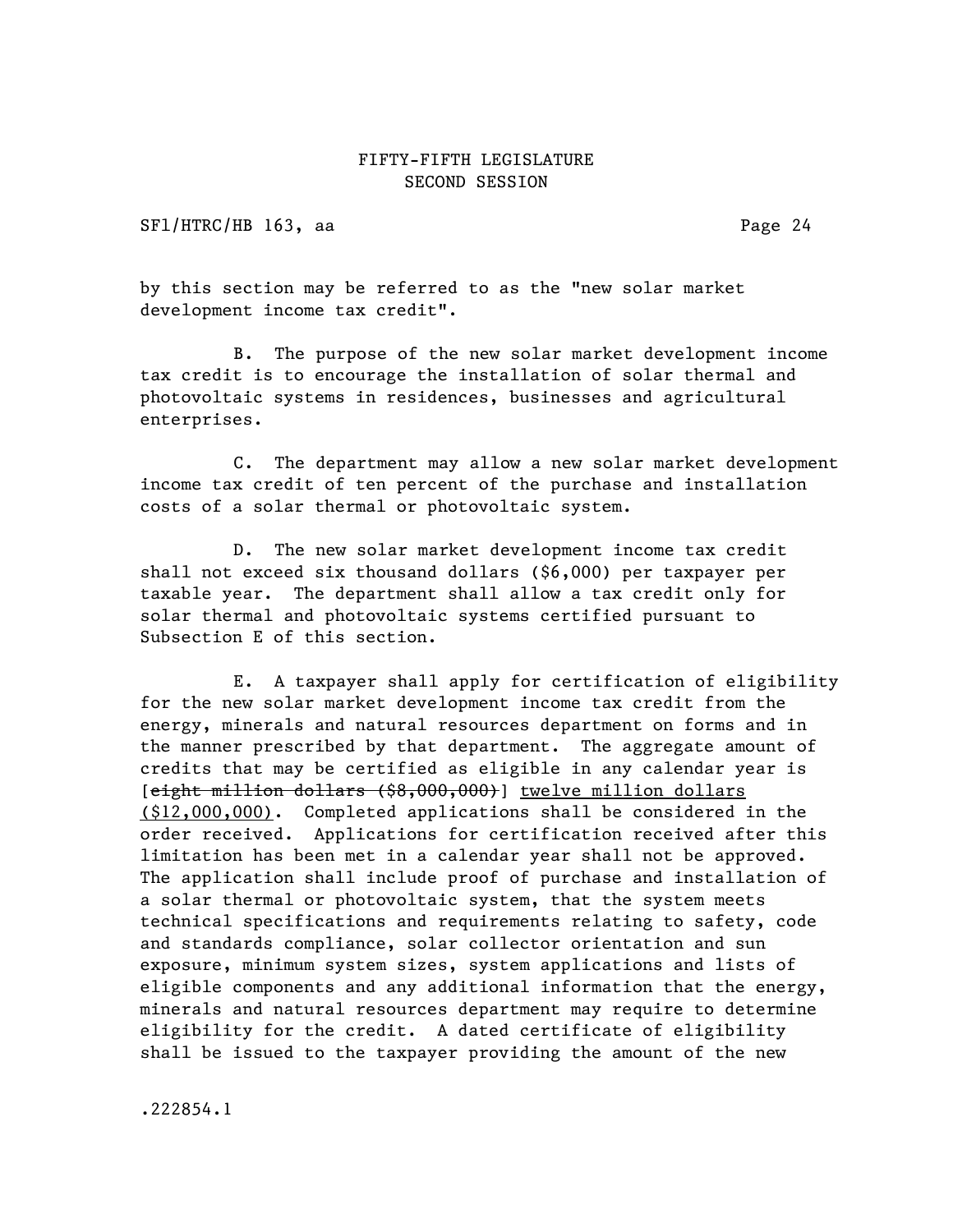by this section may be referred to as the "new solar market development income tax credit".

B. The purpose of the new solar market development income tax credit is to encourage the installation of solar thermal and photovoltaic systems in residences, businesses and agricultural enterprises.

C. The department may allow a new solar market development income tax credit of ten percent of the purchase and installation costs of a solar thermal or photovoltaic system.

D. The new solar market development income tax credit shall not exceed six thousand dollars ($6,000) per taxpayer per taxable year. The department shall allow a tax credit only for solar thermal and photovoltaic systems certified pursuant to Subsection E of this section.

E. A taxpayer shall apply for certification of eligibility for the new solar market development income tax credit from the energy, minerals and natural resources department on forms and in the manner prescribed by that department. The aggregate amount of credits that may be certified as eligible in any calendar year is [~~eight million dollars ($8,000,000)~~] <u>twelve million dollars ($12,000,000)</u>. Completed applications shall be considered in the order received. Applications for certification received after this limitation has been met in a calendar year shall not be approved. The application shall include proof of purchase and installation of a solar thermal or photovoltaic system, that the system meets technical specifications and requirements relating to safety, code and standards compliance, solar collector orientation and sun exposure, minimum system sizes, system applications and lists of eligible components and any additional information that the energy, minerals and natural resources department may require to determine eligibility for the credit. A dated certificate of eligibility shall be issued to the taxpayer providing the amount of the new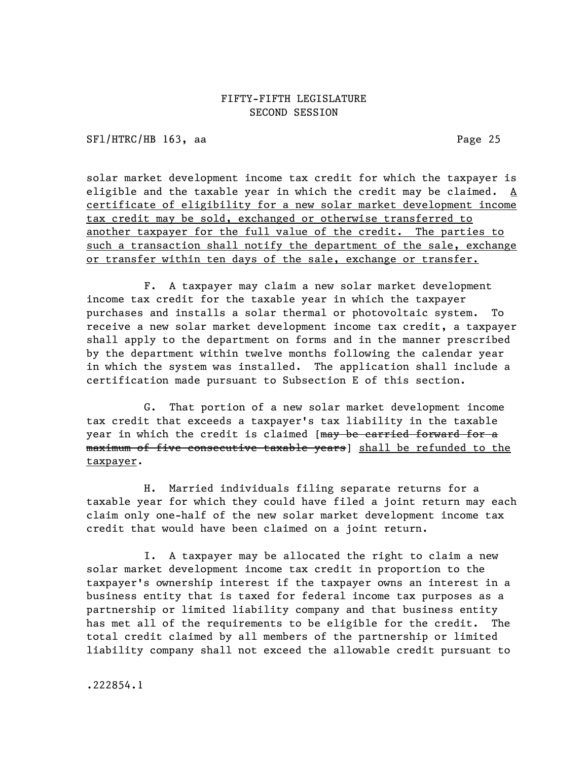solar market development income tax credit for which the taxpayer is eligible and the taxable year in which the credit may be claimed. <u>A certificate of eligibility for a new solar market development income tax credit may be sold, exchanged or otherwise transferred to another taxpayer for the full value of the credit. The parties to such a transaction shall notify the department of the sale, exchange or transfer within ten days of the sale, exchange or transfer.</u>

F. A taxpayer may claim a new solar market development income tax credit for the taxable year in which the taxpayer purchases and installs a solar thermal or photovoltaic system. To receive a new solar market development income tax credit, a taxpayer shall apply to the department on forms and in the manner prescribed by the department within twelve months following the calendar year in which the system was installed. The application shall include a certification made pursuant to Subsection E of this section.

G. That portion of a new solar market development income tax credit that exceeds a taxpayer's tax liability in the taxable year in which the credit is claimed [~~may be carried forward for a maximum of five consecutive taxable years~~] <u>shall be refunded to the taxpayer</u>.

H. Married individuals filing separate returns for a taxable year for which they could have filed a joint return may each claim only one-half of the new solar market development income tax credit that would have been claimed on a joint return.

I. A taxpayer may be allocated the right to claim a new solar market development income tax credit in proportion to the taxpayer's ownership interest if the taxpayer owns an interest in a business entity that is taxed for federal income tax purposes as a partnership or limited liability company and that business entity has met all of the requirements to be eligible for the credit. The total credit claimed by all members of the partnership or limited liability company shall not exceed the allowable credit pursuant to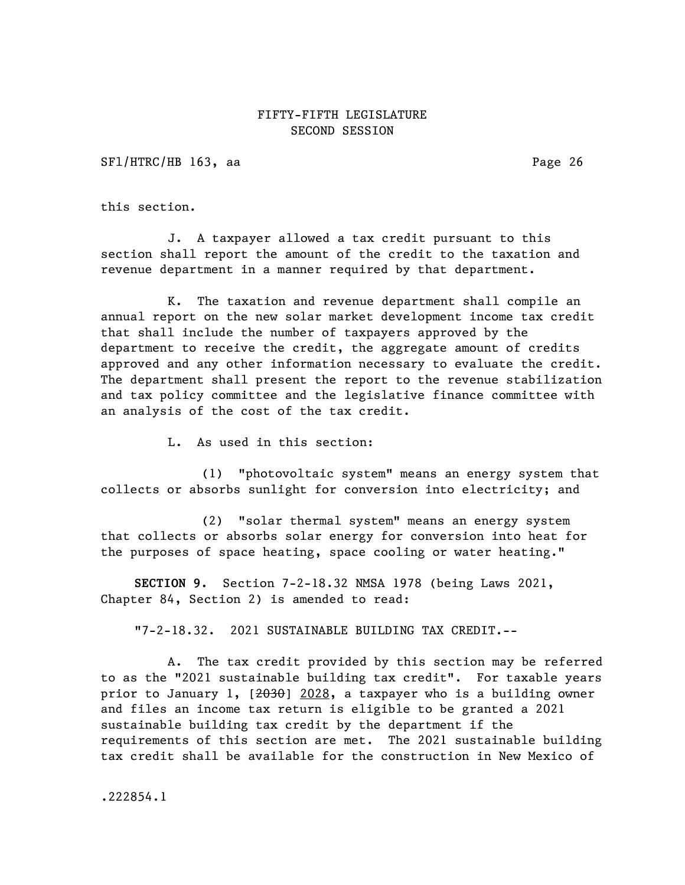this section.

J. A taxpayer allowed a tax credit pursuant to this section shall report the amount of the credit to the taxation and revenue department in a manner required by that department.

K. The taxation and revenue department shall compile an annual report on the new solar market development income tax credit that shall include the number of taxpayers approved by the department to receive the credit, the aggregate amount of credits approved and any other information necessary to evaluate the credit. The department shall present the report to the revenue stabilization and tax policy committee and the legislative finance committee with an analysis of the cost of the tax credit.

L. As used in this section:

(1) "photovoltaic system" means an energy system that collects or absorbs sunlight for conversion into electricity; and

(2) "solar thermal system" means an energy system that collects or absorbs solar energy for conversion into heat for the purposes of space heating, space cooling or water heating."

**SECTION 9.** Section 7-2-18.32 NMSA 1978 (being Laws 2021, Chapter 84, Section 2) is amended to read:

"7-2-18.32. 2021 SUSTAINABLE BUILDING TAX CREDIT.--

A. The tax credit provided by this section may be referred to as the "2021 sustainable building tax credit". For taxable years prior to January 1, [~~2030~~] 2028, a taxpayer who is a building owner and files an income tax return is eligible to be granted a 2021 sustainable building tax credit by the department if the requirements of this section are met. The 2021 sustainable building tax credit shall be available for the construction in New Mexico of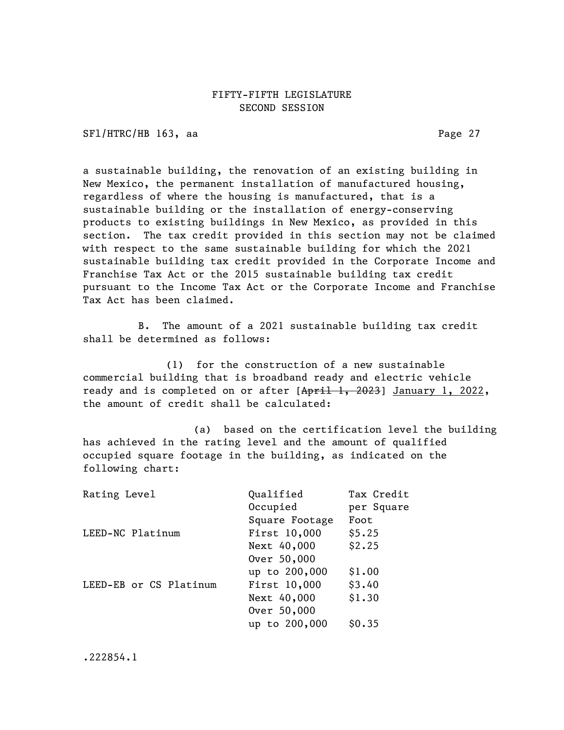a sustainable building, the renovation of an existing building in New Mexico, the permanent installation of manufactured housing, regardless of where the housing is manufactured, that is a sustainable building or the installation of energy-conserving products to existing buildings in New Mexico, as provided in this section. The tax credit provided in this section may not be claimed with respect to the same sustainable building for which the 2021 sustainable building tax credit provided in the Corporate Income and Franchise Tax Act or the 2015 sustainable building tax credit pursuant to the Income Tax Act or the Corporate Income and Franchise Tax Act has been claimed.

B. The amount of a 2021 sustainable building tax credit shall be determined as follows:

(1) for the construction of a new sustainable commercial building that is broadband ready and electric vehicle ready and is completed on or after [~~April 1, 2023~~] <u>January 1, 2022</u>, the amount of credit shall be calculated:

(a) based on the certification level the building has achieved in the rating level and the amount of qualified occupied square footage in the building, as indicated on the following chart:

| Rating Level | Qualified Occupied Square Footage | Tax Credit per Square Foot |
|---|---|---|
| LEED-NC Platinum | First 10,000 | $5.25 |
| | Next 40,000 | $2.25 |
| | Over 50,000 up to 200,000 | $1.00 |
| LEED-EB or CS Platinum | First 10,000 | $3.40 |
| | Next 40,000 | $1.30 |
| | Over 50,000 up to 200,000 | $0.35 |

.222854.1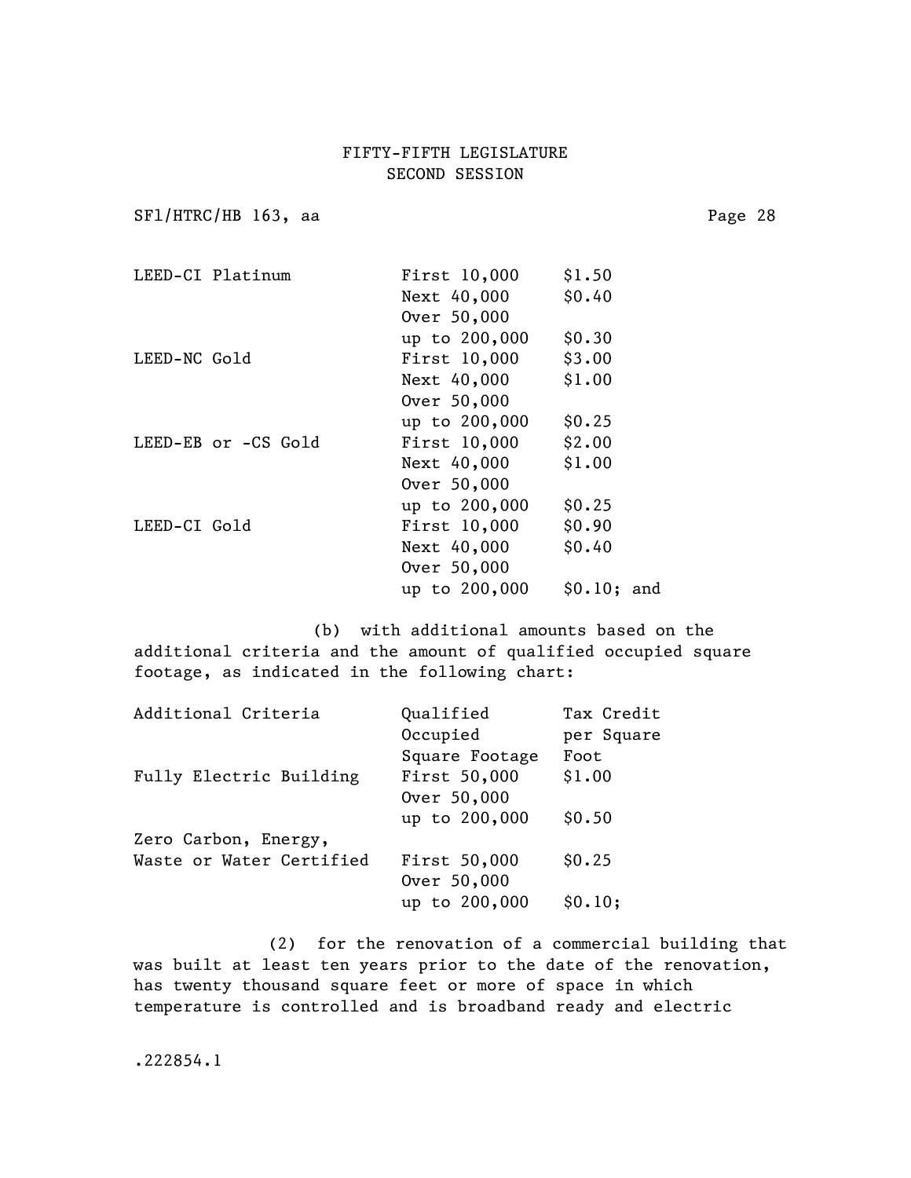| | | |
|---|---|---|
| LEED-CI Platinum | First 10,000 | $1.50 |
| | Next 40,000 | $0.40 |
| | Over 50,000 up to 200,000 | $0.30 |
| LEED-NC Gold | First 10,000 | $3.00 |
| | Next 40,000 | $1.00 |
| | Over 50,000 up to 200,000 | $0.25 |
| LEED-EB or -CS Gold | First 10,000 | $2.00 |
| | Next 40,000 | $1.00 |
| | Over 50,000 up to 200,000 | $0.25 |
| LEED-CI Gold | First 10,000 | $0.90 |
| | Next 40,000 | $0.40 |
| | Over 50,000 up to 200,000 | $0.10; and |

(b) with additional amounts based on the additional criteria and the amount of qualified occupied square footage, as indicated in the following chart:

| Additional Criteria | Qualified Occupied Square Footage | Tax Credit per Square Foot |
|---|---|---|
| Fully Electric Building | First 50,000 | $1.00 |
| | Over 50,000 up to 200,000 | $0.50 |
| Zero Carbon, Energy, Waste or Water Certified | First 50,000 | $0.25 |
| | Over 50,000 up to 200,000 | $0.10; |

(2) for the renovation of a commercial building that was built at least ten years prior to the date of the renovation, has twenty thousand square feet or more of space in which temperature is controlled and is broadband ready and electric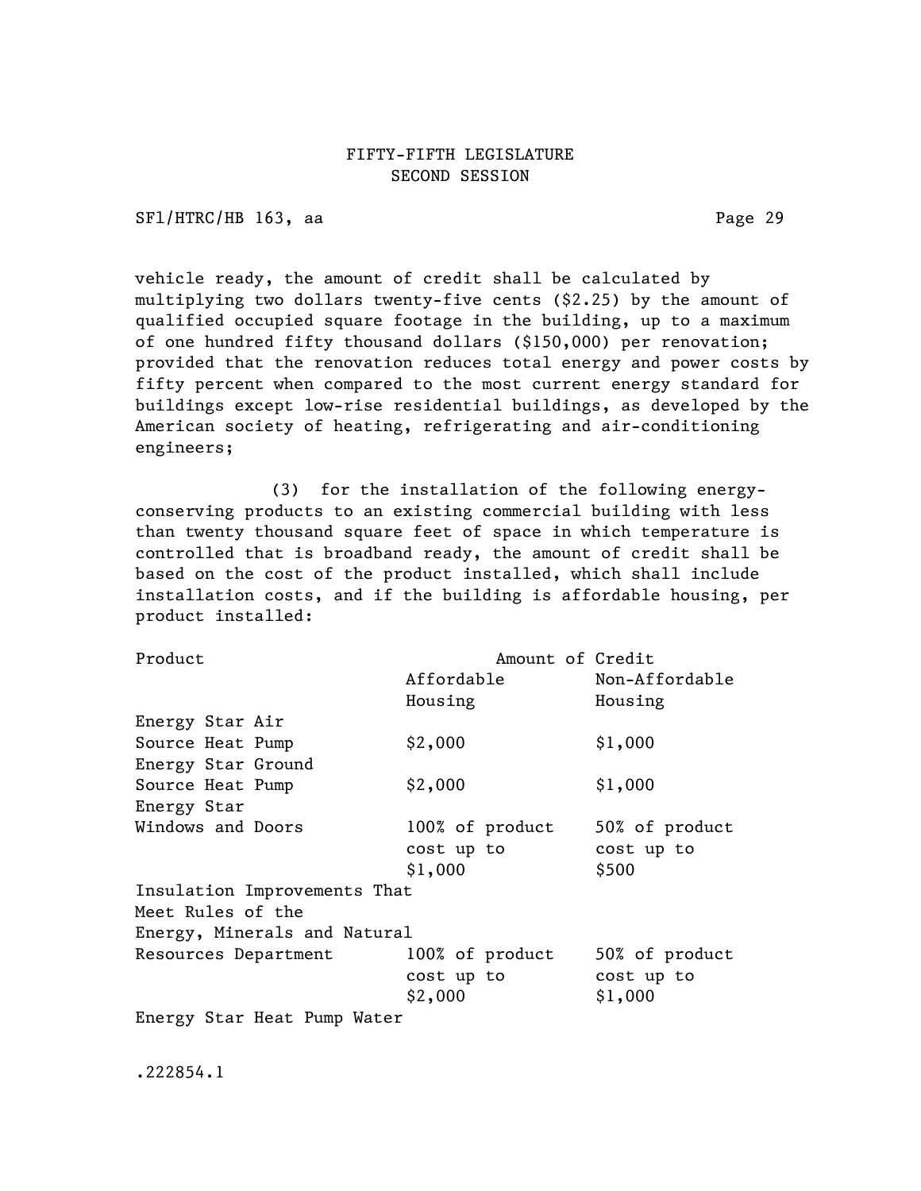vehicle ready, the amount of credit shall be calculated by multiplying two dollars twenty-five cents ($2.25) by the amount of qualified occupied square footage in the building, up to a maximum of one hundred fifty thousand dollars ($150,000) per renovation; provided that the renovation reduces total energy and power costs by fifty percent when compared to the most current energy standard for buildings except low-rise residential buildings, as developed by the American society of heating, refrigerating and air-conditioning engineers;

(3) for the installation of the following energy-conserving products to an existing commercial building with less than twenty thousand square feet of space in which temperature is controlled that is broadband ready, the amount of credit shall be based on the cost of the product installed, which shall include installation costs, and if the building is affordable housing, per product installed:

| Product | Amount of Credit | |
|---|---|---|
| | Affordable Housing | Non-Affordable Housing |
| Energy Star Air Source Heat Pump | $2,000 | $1,000 |
| Energy Star Ground Source Heat Pump | $2,000 | $1,000 |
| Energy Star Windows and Doors | 100% of product cost up to $1,000 | 50% of product cost up to $500 |
| Insulation Improvements That Meet Rules of the Energy, Minerals and Natural Resources Department | 100% of product cost up to $2,000 | 50% of product cost up to $1,000 |
| Energy Star Heat Pump Water | | |

.222854.1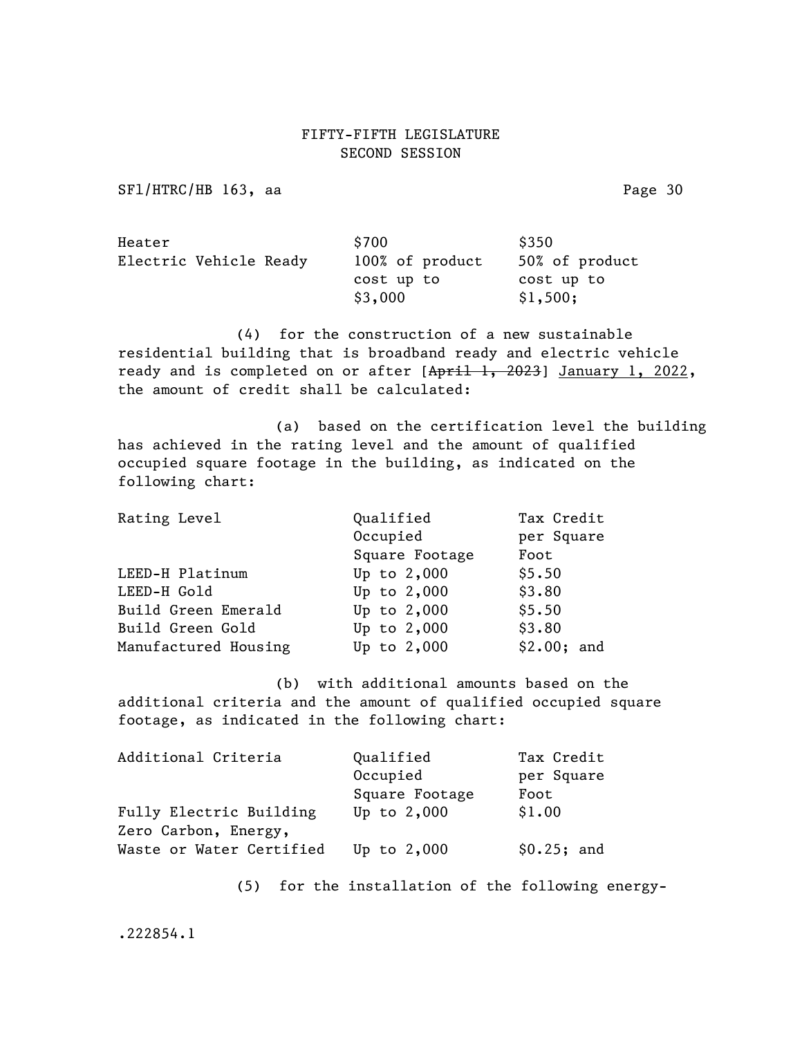| | | |
|---|---|---|
| Heater | $700 | $350 |
| Electric Vehicle Ready | 100% of product cost up to $3,000 | 50% of product cost up to $1,500; |

(4) for the construction of a new sustainable residential building that is broadband ready and electric vehicle ready and is completed on or after [~~April 1, 2023~~] January 1, 2022, the amount of credit shall be calculated:

(a) based on the certification level the building has achieved in the rating level and the amount of qualified occupied square footage in the building, as indicated on the following chart:

| Rating Level | Qualified Occupied Square Footage | Tax Credit per Square Foot |
|---|---|---|
| LEED-H Platinum | Up to 2,000 | $5.50 |
| LEED-H Gold | Up to 2,000 | $3.80 |
| Build Green Emerald | Up to 2,000 | $5.50 |
| Build Green Gold | Up to 2,000 | $3.80 |
| Manufactured Housing | Up to 2,000 | $2.00; and |

(b) with additional amounts based on the additional criteria and the amount of qualified occupied square footage, as indicated in the following chart:

| Additional Criteria | Qualified Occupied Square Footage | Tax Credit per Square Foot |
|---|---|---|
| Fully Electric Building | Up to 2,000 | $1.00 |
| Zero Carbon, Energy, Waste or Water Certified | Up to 2,000 | $0.25; and |

(5) for the installation of the following energy-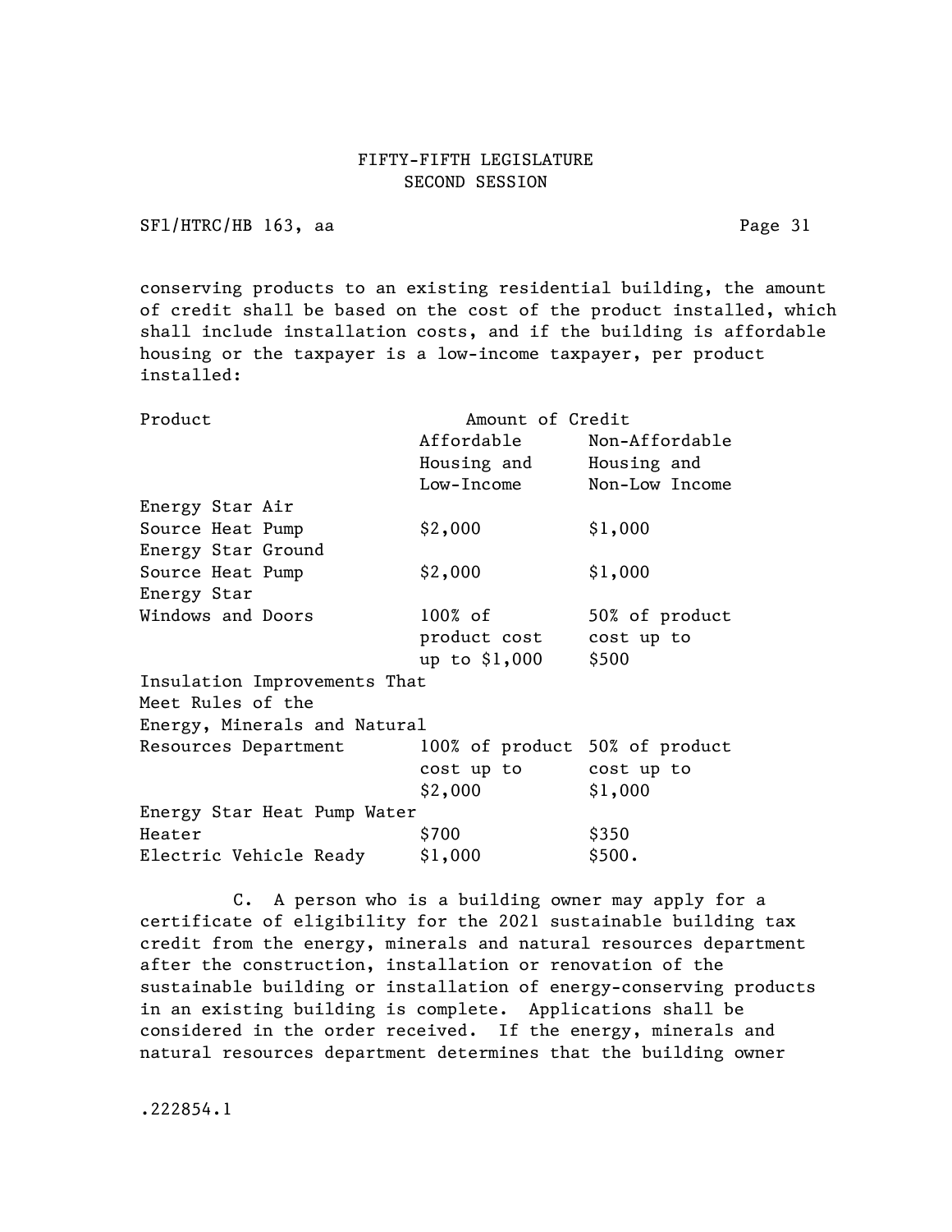conserving products to an existing residential building, the amount of credit shall be based on the cost of the product installed, which shall include installation costs, and if the building is affordable housing or the taxpayer is a low-income taxpayer, per product installed:

| Product | Amount of Credit | |
|---|---|---|
| | Affordable Housing and Low-Income | Non-Affordable Housing and Non-Low Income |
| Energy Star Air Source Heat Pump | $2,000 | $1,000 |
| Energy Star Ground Source Heat Pump | $2,000 | $1,000 |
| Energy Star Windows and Doors | 100% of product cost up to $1,000 | 50% of product cost up to $500 |
| Insulation Improvements That Meet Rules of the Energy, Minerals and Natural Resources Department | 100% of product cost up to $2,000 | 50% of product cost up to $1,000 |
| Energy Star Heat Pump Water Heater | $700 | $350 |
| Electric Vehicle Ready | $1,000 | $500. |

C. A person who is a building owner may apply for a certificate of eligibility for the 2021 sustainable building tax credit from the energy, minerals and natural resources department after the construction, installation or renovation of the sustainable building or installation of energy-conserving products in an existing building is complete. Applications shall be considered in the order received. If the energy, minerals and natural resources department determines that the building owner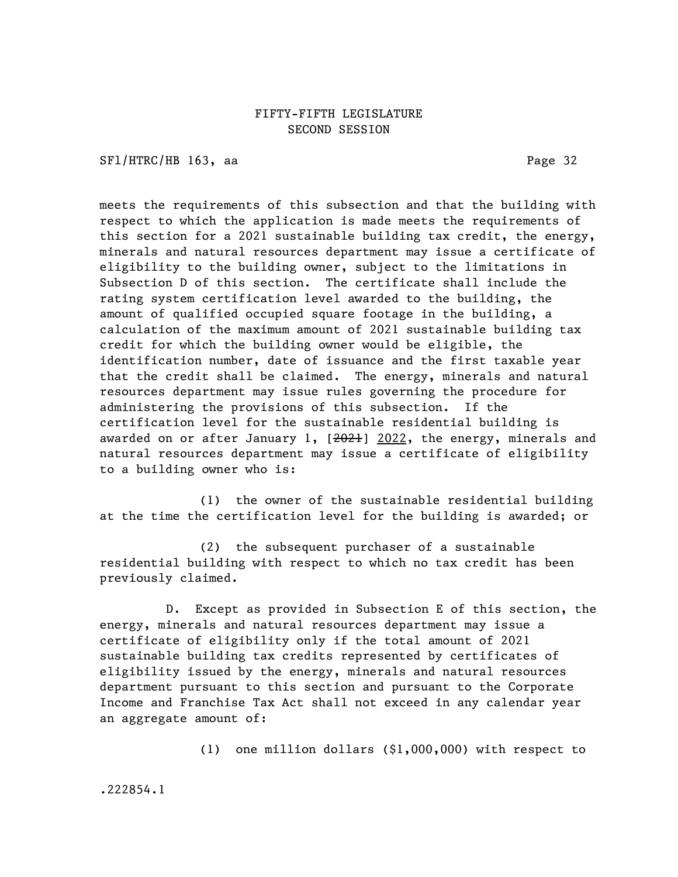meets the requirements of this subsection and that the building with respect to which the application is made meets the requirements of this section for a 2021 sustainable building tax credit, the energy, minerals and natural resources department may issue a certificate of eligibility to the building owner, subject to the limitations in Subsection D of this section. The certificate shall include the rating system certification level awarded to the building, the amount of qualified occupied square footage in the building, a calculation of the maximum amount of 2021 sustainable building tax credit for which the building owner would be eligible, the identification number, date of issuance and the first taxable year that the credit shall be claimed. The energy, minerals and natural resources department may issue rules governing the procedure for administering the provisions of this subsection. If the certification level for the sustainable residential building is awarded on or after January 1, [~~2021~~] <u>2022</u>, the energy, minerals and natural resources department may issue a certificate of eligibility to a building owner who is:

(1) the owner of the sustainable residential building at the time the certification level for the building is awarded; or

(2) the subsequent purchaser of a sustainable residential building with respect to which no tax credit has been previously claimed.

D. Except as provided in Subsection E of this section, the energy, minerals and natural resources department may issue a certificate of eligibility only if the total amount of 2021 sustainable building tax credits represented by certificates of eligibility issued by the energy, minerals and natural resources department pursuant to this section and pursuant to the Corporate Income and Franchise Tax Act shall not exceed in any calendar year an aggregate amount of:

(1) one million dollars ($1,000,000) with respect to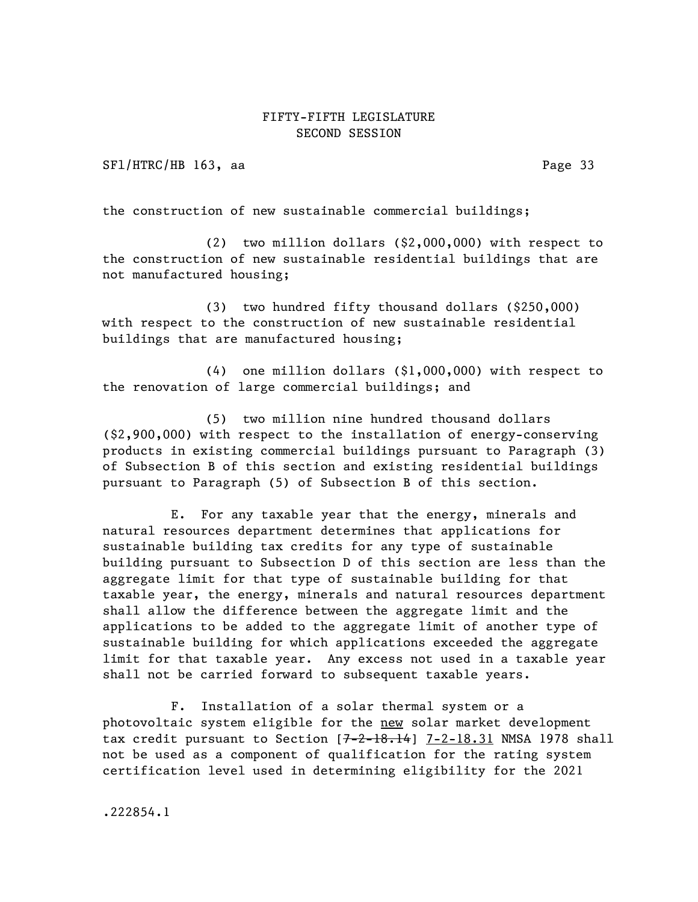the construction of new sustainable commercial buildings;

(2) two million dollars ($2,000,000) with respect to the construction of new sustainable residential buildings that are not manufactured housing;

(3) two hundred fifty thousand dollars ($250,000) with respect to the construction of new sustainable residential buildings that are manufactured housing;

(4) one million dollars ($1,000,000) with respect to the renovation of large commercial buildings; and

(5) two million nine hundred thousand dollars ($2,900,000) with respect to the installation of energy-conserving products in existing commercial buildings pursuant to Paragraph (3) of Subsection B of this section and existing residential buildings pursuant to Paragraph (5) of Subsection B of this section.

E. For any taxable year that the energy, minerals and natural resources department determines that applications for sustainable building tax credits for any type of sustainable building pursuant to Subsection D of this section are less than the aggregate limit for that type of sustainable building for that taxable year, the energy, minerals and natural resources department shall allow the difference between the aggregate limit and the applications to be added to the aggregate limit of another type of sustainable building for which applications exceeded the aggregate limit for that taxable year. Any excess not used in a taxable year shall not be carried forward to subsequent taxable years.

F. Installation of a solar thermal system or a photovoltaic system eligible for the <u>new</u> solar market development tax credit pursuant to Section [~~7-2-18.14~~] <u>7-2-18.31</u> NMSA 1978 shall not be used as a component of qualification for the rating system certification level used in determining eligibility for the 2021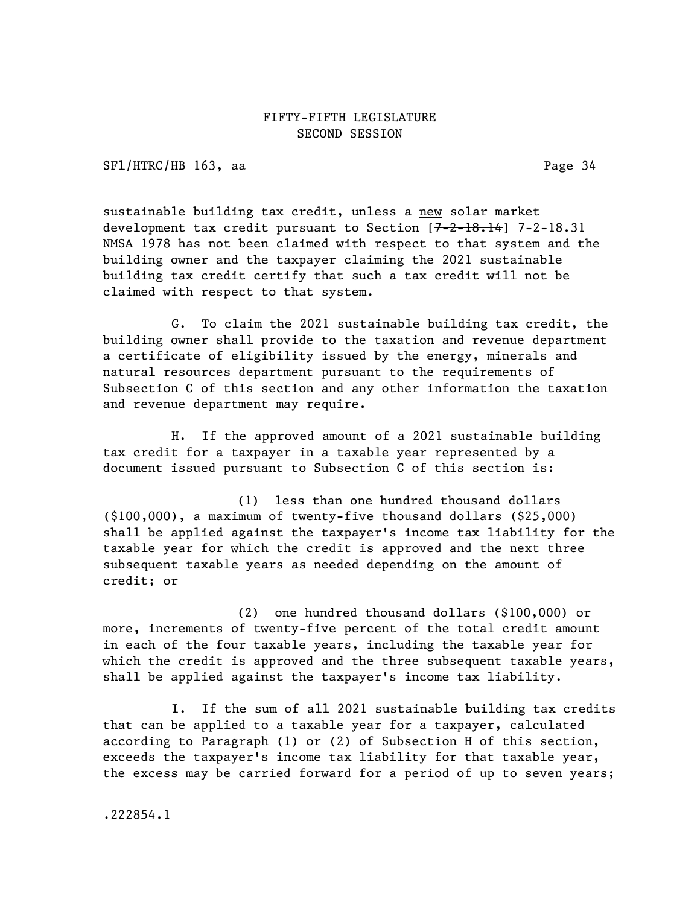sustainable building tax credit, unless a <u>new</u> solar market development tax credit pursuant to Section [~~7-2-18.14~~] <u>7-2-18.31</u> NMSA 1978 has not been claimed with respect to that system and the building owner and the taxpayer claiming the 2021 sustainable building tax credit certify that such a tax credit will not be claimed with respect to that system.

G. To claim the 2021 sustainable building tax credit, the building owner shall provide to the taxation and revenue department a certificate of eligibility issued by the energy, minerals and natural resources department pursuant to the requirements of Subsection C of this section and any other information the taxation and revenue department may require.

H. If the approved amount of a 2021 sustainable building tax credit for a taxpayer in a taxable year represented by a document issued pursuant to Subsection C of this section is:

(1) less than one hundred thousand dollars ($100,000), a maximum of twenty-five thousand dollars ($25,000) shall be applied against the taxpayer's income tax liability for the taxable year for which the credit is approved and the next three subsequent taxable years as needed depending on the amount of credit; or

(2) one hundred thousand dollars ($100,000) or more, increments of twenty-five percent of the total credit amount in each of the four taxable years, including the taxable year for which the credit is approved and the three subsequent taxable years, shall be applied against the taxpayer's income tax liability.

I. If the sum of all 2021 sustainable building tax credits that can be applied to a taxable year for a taxpayer, calculated according to Paragraph (1) or (2) of Subsection H of this section, exceeds the taxpayer's income tax liability for that taxable year, the excess may be carried forward for a period of up to seven years;

.222854.1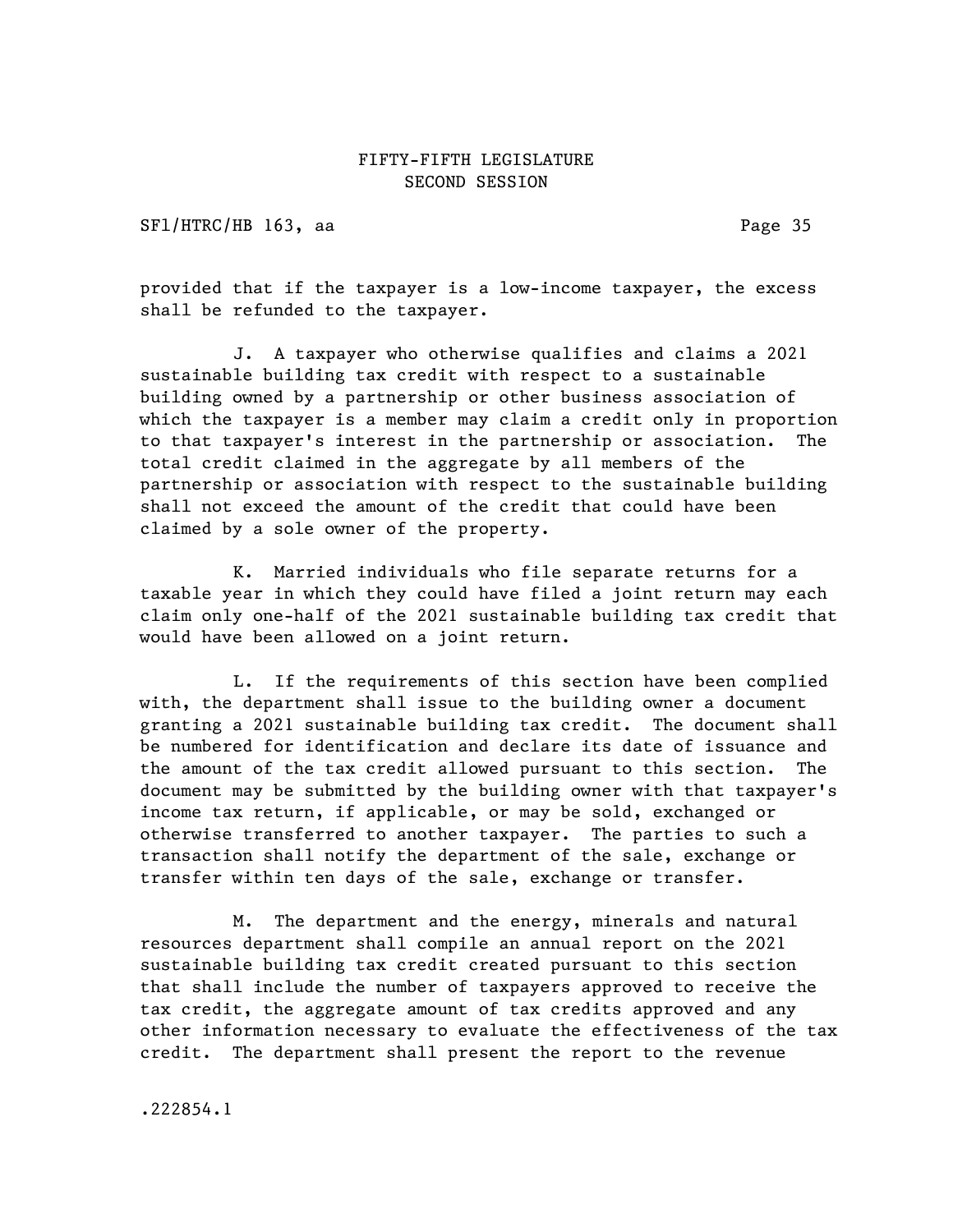provided that if the taxpayer is a low-income taxpayer, the excess shall be refunded to the taxpayer.

J. A taxpayer who otherwise qualifies and claims a 2021 sustainable building tax credit with respect to a sustainable building owned by a partnership or other business association of which the taxpayer is a member may claim a credit only in proportion to that taxpayer's interest in the partnership or association. The total credit claimed in the aggregate by all members of the partnership or association with respect to the sustainable building shall not exceed the amount of the credit that could have been claimed by a sole owner of the property.

K. Married individuals who file separate returns for a taxable year in which they could have filed a joint return may each claim only one-half of the 2021 sustainable building tax credit that would have been allowed on a joint return.

L. If the requirements of this section have been complied with, the department shall issue to the building owner a document granting a 2021 sustainable building tax credit. The document shall be numbered for identification and declare its date of issuance and the amount of the tax credit allowed pursuant to this section. The document may be submitted by the building owner with that taxpayer's income tax return, if applicable, or may be sold, exchanged or otherwise transferred to another taxpayer. The parties to such a transaction shall notify the department of the sale, exchange or transfer within ten days of the sale, exchange or transfer.

M. The department and the energy, minerals and natural resources department shall compile an annual report on the 2021 sustainable building tax credit created pursuant to this section that shall include the number of taxpayers approved to receive the tax credit, the aggregate amount of tax credits approved and any other information necessary to evaluate the effectiveness of the tax credit. The department shall present the report to the revenue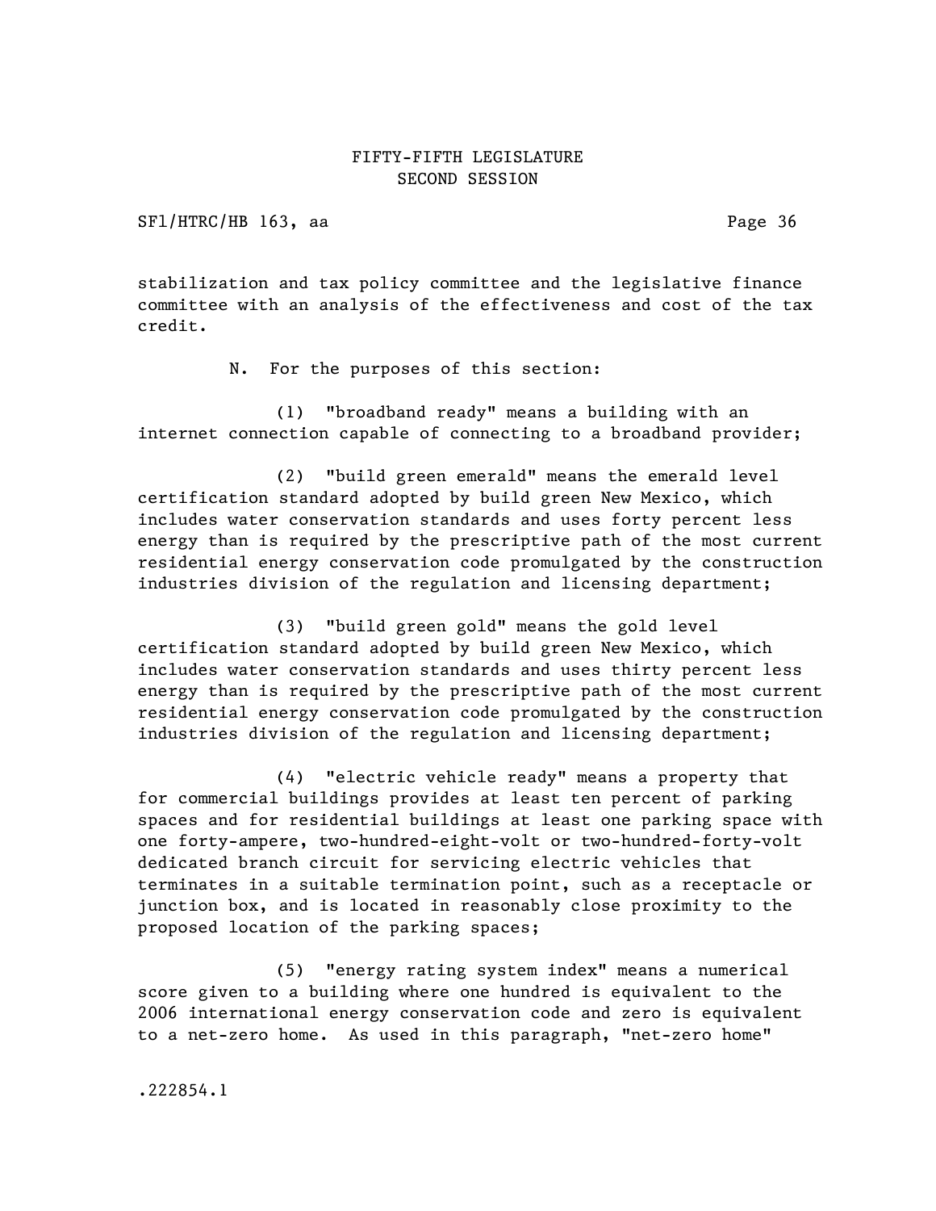stabilization and tax policy committee and the legislative finance committee with an analysis of the effectiveness and cost of the tax credit.

N. For the purposes of this section:

(1) "broadband ready" means a building with an internet connection capable of connecting to a broadband provider;

(2) "build green emerald" means the emerald level certification standard adopted by build green New Mexico, which includes water conservation standards and uses forty percent less energy than is required by the prescriptive path of the most current residential energy conservation code promulgated by the construction industries division of the regulation and licensing department;

(3) "build green gold" means the gold level certification standard adopted by build green New Mexico, which includes water conservation standards and uses thirty percent less energy than is required by the prescriptive path of the most current residential energy conservation code promulgated by the construction industries division of the regulation and licensing department;

(4) "electric vehicle ready" means a property that for commercial buildings provides at least ten percent of parking spaces and for residential buildings at least one parking space with one forty-ampere, two-hundred-eight-volt or two-hundred-forty-volt dedicated branch circuit for servicing electric vehicles that terminates in a suitable termination point, such as a receptacle or junction box, and is located in reasonably close proximity to the proposed location of the parking spaces;

(5) "energy rating system index" means a numerical score given to a building where one hundred is equivalent to the 2006 international energy conservation code and zero is equivalent to a net-zero home. As used in this paragraph, "net-zero home"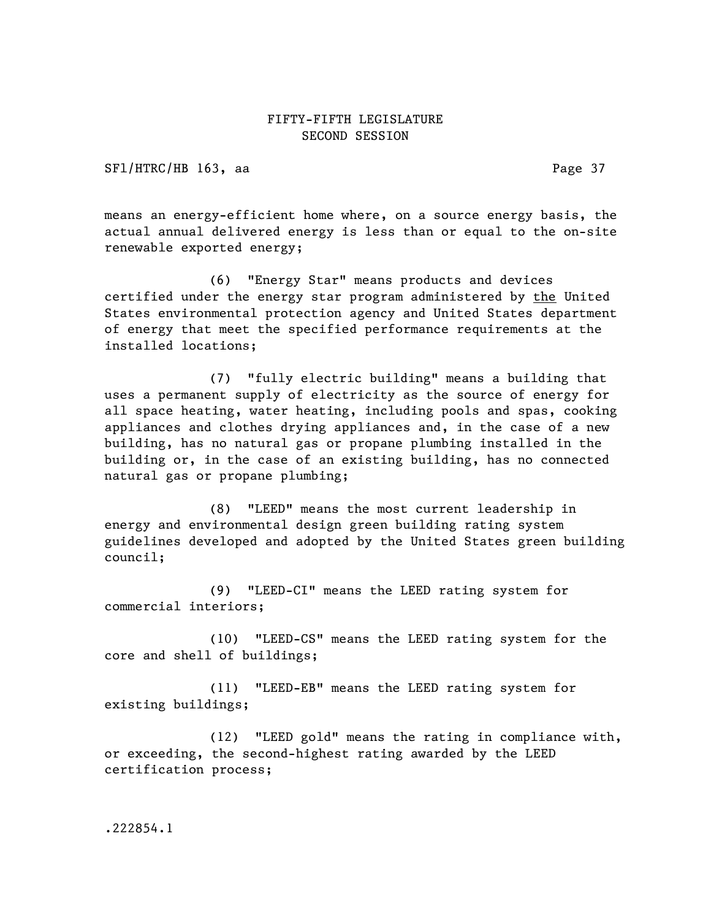means an energy-efficient home where, on a source energy basis, the actual annual delivered energy is less than or equal to the on-site renewable exported energy;

(6) "Energy Star" means products and devices certified under the energy star program administered by <u>the</u> United States environmental protection agency and United States department of energy that meet the specified performance requirements at the installed locations;

(7) "fully electric building" means a building that uses a permanent supply of electricity as the source of energy for all space heating, water heating, including pools and spas, cooking appliances and clothes drying appliances and, in the case of a new building, has no natural gas or propane plumbing installed in the building or, in the case of an existing building, has no connected natural gas or propane plumbing;

(8) "LEED" means the most current leadership in energy and environmental design green building rating system guidelines developed and adopted by the United States green building council;

(9) "LEED-CI" means the LEED rating system for commercial interiors;

(10) "LEED-CS" means the LEED rating system for the core and shell of buildings;

(11) "LEED-EB" means the LEED rating system for existing buildings;

(12) "LEED gold" means the rating in compliance with, or exceeding, the second-highest rating awarded by the LEED certification process;

.222854.1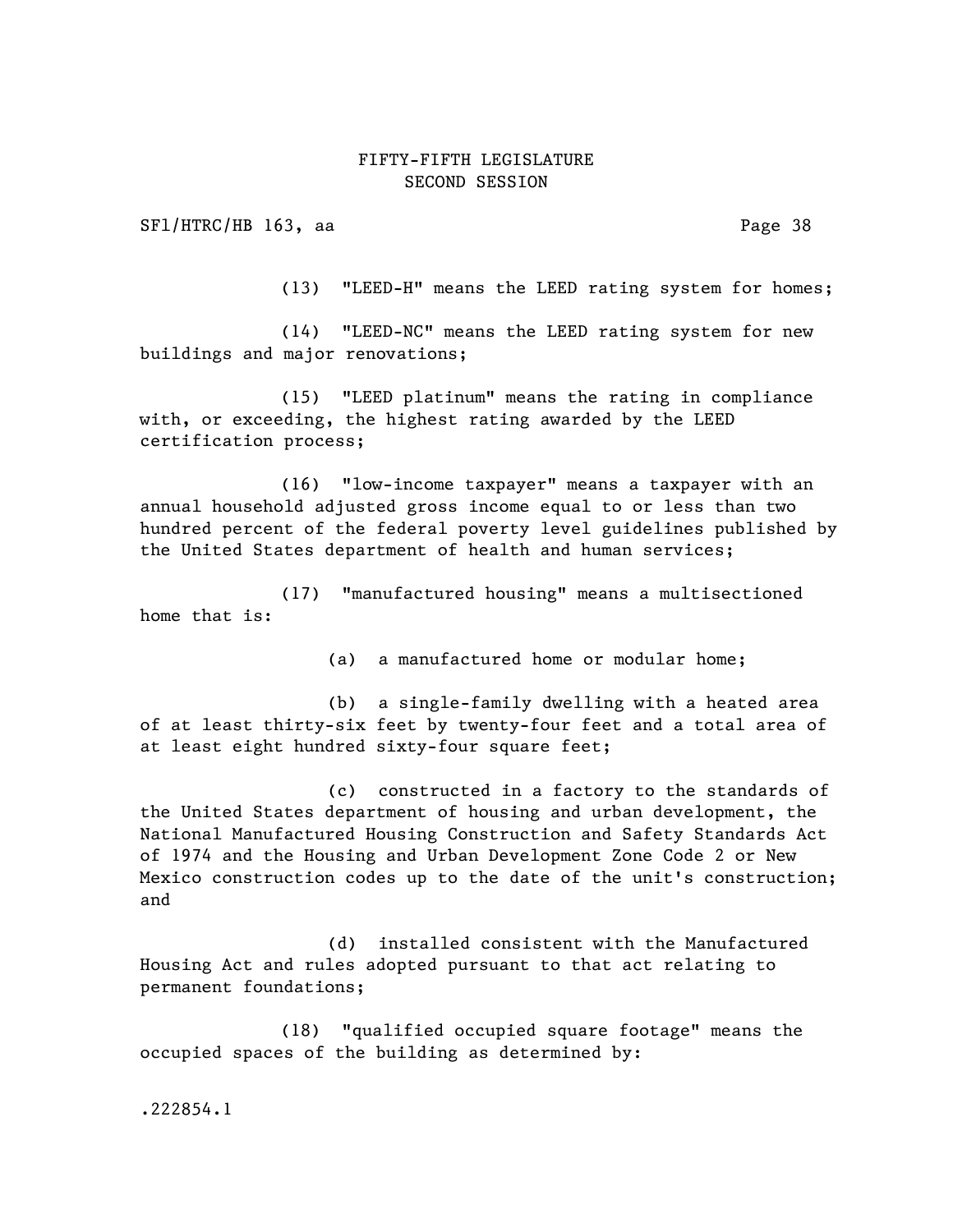(13) "LEED-H" means the LEED rating system for homes;

(14) "LEED-NC" means the LEED rating system for new buildings and major renovations;

(15) "LEED platinum" means the rating in compliance with, or exceeding, the highest rating awarded by the LEED certification process;

(16) "low-income taxpayer" means a taxpayer with an annual household adjusted gross income equal to or less than two hundred percent of the federal poverty level guidelines published by the United States department of health and human services;

(17) "manufactured housing" means a multisectioned home that is:

(a) a manufactured home or modular home;

(b) a single-family dwelling with a heated area of at least thirty-six feet by twenty-four feet and a total area of at least eight hundred sixty-four square feet;

(c) constructed in a factory to the standards of the United States department of housing and urban development, the National Manufactured Housing Construction and Safety Standards Act of 1974 and the Housing and Urban Development Zone Code 2 or New Mexico construction codes up to the date of the unit's construction; and

(d) installed consistent with the Manufactured Housing Act and rules adopted pursuant to that act relating to permanent foundations;

(18) "qualified occupied square footage" means the occupied spaces of the building as determined by: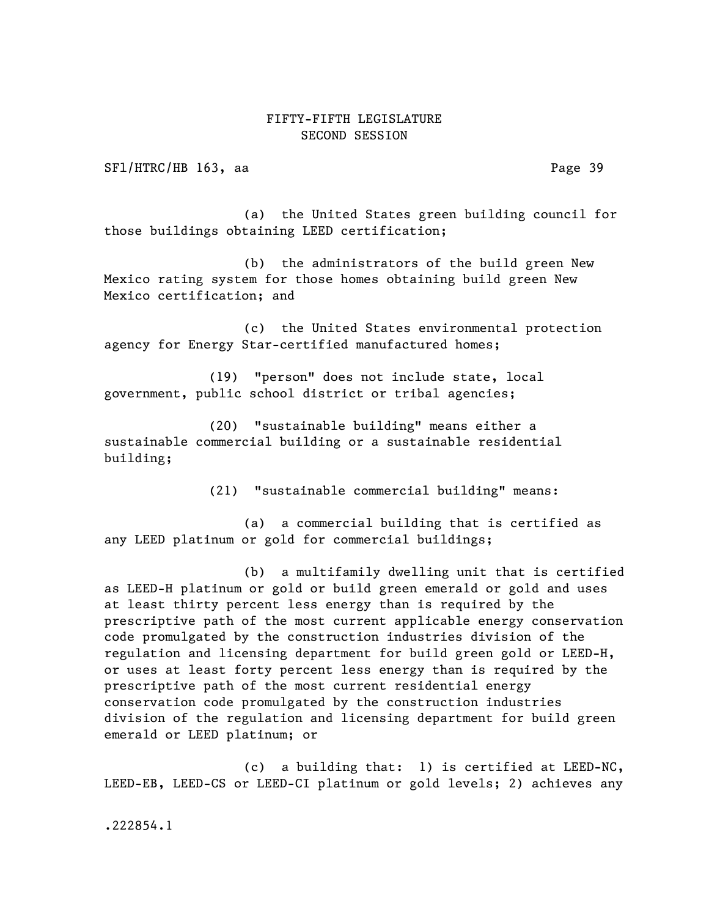(a) the United States green building council for those buildings obtaining LEED certification;

(b) the administrators of the build green New Mexico rating system for those homes obtaining build green New Mexico certification; and

(c) the United States environmental protection agency for Energy Star-certified manufactured homes;

(19) "person" does not include state, local government, public school district or tribal agencies;

(20) "sustainable building" means either a sustainable commercial building or a sustainable residential building;

(21) "sustainable commercial building" means:

(a) a commercial building that is certified as any LEED platinum or gold for commercial buildings;

(b) a multifamily dwelling unit that is certified as LEED-H platinum or gold or build green emerald or gold and uses at least thirty percent less energy than is required by the prescriptive path of the most current applicable energy conservation code promulgated by the construction industries division of the regulation and licensing department for build green gold or LEED-H, or uses at least forty percent less energy than is required by the prescriptive path of the most current residential energy conservation code promulgated by the construction industries division of the regulation and licensing department for build green emerald or LEED platinum; or

(c) a building that: 1) is certified at LEED-NC, LEED-EB, LEED-CS or LEED-CI platinum or gold levels; 2) achieves any

.222854.1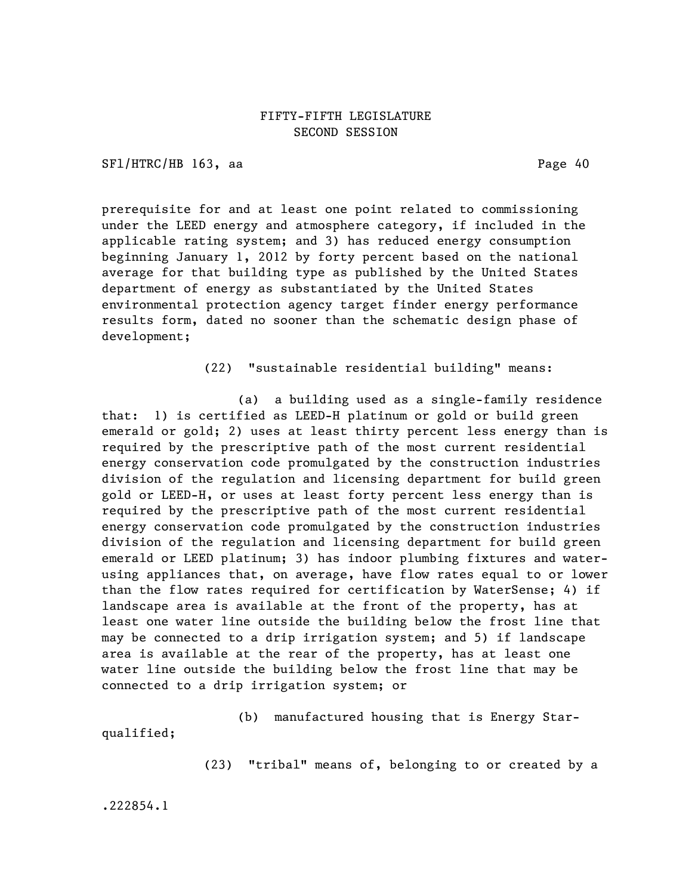prerequisite for and at least one point related to commissioning under the LEED energy and atmosphere category, if included in the applicable rating system; and 3) has reduced energy consumption beginning January 1, 2012 by forty percent based on the national average for that building type as published by the United States department of energy as substantiated by the United States environmental protection agency target finder energy performance results form, dated no sooner than the schematic design phase of development;

(22) "sustainable residential building" means:

(a) a building used as a single-family residence that: 1) is certified as LEED-H platinum or gold or build green emerald or gold; 2) uses at least thirty percent less energy than is required by the prescriptive path of the most current residential energy conservation code promulgated by the construction industries division of the regulation and licensing department for build green gold or LEED-H, or uses at least forty percent less energy than is required by the prescriptive path of the most current residential energy conservation code promulgated by the construction industries division of the regulation and licensing department for build green emerald or LEED platinum; 3) has indoor plumbing fixtures and water-using appliances that, on average, have flow rates equal to or lower than the flow rates required for certification by WaterSense; 4) if landscape area is available at the front of the property, has at least one water line outside the building below the frost line that may be connected to a drip irrigation system; and 5) if landscape area is available at the rear of the property, has at least one water line outside the building below the frost line that may be connected to a drip irrigation system; or

(b) manufactured housing that is Energy Star-qualified;

(23) "tribal" means of, belonging to or created by a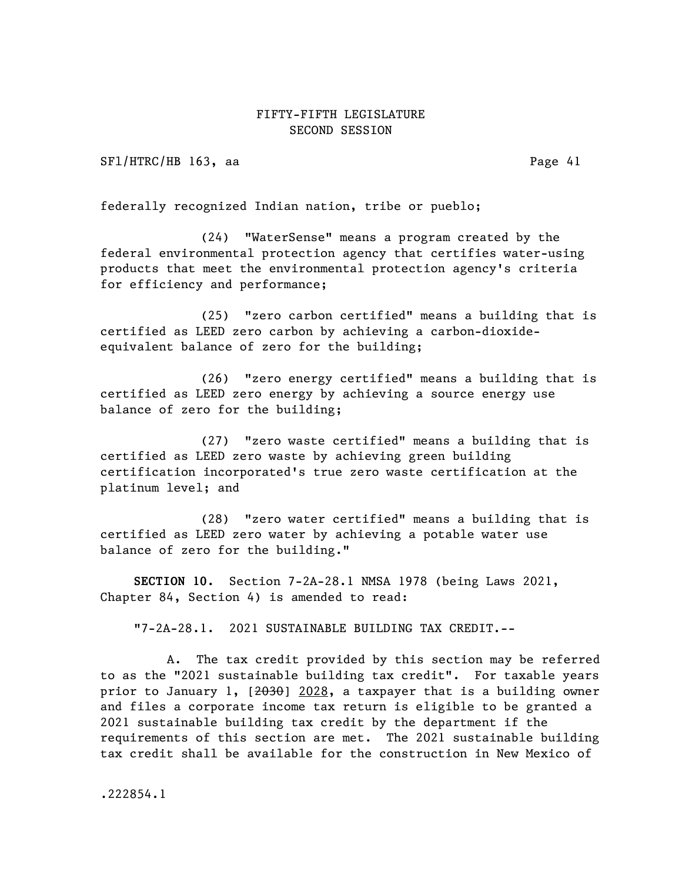federally recognized Indian nation, tribe or pueblo;

(24) "WaterSense" means a program created by the federal environmental protection agency that certifies water-using products that meet the environmental protection agency's criteria for efficiency and performance;

(25) "zero carbon certified" means a building that is certified as LEED zero carbon by achieving a carbon-dioxide-equivalent balance of zero for the building;

(26) "zero energy certified" means a building that is certified as LEED zero energy by achieving a source energy use balance of zero for the building;

(27) "zero waste certified" means a building that is certified as LEED zero waste by achieving green building certification incorporated's true zero waste certification at the platinum level; and

(28) "zero water certified" means a building that is certified as LEED zero water by achieving a potable water use balance of zero for the building."

**SECTION 10.** Section 7-2A-28.1 NMSA 1978 (being Laws 2021, Chapter 84, Section 4) is amended to read:

"7-2A-28.1. 2021 SUSTAINABLE BUILDING TAX CREDIT.--

A. The tax credit provided by this section may be referred to as the "2021 sustainable building tax credit". For taxable years prior to January 1, [~~2030~~] 2028, a taxpayer that is a building owner and files a corporate income tax return is eligible to be granted a 2021 sustainable building tax credit by the department if the requirements of this section are met. The 2021 sustainable building tax credit shall be available for the construction in New Mexico of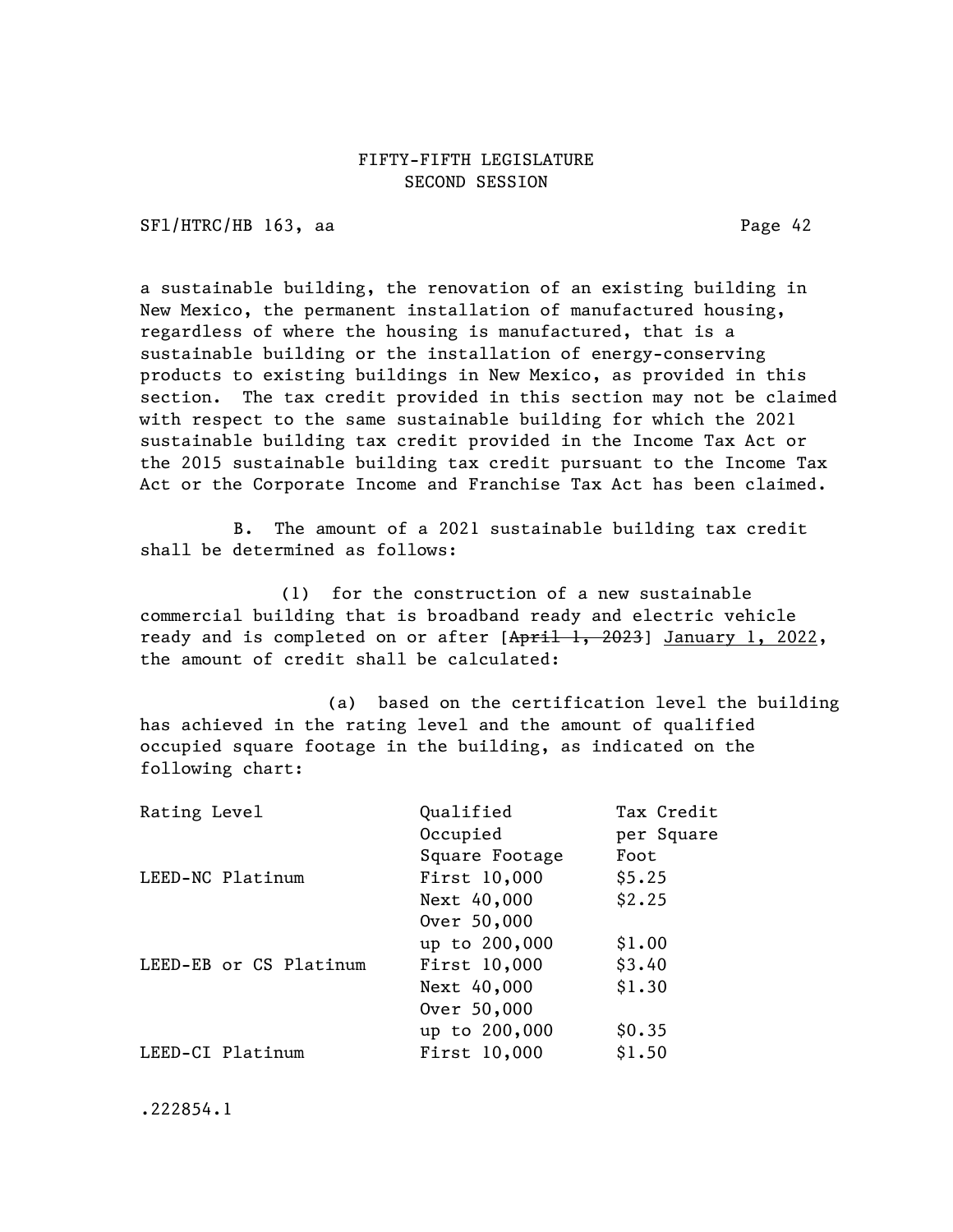a sustainable building, the renovation of an existing building in New Mexico, the permanent installation of manufactured housing, regardless of where the housing is manufactured, that is a sustainable building or the installation of energy-conserving products to existing buildings in New Mexico, as provided in this section. The tax credit provided in this section may not be claimed with respect to the same sustainable building for which the 2021 sustainable building tax credit provided in the Income Tax Act or the 2015 sustainable building tax credit pursuant to the Income Tax Act or the Corporate Income and Franchise Tax Act has been claimed.

B. The amount of a 2021 sustainable building tax credit shall be determined as follows:

(1) for the construction of a new sustainable commercial building that is broadband ready and electric vehicle ready and is completed on or after [~~April 1, 2023~~] January 1, 2022, the amount of credit shall be calculated:

(a) based on the certification level the building has achieved in the rating level and the amount of qualified occupied square footage in the building, as indicated on the following chart:

| Rating Level | Qualified Occupied Square Footage | Tax Credit per Square Foot |
|---|---|---|
| LEED-NC Platinum | First 10,000 | $5.25 |
| | Next 40,000 | $2.25 |
| | Over 50,000 up to 200,000 | $1.00 |
| LEED-EB or CS Platinum | First 10,000 | $3.40 |
| | Next 40,000 | $1.30 |
| | Over 50,000 up to 200,000 | $0.35 |
| LEED-CI Platinum | First 10,000 | $1.50 |

.222854.1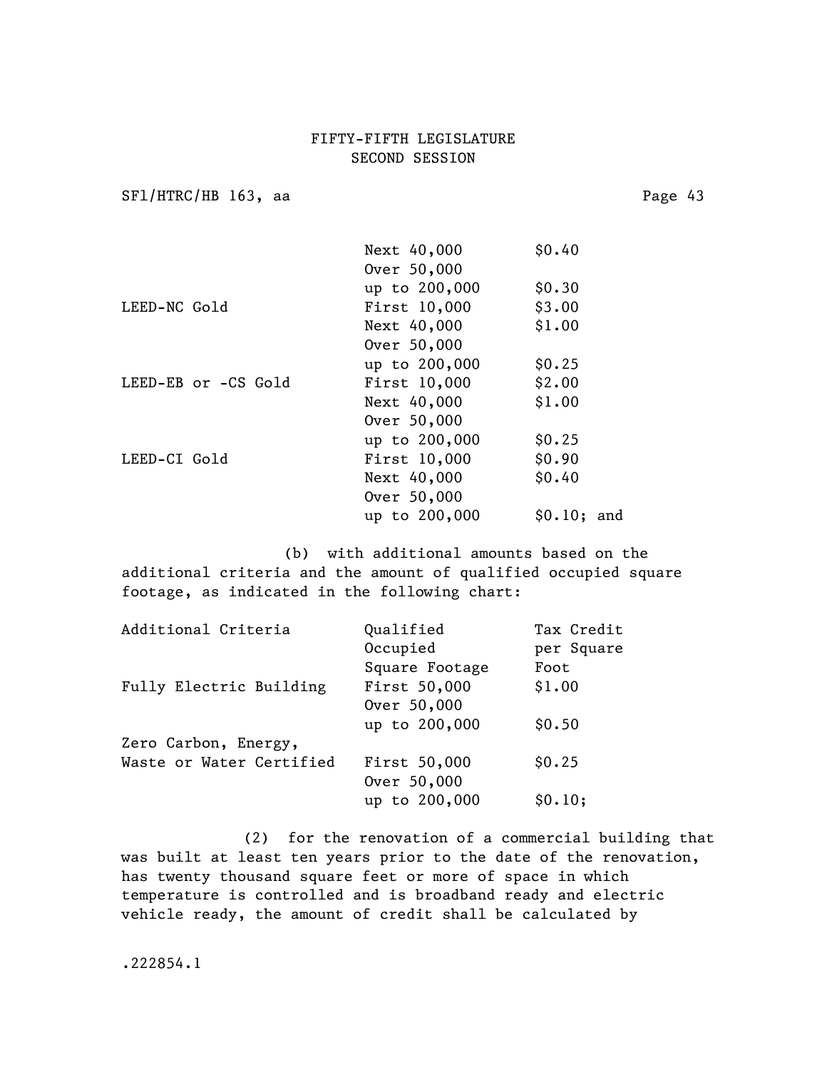| | | |
|---|---|---|
| | Next 40,000 | $0.40 |
| | Over 50,000 up to 200,000 | $0.30 |
| LEED-NC Gold | First 10,000 | $3.00 |
| | Next 40,000 | $1.00 |
| | Over 50,000 up to 200,000 | $0.25 |
| LEED-EB or -CS Gold | First 10,000 | $2.00 |
| | Next 40,000 | $1.00 |
| | Over 50,000 up to 200,000 | $0.25 |
| LEED-CI Gold | First 10,000 | $0.90 |
| | Next 40,000 | $0.40 |
| | Over 50,000 up to 200,000 | $0.10; and |

(b) with additional amounts based on the additional criteria and the amount of qualified occupied square footage, as indicated in the following chart:

| Additional Criteria | Qualified Occupied Square Footage | Tax Credit per Square Foot |
|---|---|---|
| Fully Electric Building | First 50,000 | $1.00 |
| | Over 50,000 up to 200,000 | $0.50 |
| Zero Carbon, Energy, Waste or Water Certified | First 50,000 | $0.25 |
| | Over 50,000 up to 200,000 | $0.10; |

(2) for the renovation of a commercial building that was built at least ten years prior to the date of the renovation, has twenty thousand square feet or more of space in which temperature is controlled and is broadband ready and electric vehicle ready, the amount of credit shall be calculated by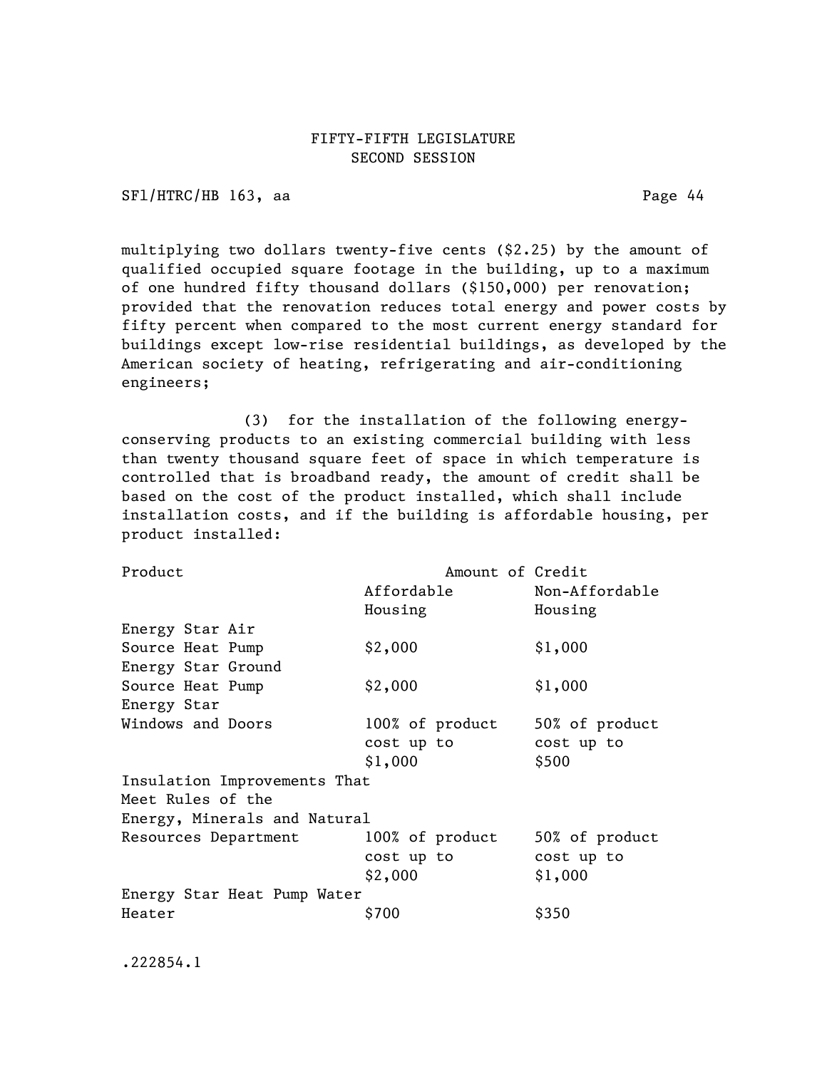multiplying two dollars twenty-five cents ($2.25) by the amount of qualified occupied square footage in the building, up to a maximum of one hundred fifty thousand dollars ($150,000) per renovation; provided that the renovation reduces total energy and power costs by fifty percent when compared to the most current energy standard for buildings except low-rise residential buildings, as developed by the American society of heating, refrigerating and air-conditioning engineers;

(3) for the installation of the following energy-conserving products to an existing commercial building with less than twenty thousand square feet of space in which temperature is controlled that is broadband ready, the amount of credit shall be based on the cost of the product installed, which shall include installation costs, and if the building is affordable housing, per product installed:

| Product | Amount of Credit | |
|---|---|---|
| | Affordable Housing | Non-Affordable Housing |
| Energy Star Air Source Heat Pump | $2,000 | $1,000 |
| Energy Star Ground Source Heat Pump | $2,000 | $1,000 |
| Energy Star Windows and Doors | 100% of product cost up to $1,000 | 50% of product cost up to $500 |
| Insulation Improvements That Meet Rules of the Energy, Minerals and Natural Resources Department | 100% of product cost up to $2,000 | 50% of product cost up to $1,000 |
| Energy Star Heat Pump Water Heater | $700 | $350 |

.222854.1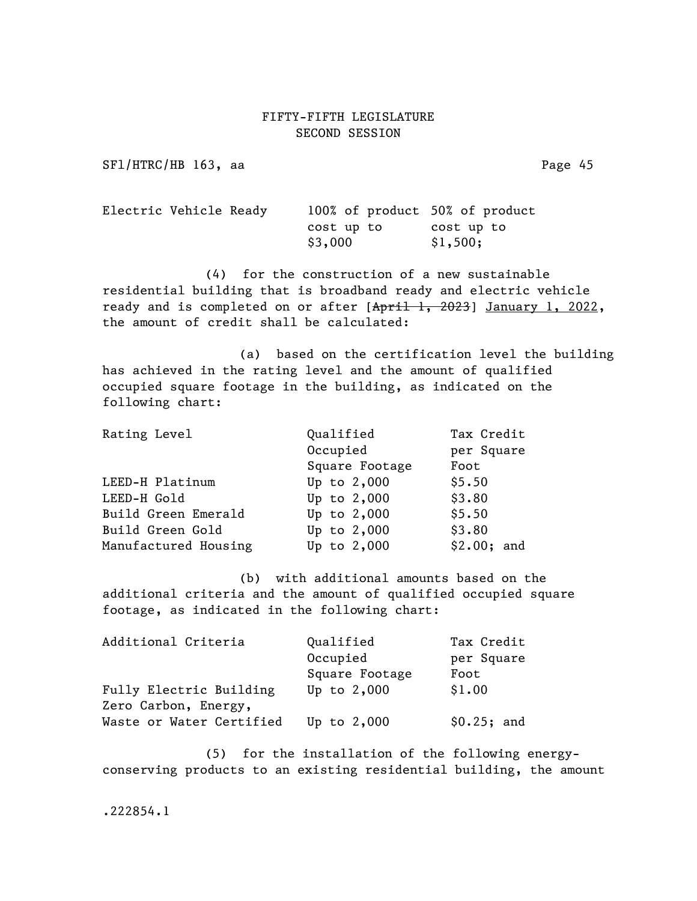| Electric Vehicle Ready | 100% of product cost up to $3,000 | 50% of product cost up to $1,500; |
|---|---|---|

(4) for the construction of a new sustainable residential building that is broadband ready and electric vehicle ready and is completed on or after [~~April 1, 2023~~] <u>January 1, 2022</u>, the amount of credit shall be calculated:

(a) based on the certification level the building has achieved in the rating level and the amount of qualified occupied square footage in the building, as indicated on the following chart:

| Rating Level | Qualified Occupied Square Footage | Tax Credit per Square Foot |
|---|---|---|
| LEED-H Platinum | Up to 2,000 | $5.50 |
| LEED-H Gold | Up to 2,000 | $3.80 |
| Build Green Emerald | Up to 2,000 | $5.50 |
| Build Green Gold | Up to 2,000 | $3.80 |
| Manufactured Housing | Up to 2,000 | $2.00; and |

(b) with additional amounts based on the additional criteria and the amount of qualified occupied square footage, as indicated in the following chart:

| Additional Criteria | Qualified Occupied Square Footage | Tax Credit per Square Foot |
|---|---|---|
| Fully Electric Building | Up to 2,000 | $1.00 |
| Zero Carbon, Energy, Waste or Water Certified | Up to 2,000 | $0.25; and |

(5) for the installation of the following energy-conserving products to an existing residential building, the amount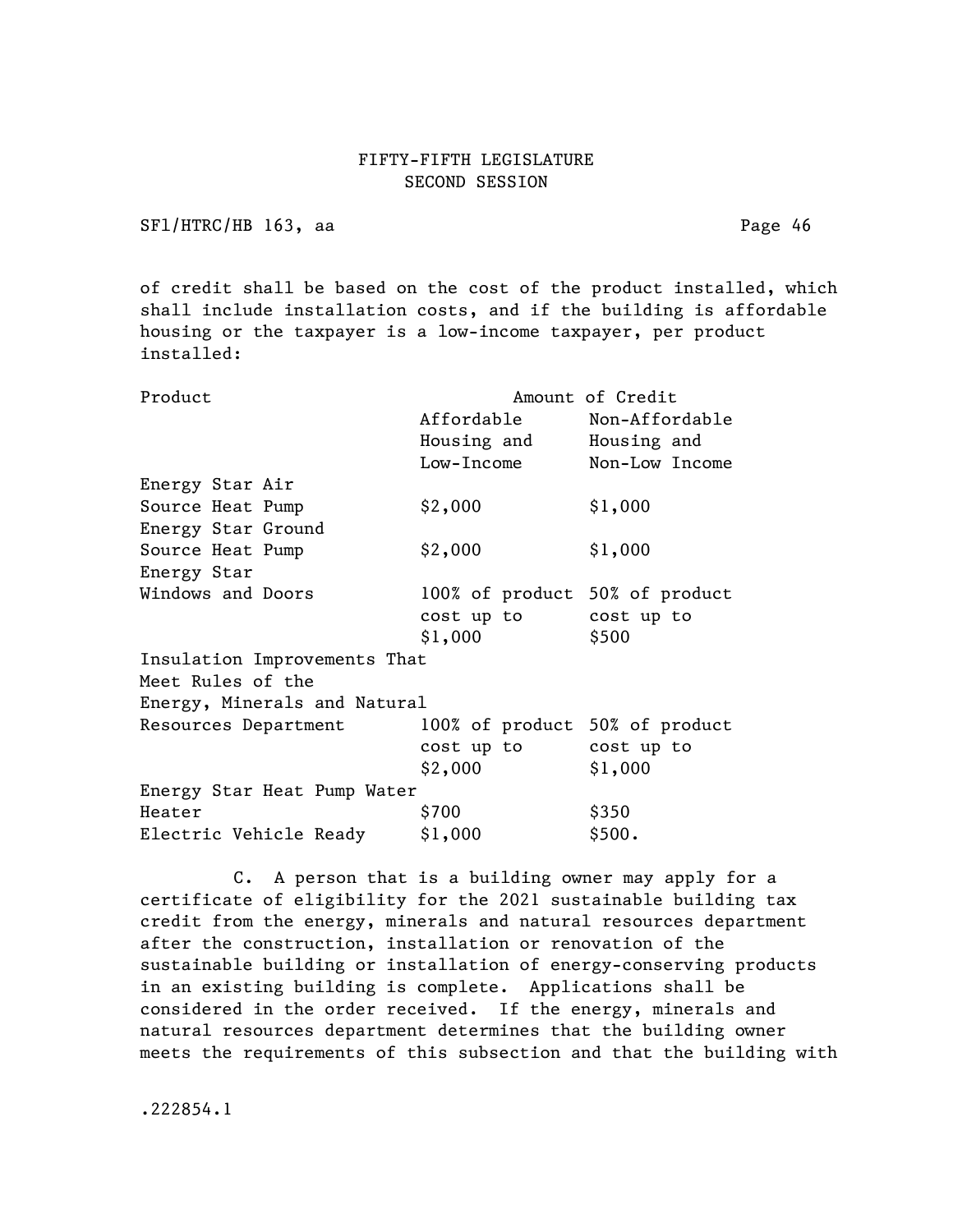of credit shall be based on the cost of the product installed, which shall include installation costs, and if the building is affordable housing or the taxpayer is a low-income taxpayer, per product installed:

| Product | Amount of Credit | |
|---|---|---|
| | Affordable Housing and Low-Income | Non-Affordable Housing and Non-Low Income |
| Energy Star Air Source Heat Pump | $2,000 | $1,000 |
| Energy Star Ground Source Heat Pump | $2,000 | $1,000 |
| Energy Star Windows and Doors | 100% of product cost up to $1,000 | 50% of product cost up to $500 |
| Insulation Improvements That Meet Rules of the Energy, Minerals and Natural Resources Department | 100% of product cost up to $2,000 | 50% of product cost up to $1,000 |
| Energy Star Heat Pump Water Heater | $700 | $350 |
| Electric Vehicle Ready | $1,000 | $500. |

C. A person that is a building owner may apply for a certificate of eligibility for the 2021 sustainable building tax credit from the energy, minerals and natural resources department after the construction, installation or renovation of the sustainable building or installation of energy-conserving products in an existing building is complete. Applications shall be considered in the order received. If the energy, minerals and natural resources department determines that the building owner meets the requirements of this subsection and that the building with

.222854.1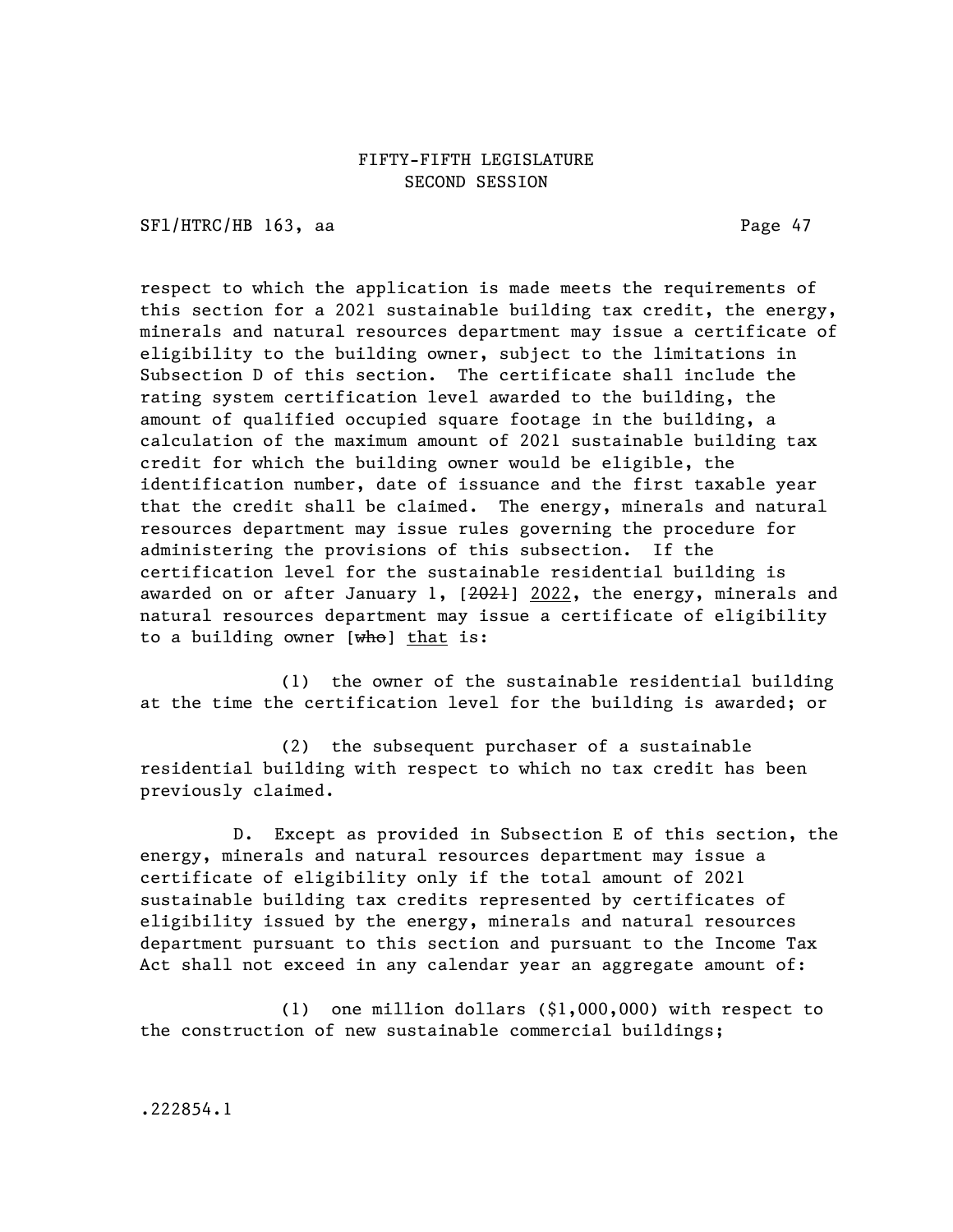respect to which the application is made meets the requirements of this section for a 2021 sustainable building tax credit, the energy, minerals and natural resources department may issue a certificate of eligibility to the building owner, subject to the limitations in Subsection D of this section. The certificate shall include the rating system certification level awarded to the building, the amount of qualified occupied square footage in the building, a calculation of the maximum amount of 2021 sustainable building tax credit for which the building owner would be eligible, the identification number, date of issuance and the first taxable year that the credit shall be claimed. The energy, minerals and natural resources department may issue rules governing the procedure for administering the provisions of this subsection. If the certification level for the sustainable residential building is awarded on or after January 1, [~~2021~~] 2022, the energy, minerals and natural resources department may issue a certificate of eligibility to a building owner [~~who~~] that is:

(1) the owner of the sustainable residential building at the time the certification level for the building is awarded; or

(2) the subsequent purchaser of a sustainable residential building with respect to which no tax credit has been previously claimed.

D. Except as provided in Subsection E of this section, the energy, minerals and natural resources department may issue a certificate of eligibility only if the total amount of 2021 sustainable building tax credits represented by certificates of eligibility issued by the energy, minerals and natural resources department pursuant to this section and pursuant to the Income Tax Act shall not exceed in any calendar year an aggregate amount of:

(1) one million dollars ($1,000,000) with respect to the construction of new sustainable commercial buildings;

.222854.1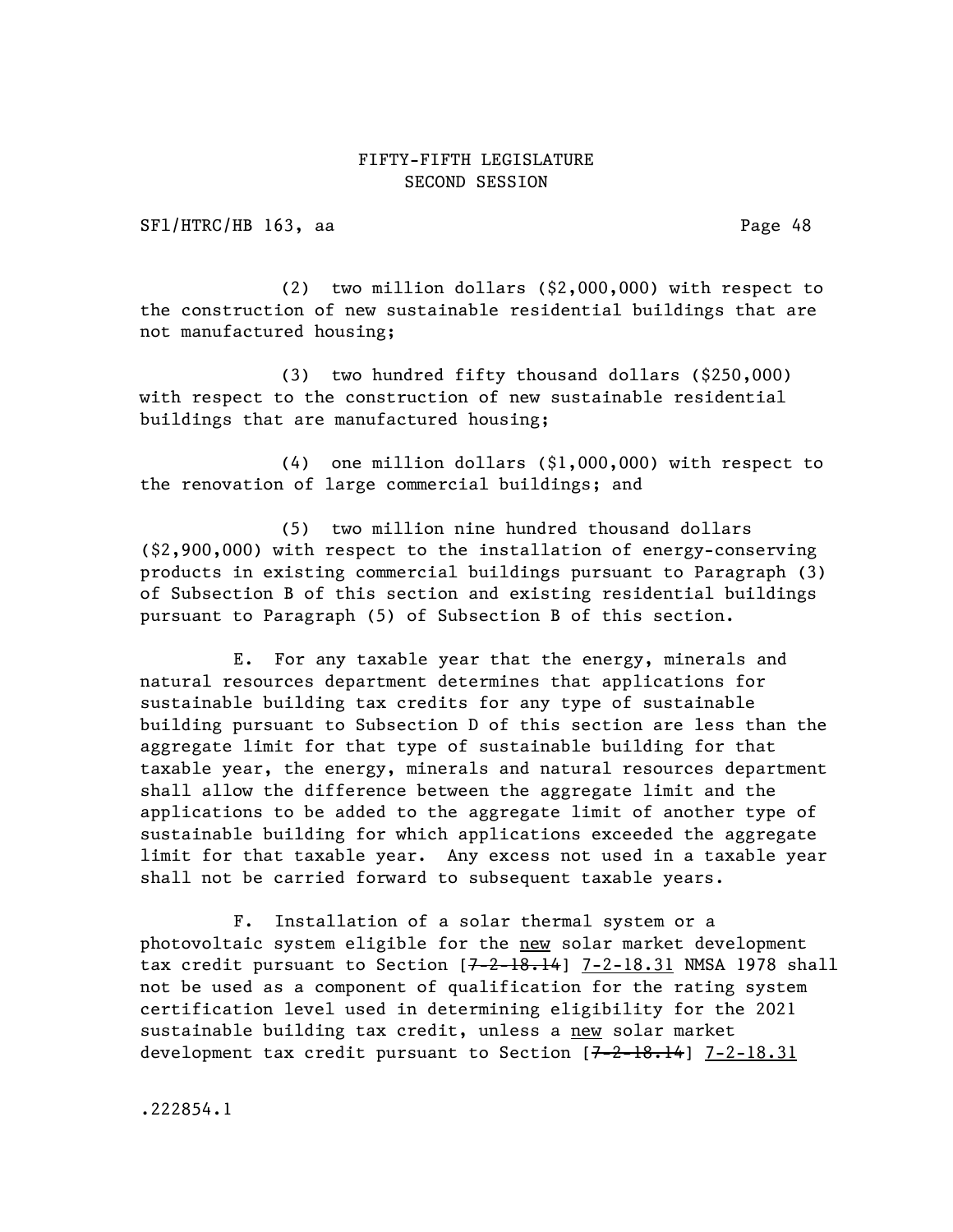(2) two million dollars ($2,000,000) with respect to the construction of new sustainable residential buildings that are not manufactured housing;

(3) two hundred fifty thousand dollars ($250,000) with respect to the construction of new sustainable residential buildings that are manufactured housing;

(4) one million dollars ($1,000,000) with respect to the renovation of large commercial buildings; and

(5) two million nine hundred thousand dollars ($2,900,000) with respect to the installation of energy-conserving products in existing commercial buildings pursuant to Paragraph (3) of Subsection B of this section and existing residential buildings pursuant to Paragraph (5) of Subsection B of this section.

E. For any taxable year that the energy, minerals and natural resources department determines that applications for sustainable building tax credits for any type of sustainable building pursuant to Subsection D of this section are less than the aggregate limit for that type of sustainable building for that taxable year, the energy, minerals and natural resources department shall allow the difference between the aggregate limit and the applications to be added to the aggregate limit of another type of sustainable building for which applications exceeded the aggregate limit for that taxable year. Any excess not used in a taxable year shall not be carried forward to subsequent taxable years.

F. Installation of a solar thermal system or a photovoltaic system eligible for the <u>new</u> solar market development tax credit pursuant to Section [~~7-2-18.14~~] <u>7-2-18.31</u> NMSA 1978 shall not be used as a component of qualification for the rating system certification level used in determining eligibility for the 2021 sustainable building tax credit, unless a <u>new</u> solar market development tax credit pursuant to Section [~~7-2-18.14~~] <u>7-2-18.31</u>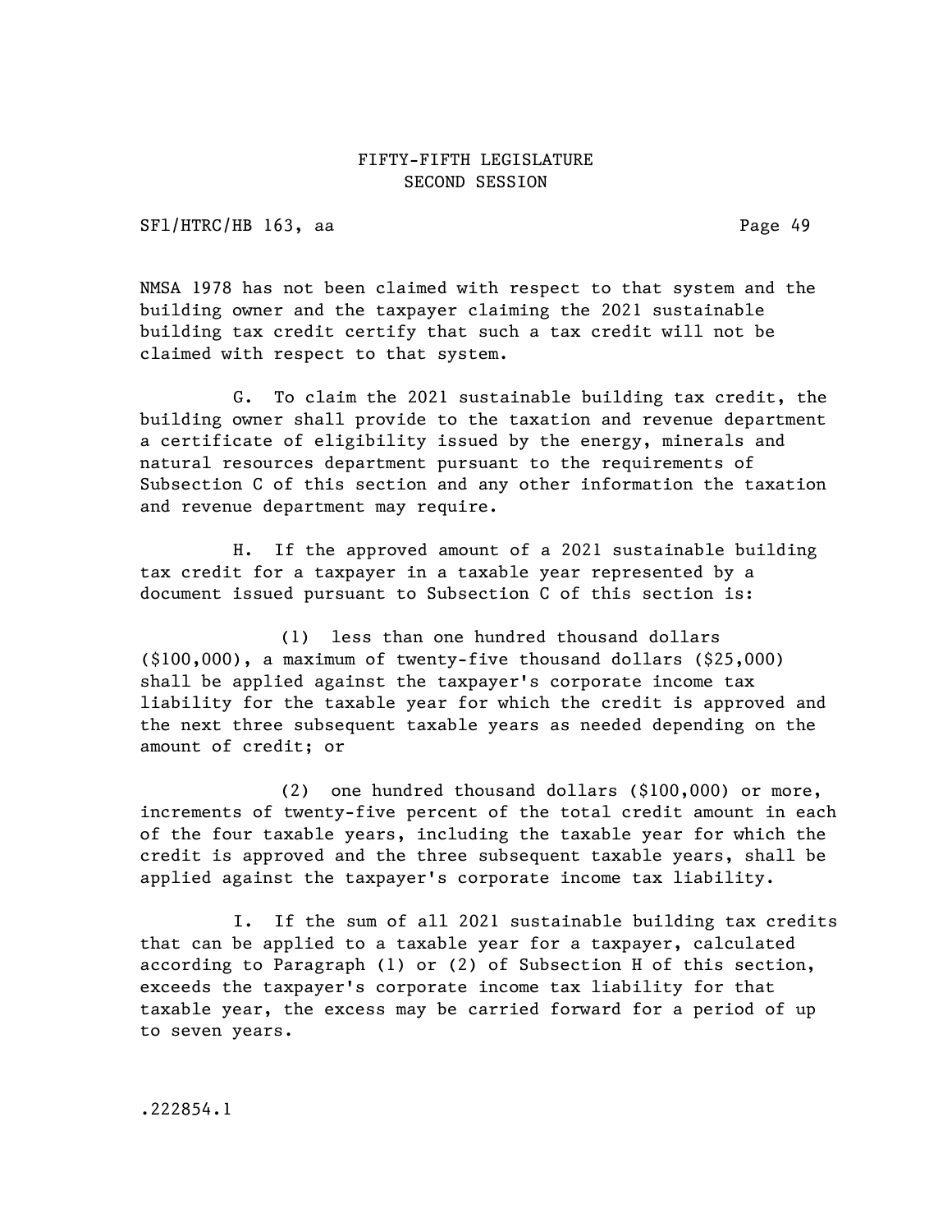NMSA 1978 has not been claimed with respect to that system and the building owner and the taxpayer claiming the 2021 sustainable building tax credit certify that such a tax credit will not be claimed with respect to that system.

G. To claim the 2021 sustainable building tax credit, the building owner shall provide to the taxation and revenue department a certificate of eligibility issued by the energy, minerals and natural resources department pursuant to the requirements of Subsection C of this section and any other information the taxation and revenue department may require.

H. If the approved amount of a 2021 sustainable building tax credit for a taxpayer in a taxable year represented by a document issued pursuant to Subsection C of this section is:

(1) less than one hundred thousand dollars ($100,000), a maximum of twenty-five thousand dollars ($25,000) shall be applied against the taxpayer's corporate income tax liability for the taxable year for which the credit is approved and the next three subsequent taxable years as needed depending on the amount of credit; or

(2) one hundred thousand dollars ($100,000) or more, increments of twenty-five percent of the total credit amount in each of the four taxable years, including the taxable year for which the credit is approved and the three subsequent taxable years, shall be applied against the taxpayer's corporate income tax liability.

I. If the sum of all 2021 sustainable building tax credits that can be applied to a taxable year for a taxpayer, calculated according to Paragraph (1) or (2) of Subsection H of this section, exceeds the taxpayer's corporate income tax liability for that taxable year, the excess may be carried forward for a period of up to seven years.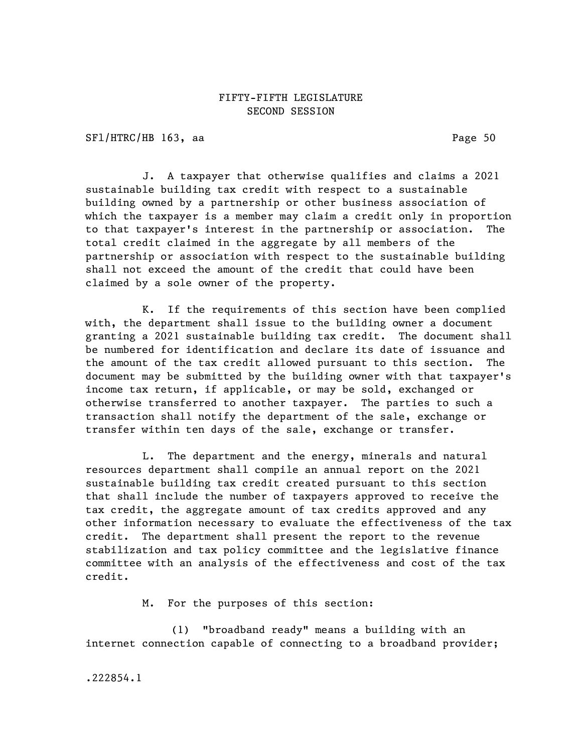J. A taxpayer that otherwise qualifies and claims a 2021 sustainable building tax credit with respect to a sustainable building owned by a partnership or other business association of which the taxpayer is a member may claim a credit only in proportion to that taxpayer's interest in the partnership or association. The total credit claimed in the aggregate by all members of the partnership or association with respect to the sustainable building shall not exceed the amount of the credit that could have been claimed by a sole owner of the property.

K. If the requirements of this section have been complied with, the department shall issue to the building owner a document granting a 2021 sustainable building tax credit. The document shall be numbered for identification and declare its date of issuance and the amount of the tax credit allowed pursuant to this section. The document may be submitted by the building owner with that taxpayer's income tax return, if applicable, or may be sold, exchanged or otherwise transferred to another taxpayer. The parties to such a transaction shall notify the department of the sale, exchange or transfer within ten days of the sale, exchange or transfer.

L. The department and the energy, minerals and natural resources department shall compile an annual report on the 2021 sustainable building tax credit created pursuant to this section that shall include the number of taxpayers approved to receive the tax credit, the aggregate amount of tax credits approved and any other information necessary to evaluate the effectiveness of the tax credit. The department shall present the report to the revenue stabilization and tax policy committee and the legislative finance committee with an analysis of the effectiveness and cost of the tax credit.

M. For the purposes of this section:

(1) "broadband ready" means a building with an internet connection capable of connecting to a broadband provider;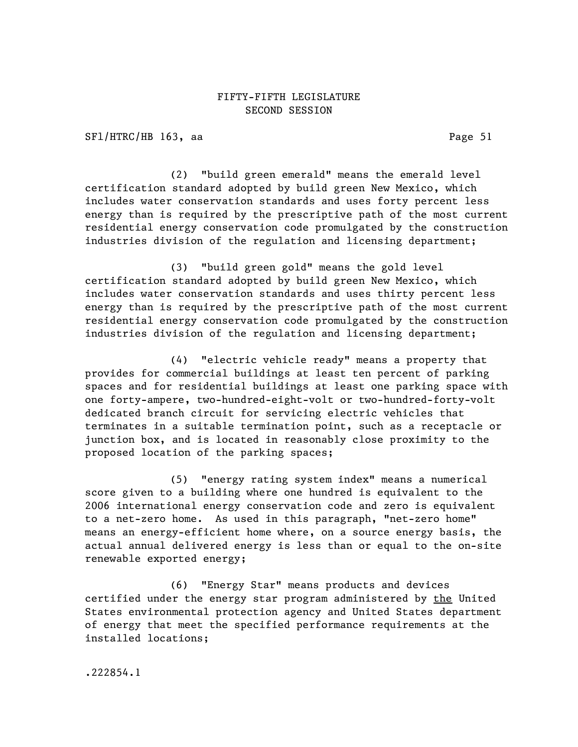(2) "build green emerald" means the emerald level certification standard adopted by build green New Mexico, which includes water conservation standards and uses forty percent less energy than is required by the prescriptive path of the most current residential energy conservation code promulgated by the construction industries division of the regulation and licensing department;

(3) "build green gold" means the gold level certification standard adopted by build green New Mexico, which includes water conservation standards and uses thirty percent less energy than is required by the prescriptive path of the most current residential energy conservation code promulgated by the construction industries division of the regulation and licensing department;

(4) "electric vehicle ready" means a property that provides for commercial buildings at least ten percent of parking spaces and for residential buildings at least one parking space with one forty-ampere, two-hundred-eight-volt or two-hundred-forty-volt dedicated branch circuit for servicing electric vehicles that terminates in a suitable termination point, such as a receptacle or junction box, and is located in reasonably close proximity to the proposed location of the parking spaces;

(5) "energy rating system index" means a numerical score given to a building where one hundred is equivalent to the 2006 international energy conservation code and zero is equivalent to a net-zero home. As used in this paragraph, "net-zero home" means an energy-efficient home where, on a source energy basis, the actual annual delivered energy is less than or equal to the on-site renewable exported energy;

(6) "Energy Star" means products and devices certified under the energy star program administered by <u>the</u> United States environmental protection agency and United States department of energy that meet the specified performance requirements at the installed locations;

.222854.1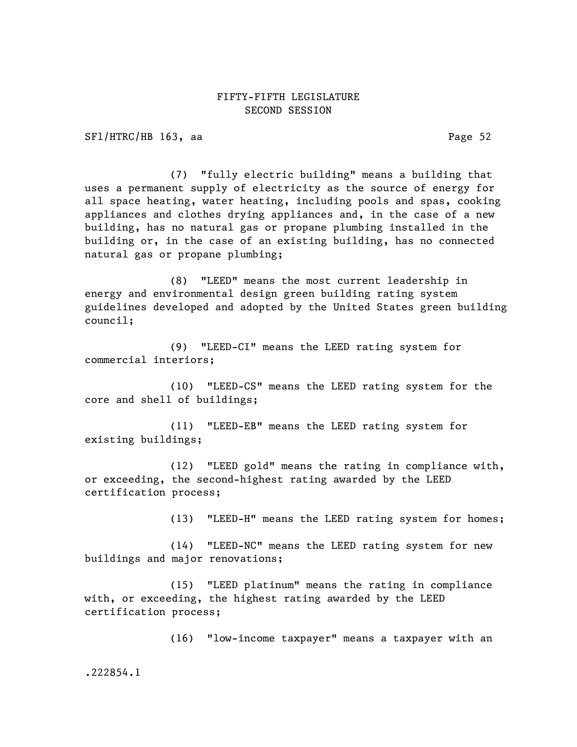(7) "fully electric building" means a building that uses a permanent supply of electricity as the source of energy for all space heating, water heating, including pools and spas, cooking appliances and clothes drying appliances and, in the case of a new building, has no natural gas or propane plumbing installed in the building or, in the case of an existing building, has no connected natural gas or propane plumbing;

(8) "LEED" means the most current leadership in energy and environmental design green building rating system guidelines developed and adopted by the United States green building council;

(9) "LEED-CI" means the LEED rating system for commercial interiors;

(10) "LEED-CS" means the LEED rating system for the core and shell of buildings;

(11) "LEED-EB" means the LEED rating system for existing buildings;

(12) "LEED gold" means the rating in compliance with, or exceeding, the second-highest rating awarded by the LEED certification process;

(13) "LEED-H" means the LEED rating system for homes;

(14) "LEED-NC" means the LEED rating system for new buildings and major renovations;

(15) "LEED platinum" means the rating in compliance with, or exceeding, the highest rating awarded by the LEED certification process;

(16) "low-income taxpayer" means a taxpayer with an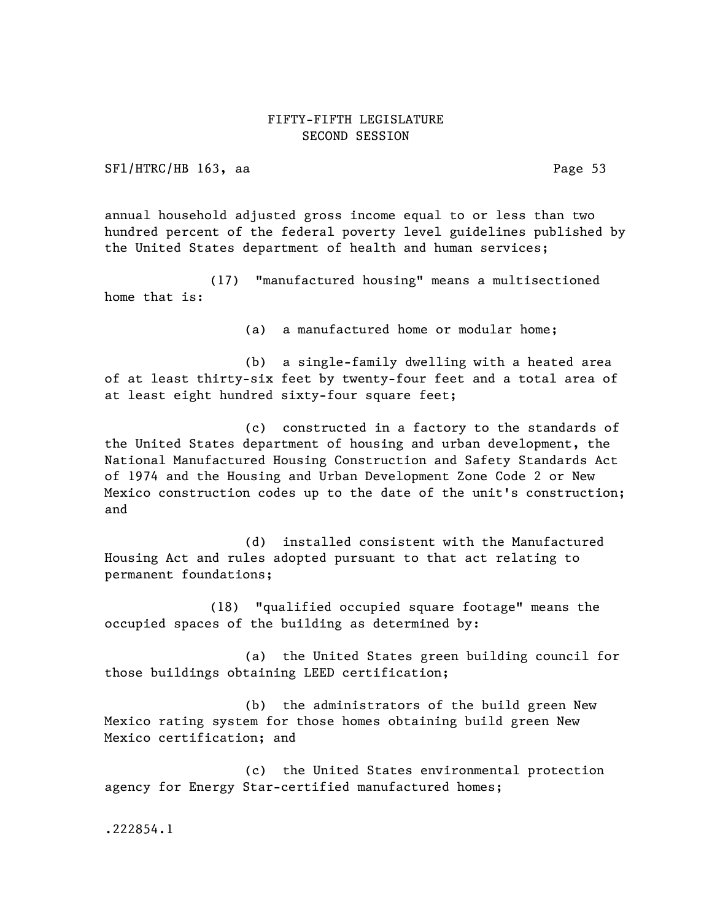annual household adjusted gross income equal to or less than two hundred percent of the federal poverty level guidelines published by the United States department of health and human services;

(17) "manufactured housing" means a multisectioned home that is:

(a) a manufactured home or modular home;

(b) a single-family dwelling with a heated area of at least thirty-six feet by twenty-four feet and a total area of at least eight hundred sixty-four square feet;

(c) constructed in a factory to the standards of the United States department of housing and urban development, the National Manufactured Housing Construction and Safety Standards Act of 1974 and the Housing and Urban Development Zone Code 2 or New Mexico construction codes up to the date of the unit's construction; and

(d) installed consistent with the Manufactured Housing Act and rules adopted pursuant to that act relating to permanent foundations;

(18) "qualified occupied square footage" means the occupied spaces of the building as determined by:

(a) the United States green building council for those buildings obtaining LEED certification;

(b) the administrators of the build green New Mexico rating system for those homes obtaining build green New Mexico certification; and

(c) the United States environmental protection agency for Energy Star-certified manufactured homes;

.222854.1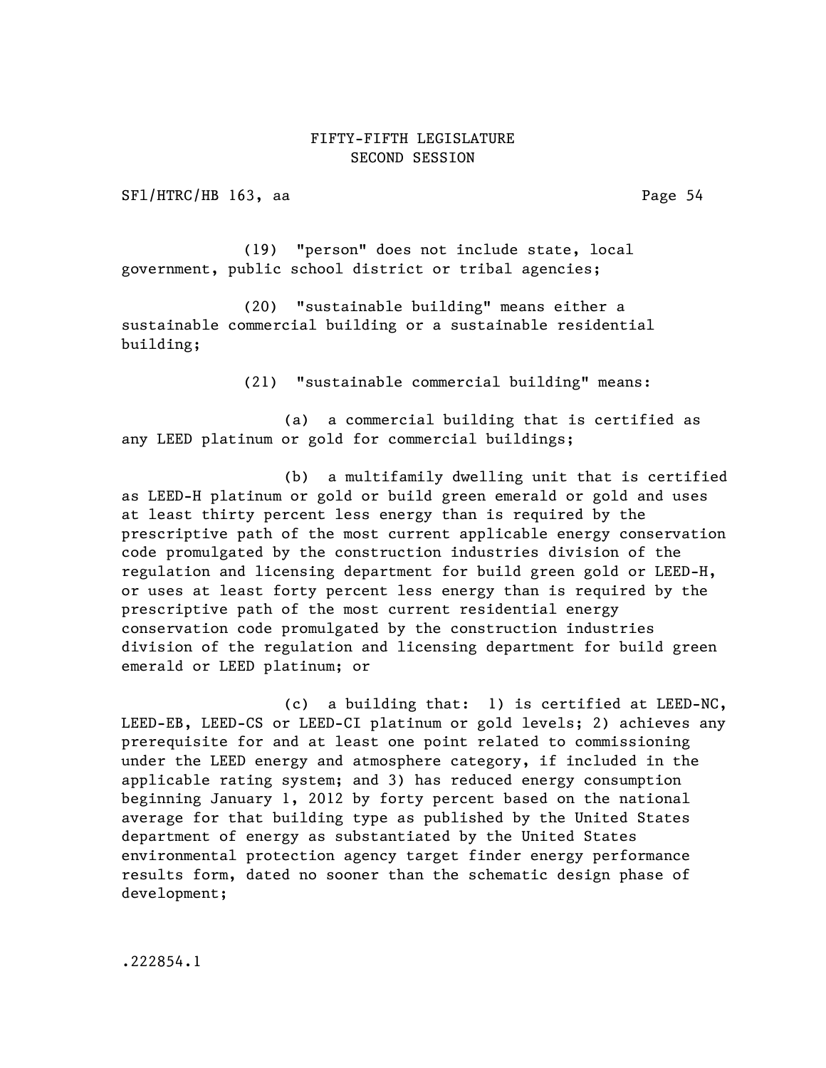(19) "person" does not include state, local government, public school district or tribal agencies;

(20) "sustainable building" means either a sustainable commercial building or a sustainable residential building;

(21) "sustainable commercial building" means:

(a) a commercial building that is certified as any LEED platinum or gold for commercial buildings;

(b) a multifamily dwelling unit that is certified as LEED-H platinum or gold or build green emerald or gold and uses at least thirty percent less energy than is required by the prescriptive path of the most current applicable energy conservation code promulgated by the construction industries division of the regulation and licensing department for build green gold or LEED-H, or uses at least forty percent less energy than is required by the prescriptive path of the most current residential energy conservation code promulgated by the construction industries division of the regulation and licensing department for build green emerald or LEED platinum; or

(c) a building that: 1) is certified at LEED-NC, LEED-EB, LEED-CS or LEED-CI platinum or gold levels; 2) achieves any prerequisite for and at least one point related to commissioning under the LEED energy and atmosphere category, if included in the applicable rating system; and 3) has reduced energy consumption beginning January 1, 2012 by forty percent based on the national average for that building type as published by the United States department of energy as substantiated by the United States environmental protection agency target finder energy performance results form, dated no sooner than the schematic design phase of development;

.222854.1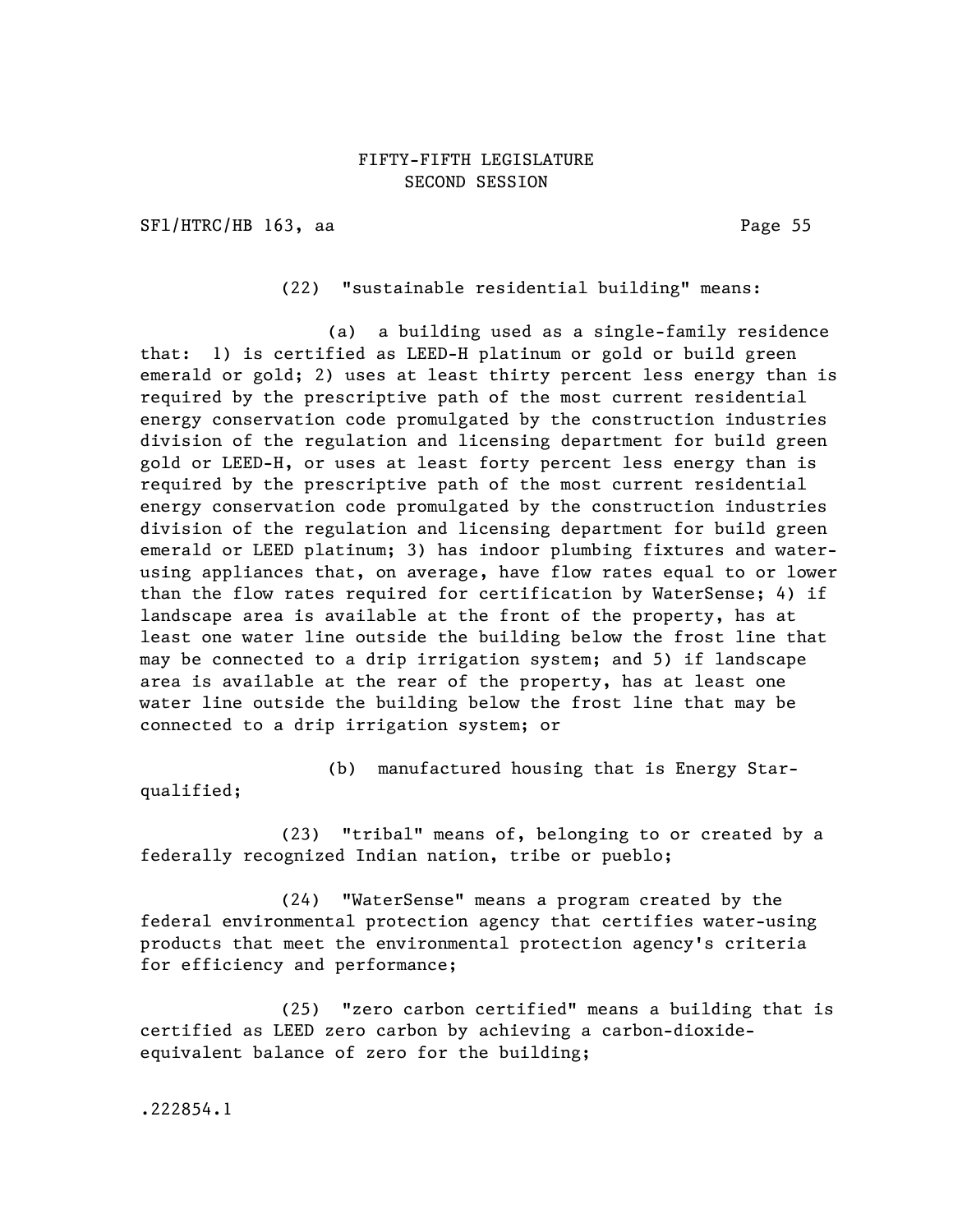(22) "sustainable residential building" means:

(a) a building used as a single-family residence that: 1) is certified as LEED-H platinum or gold or build green emerald or gold; 2) uses at least thirty percent less energy than is required by the prescriptive path of the most current residential energy conservation code promulgated by the construction industries division of the regulation and licensing department for build green gold or LEED-H, or uses at least forty percent less energy than is required by the prescriptive path of the most current residential energy conservation code promulgated by the construction industries division of the regulation and licensing department for build green emerald or LEED platinum; 3) has indoor plumbing fixtures and water-using appliances that, on average, have flow rates equal to or lower than the flow rates required for certification by WaterSense; 4) if landscape area is available at the front of the property, has at least one water line outside the building below the frost line that may be connected to a drip irrigation system; and 5) if landscape area is available at the rear of the property, has at least one water line outside the building below the frost line that may be connected to a drip irrigation system; or

(b) manufactured housing that is Energy Star-qualified;

(23) "tribal" means of, belonging to or created by a federally recognized Indian nation, tribe or pueblo;

(24) "WaterSense" means a program created by the federal environmental protection agency that certifies water-using products that meet the environmental protection agency's criteria for efficiency and performance;

(25) "zero carbon certified" means a building that is certified as LEED zero carbon by achieving a carbon-dioxide-equivalent balance of zero for the building;

.222854.1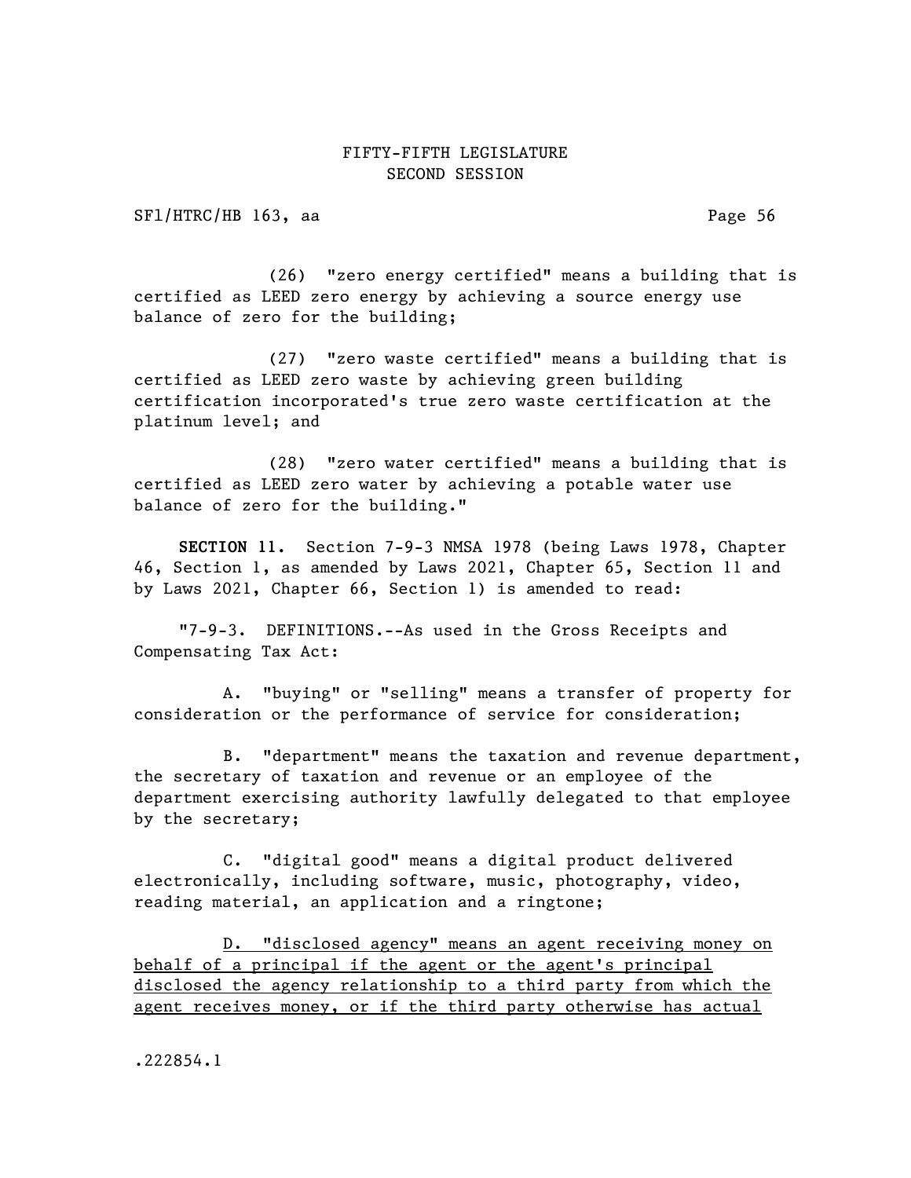(26) "zero energy certified" means a building that is certified as LEED zero energy by achieving a source energy use balance of zero for the building;

(27) "zero waste certified" means a building that is certified as LEED zero waste by achieving green building certification incorporated's true zero waste certification at the platinum level; and

(28) "zero water certified" means a building that is certified as LEED zero water by achieving a potable water use balance of zero for the building."

**SECTION 11.** Section 7-9-3 NMSA 1978 (being Laws 1978, Chapter 46, Section 1, as amended by Laws 2021, Chapter 65, Section 11 and by Laws 2021, Chapter 66, Section 1) is amended to read:

"7-9-3. DEFINITIONS.--As used in the Gross Receipts and Compensating Tax Act:

A. "buying" or "selling" means a transfer of property for consideration or the performance of service for consideration;

B. "department" means the taxation and revenue department, the secretary of taxation and revenue or an employee of the department exercising authority lawfully delegated to that employee by the secretary;

C. "digital good" means a digital product delivered electronically, including software, music, photography, video, reading material, an application and a ringtone;

<u>D. "disclosed agency" means an agent receiving money on behalf of a principal if the agent or the agent's principal disclosed the agency relationship to a third party from which the agent receives money, or if the third party otherwise has actual</u>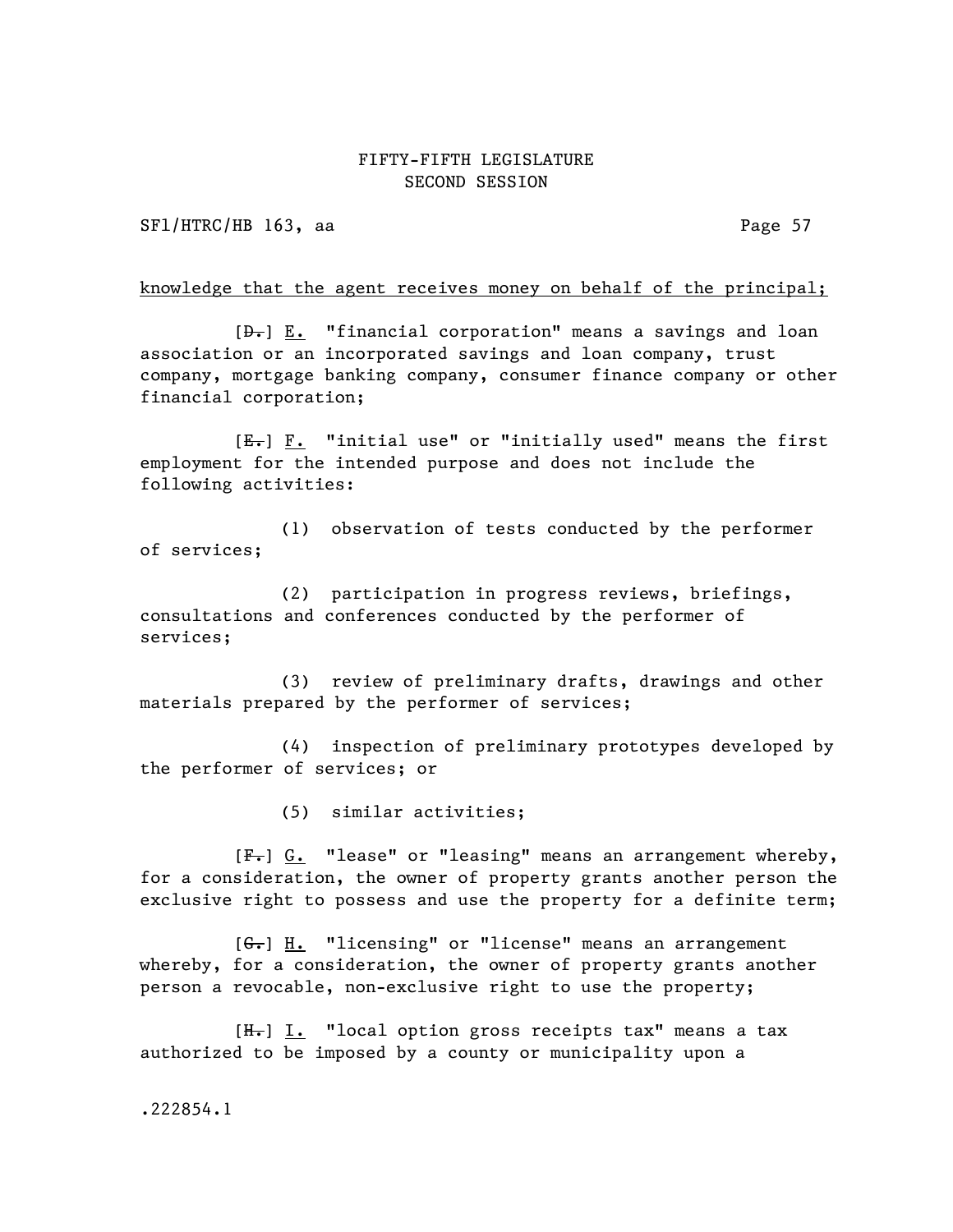knowledge that the agent receives money on behalf of the principal;

[~~D.~~] E. "financial corporation" means a savings and loan association or an incorporated savings and loan company, trust company, mortgage banking company, consumer finance company or other financial corporation;

[~~E.~~] F. "initial use" or "initially used" means the first employment for the intended purpose and does not include the following activities:

(1) observation of tests conducted by the performer of services;

(2) participation in progress reviews, briefings, consultations and conferences conducted by the performer of services;

(3) review of preliminary drafts, drawings and other materials prepared by the performer of services;

(4) inspection of preliminary prototypes developed by the performer of services; or

(5) similar activities;

[~~F.~~] G. "lease" or "leasing" means an arrangement whereby, for a consideration, the owner of property grants another person the exclusive right to possess and use the property for a definite term;

[~~G.~~] H. "licensing" or "license" means an arrangement whereby, for a consideration, the owner of property grants another person a revocable, non-exclusive right to use the property;

[~~H.~~] I. "local option gross receipts tax" means a tax authorized to be imposed by a county or municipality upon a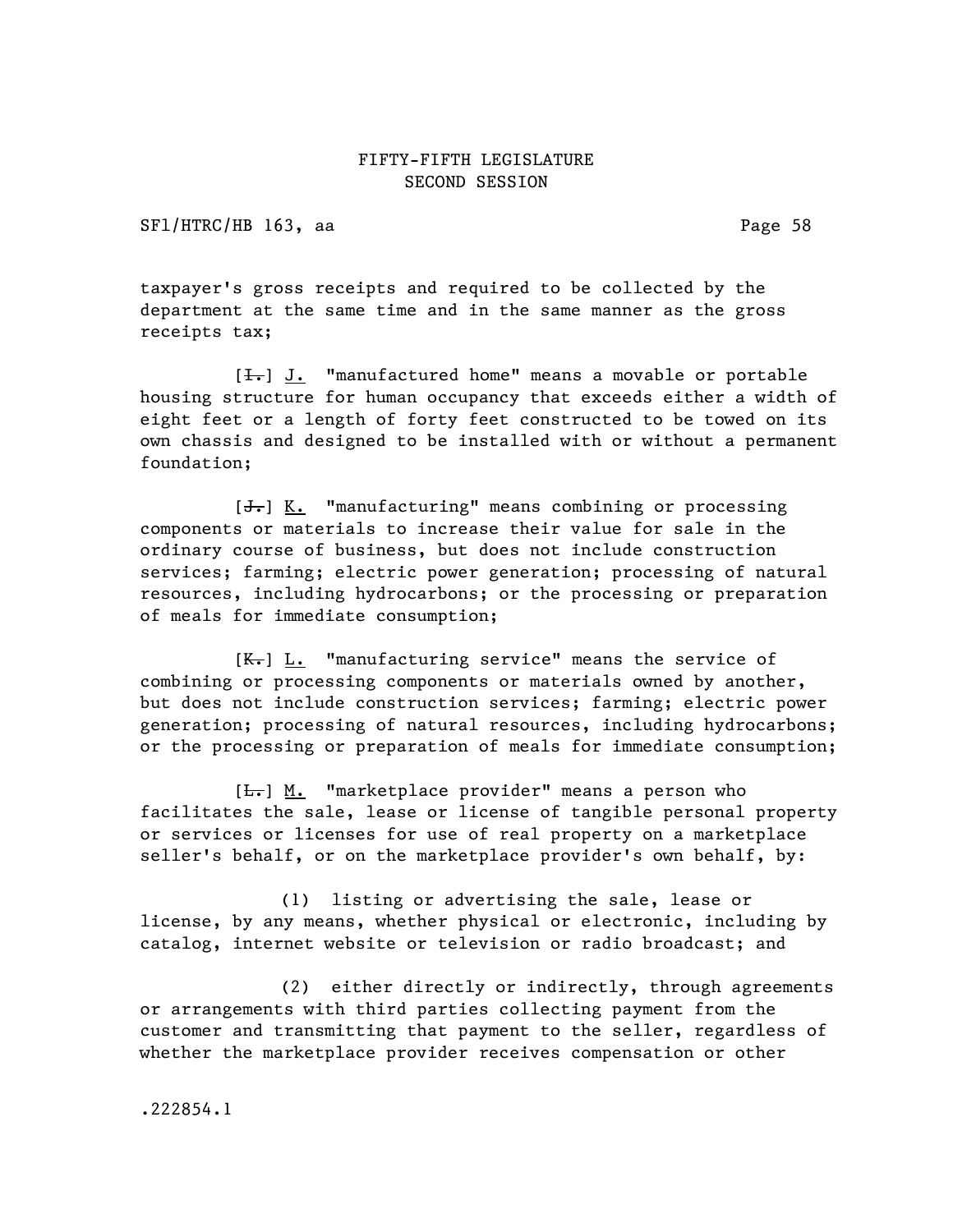taxpayer's gross receipts and required to be collected by the department at the same time and in the same manner as the gross receipts tax;

[~~I.~~] J. "manufactured home" means a movable or portable housing structure for human occupancy that exceeds either a width of eight feet or a length of forty feet constructed to be towed on its own chassis and designed to be installed with or without a permanent foundation;

[~~J.~~] K. "manufacturing" means combining or processing components or materials to increase their value for sale in the ordinary course of business, but does not include construction services; farming; electric power generation; processing of natural resources, including hydrocarbons; or the processing or preparation of meals for immediate consumption;

[~~K.~~] L. "manufacturing service" means the service of combining or processing components or materials owned by another, but does not include construction services; farming; electric power generation; processing of natural resources, including hydrocarbons; or the processing or preparation of meals for immediate consumption;

[~~L.~~] M. "marketplace provider" means a person who facilitates the sale, lease or license of tangible personal property or services or licenses for use of real property on a marketplace seller's behalf, or on the marketplace provider's own behalf, by:

(1) listing or advertising the sale, lease or license, by any means, whether physical or electronic, including by catalog, internet website or television or radio broadcast; and

(2) either directly or indirectly, through agreements or arrangements with third parties collecting payment from the customer and transmitting that payment to the seller, regardless of whether the marketplace provider receives compensation or other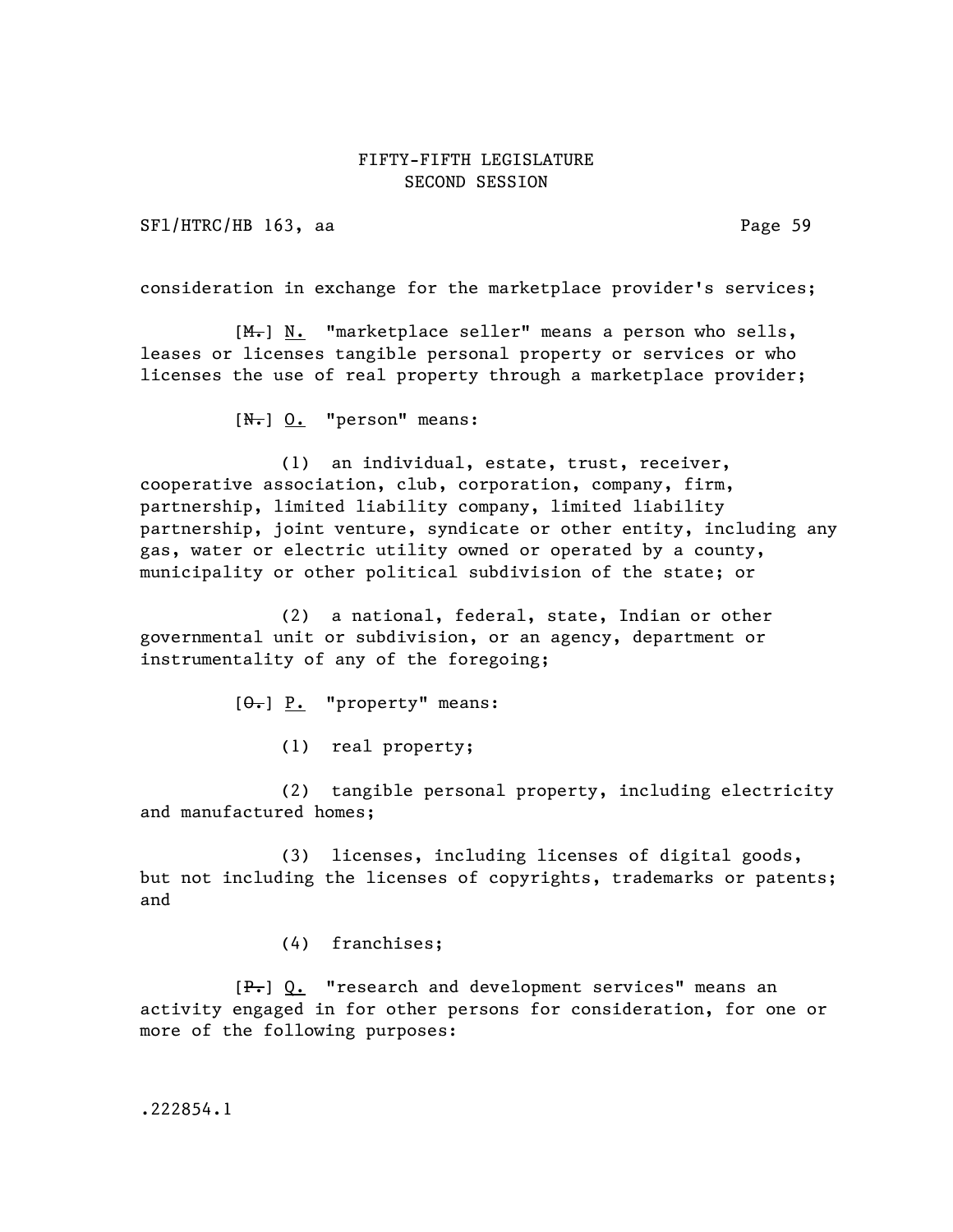consideration in exchange for the marketplace provider's services;

[~~M.~~] N. "marketplace seller" means a person who sells, leases or licenses tangible personal property or services or who licenses the use of real property through a marketplace provider;

[~~N.~~] O. "person" means:

(1) an individual, estate, trust, receiver, cooperative association, club, corporation, company, firm, partnership, limited liability company, limited liability partnership, joint venture, syndicate or other entity, including any gas, water or electric utility owned or operated by a county, municipality or other political subdivision of the state; or

(2) a national, federal, state, Indian or other governmental unit or subdivision, or an agency, department or instrumentality of any of the foregoing;

[~~O.~~] P. "property" means:

(1) real property;

(2) tangible personal property, including electricity and manufactured homes;

(3) licenses, including licenses of digital goods, but not including the licenses of copyrights, trademarks or patents; and

(4) franchises;

[~~P.~~] Q. "research and development services" means an activity engaged in for other persons for consideration, for one or more of the following purposes:

.222854.1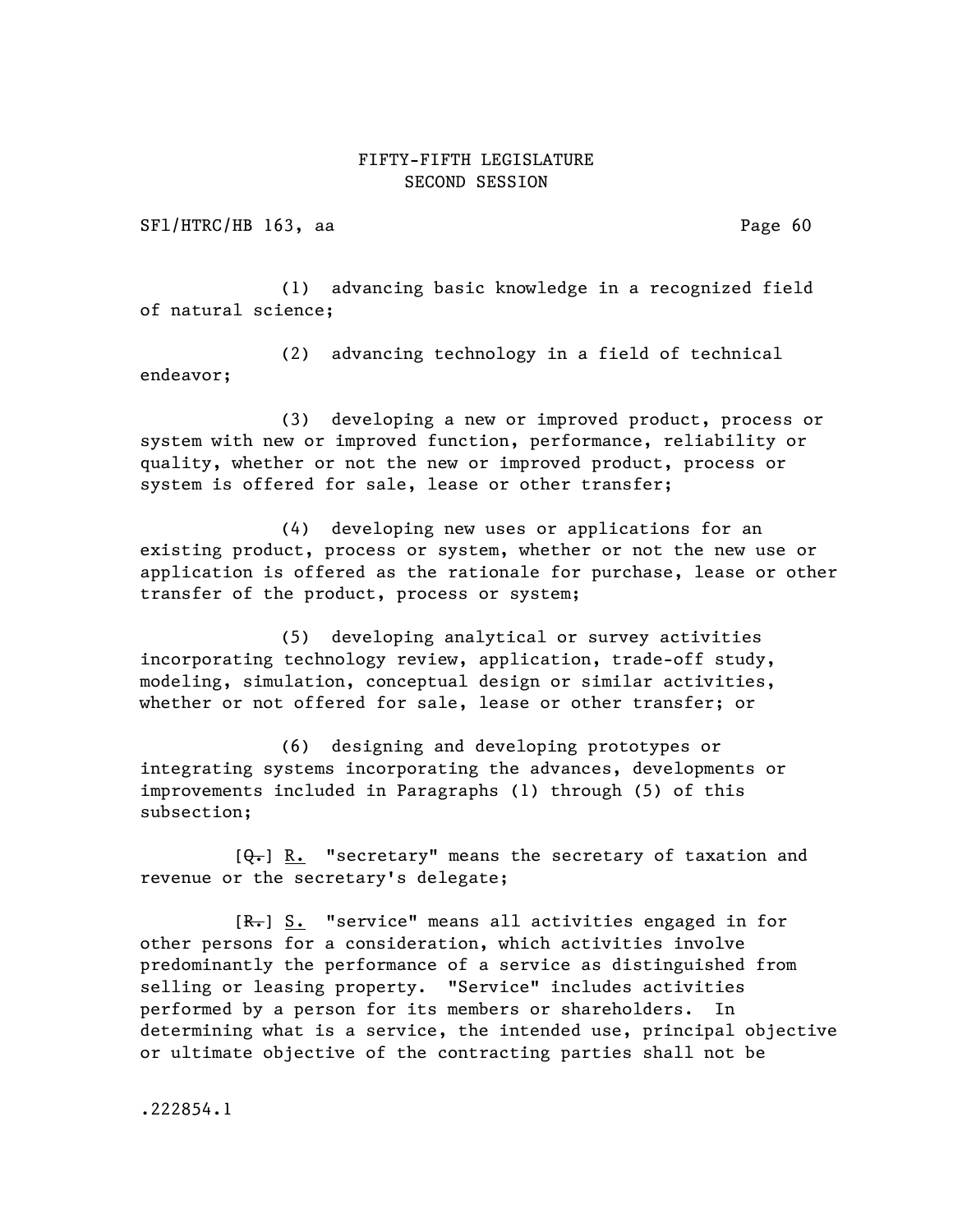(1) advancing basic knowledge in a recognized field of natural science;

(2) advancing technology in a field of technical endeavor;

(3) developing a new or improved product, process or system with new or improved function, performance, reliability or quality, whether or not the new or improved product, process or system is offered for sale, lease or other transfer;

(4) developing new uses or applications for an existing product, process or system, whether or not the new use or application is offered as the rationale for purchase, lease or other transfer of the product, process or system;

(5) developing analytical or survey activities incorporating technology review, application, trade-off study, modeling, simulation, conceptual design or similar activities, whether or not offered for sale, lease or other transfer; or

(6) designing and developing prototypes or integrating systems incorporating the advances, developments or improvements included in Paragraphs (1) through (5) of this subsection;

[~~Q.~~] R. "secretary" means the secretary of taxation and revenue or the secretary's delegate;

[~~R.~~] S. "service" means all activities engaged in for other persons for a consideration, which activities involve predominantly the performance of a service as distinguished from selling or leasing property. "Service" includes activities performed by a person for its members or shareholders. In determining what is a service, the intended use, principal objective or ultimate objective of the contracting parties shall not be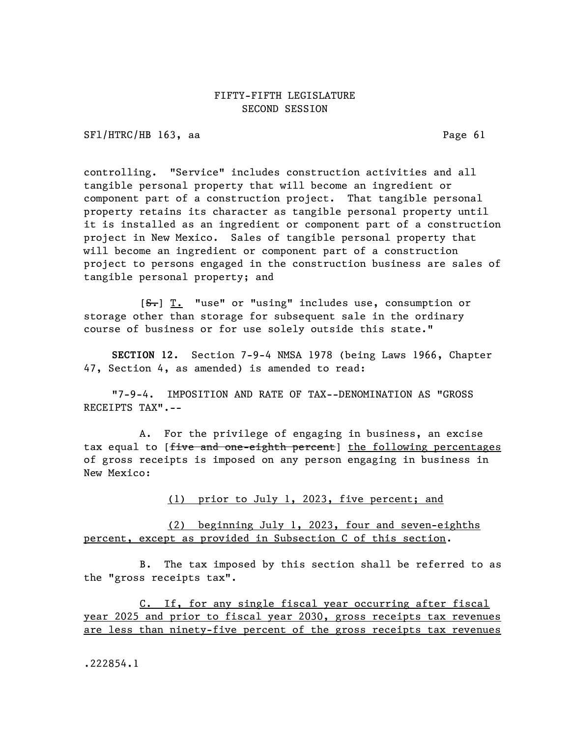controlling. "Service" includes construction activities and all tangible personal property that will become an ingredient or component part of a construction project. That tangible personal property retains its character as tangible personal property until it is installed as an ingredient or component part of a construction project in New Mexico. Sales of tangible personal property that will become an ingredient or component part of a construction project to persons engaged in the business are sales of tangible personal property; and

[~~S.~~] T. "use" or "using" includes use, consumption or storage other than storage for subsequent sale in the ordinary course of business or for use solely outside this state."

**SECTION 12.** Section 7-9-4 NMSA 1978 (being Laws 1966, Chapter 47, Section 4, as amended) is amended to read:

"7-9-4. IMPOSITION AND RATE OF TAX--DENOMINATION AS "GROSS RECEIPTS TAX".--

A. For the privilege of engaging in business, an excise tax equal to [~~five and one-eighth percent~~] the following percentages of gross receipts is imposed on any person engaging in business in New Mexico:

(1) prior to July 1, 2023, five percent; and

(2) beginning July 1, 2023, four and seven-eighths percent, except as provided in Subsection C of this section.

B. The tax imposed by this section shall be referred to as the "gross receipts tax".

C. If, for any single fiscal year occurring after fiscal year 2025 and prior to fiscal year 2030, gross receipts tax revenues are less than ninety-five percent of the gross receipts tax revenues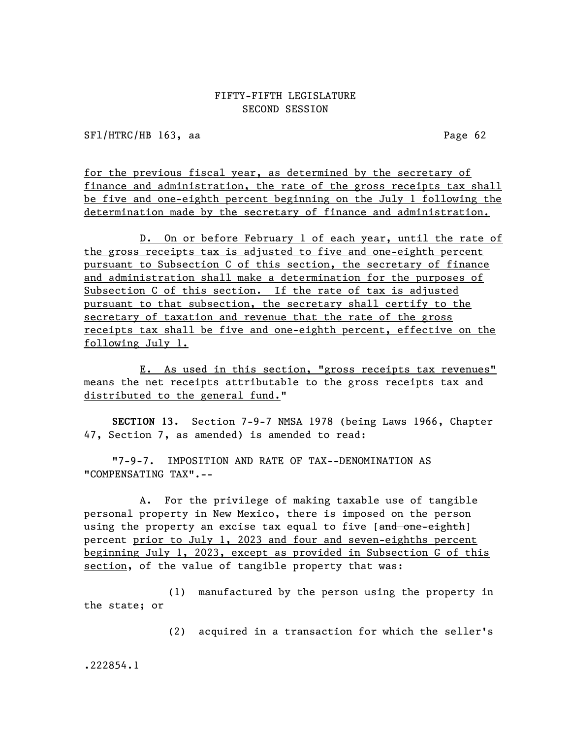for the previous fiscal year, as determined by the secretary of finance and administration, the rate of the gross receipts tax shall be five and one-eighth percent beginning on the July 1 following the determination made by the secretary of finance and administration.

D. On or before February 1 of each year, until the rate of the gross receipts tax is adjusted to five and one-eighth percent pursuant to Subsection C of this section, the secretary of finance and administration shall make a determination for the purposes of Subsection C of this section. If the rate of tax is adjusted pursuant to that subsection, the secretary shall certify to the secretary of taxation and revenue that the rate of the gross receipts tax shall be five and one-eighth percent, effective on the following July 1.

E. As used in this section, "gross receipts tax revenues" means the net receipts attributable to the gross receipts tax and distributed to the general fund."

**SECTION 13.** Section 7-9-7 NMSA 1978 (being Laws 1966, Chapter 47, Section 7, as amended) is amended to read:

"7-9-7. IMPOSITION AND RATE OF TAX--DENOMINATION AS "COMPENSATING TAX".--

A. For the privilege of making taxable use of tangible personal property in New Mexico, there is imposed on the person using the property an excise tax equal to five [~~and one-eighth~~] percent prior to July 1, 2023 and four and seven-eighths percent beginning July 1, 2023, except as provided in Subsection G of this section, of the value of tangible property that was:

(1) manufactured by the person using the property in the state; or

(2) acquired in a transaction for which the seller's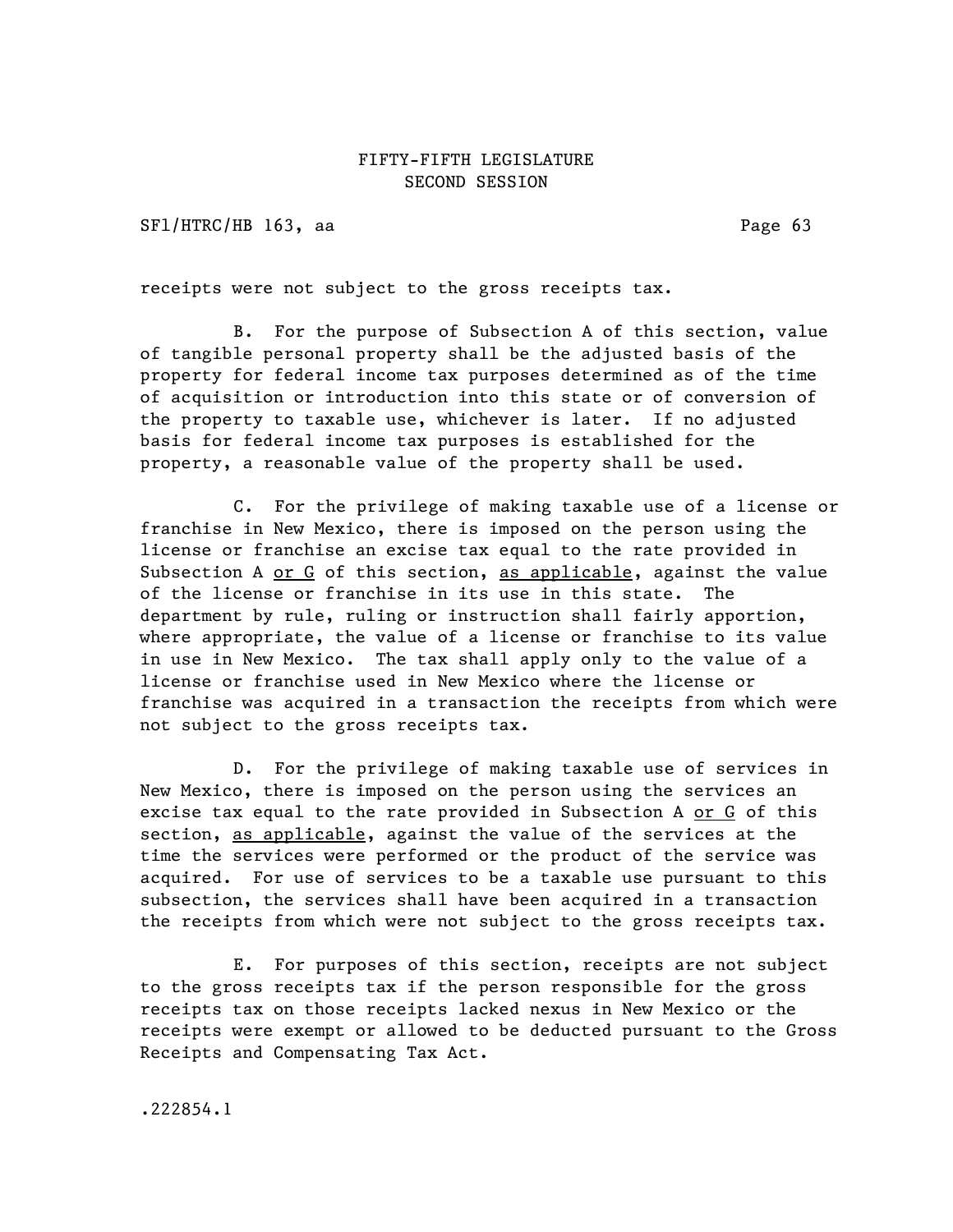receipts were not subject to the gross receipts tax.

B. For the purpose of Subsection A of this section, value of tangible personal property shall be the adjusted basis of the property for federal income tax purposes determined as of the time of acquisition or introduction into this state or of conversion of the property to taxable use, whichever is later. If no adjusted basis for federal income tax purposes is established for the property, a reasonable value of the property shall be used.

C. For the privilege of making taxable use of a license or franchise in New Mexico, there is imposed on the person using the license or franchise an excise tax equal to the rate provided in Subsection A <u>or G</u> of this section, <u>as applicable</u>, against the value of the license or franchise in its use in this state. The department by rule, ruling or instruction shall fairly apportion, where appropriate, the value of a license or franchise to its value in use in New Mexico. The tax shall apply only to the value of a license or franchise used in New Mexico where the license or franchise was acquired in a transaction the receipts from which were not subject to the gross receipts tax.

D. For the privilege of making taxable use of services in New Mexico, there is imposed on the person using the services an excise tax equal to the rate provided in Subsection A <u>or G</u> of this section, <u>as applicable</u>, against the value of the services at the time the services were performed or the product of the service was acquired. For use of services to be a taxable use pursuant to this subsection, the services shall have been acquired in a transaction the receipts from which were not subject to the gross receipts tax.

E. For purposes of this section, receipts are not subject to the gross receipts tax if the person responsible for the gross receipts tax on those receipts lacked nexus in New Mexico or the receipts were exempt or allowed to be deducted pursuant to the Gross Receipts and Compensating Tax Act.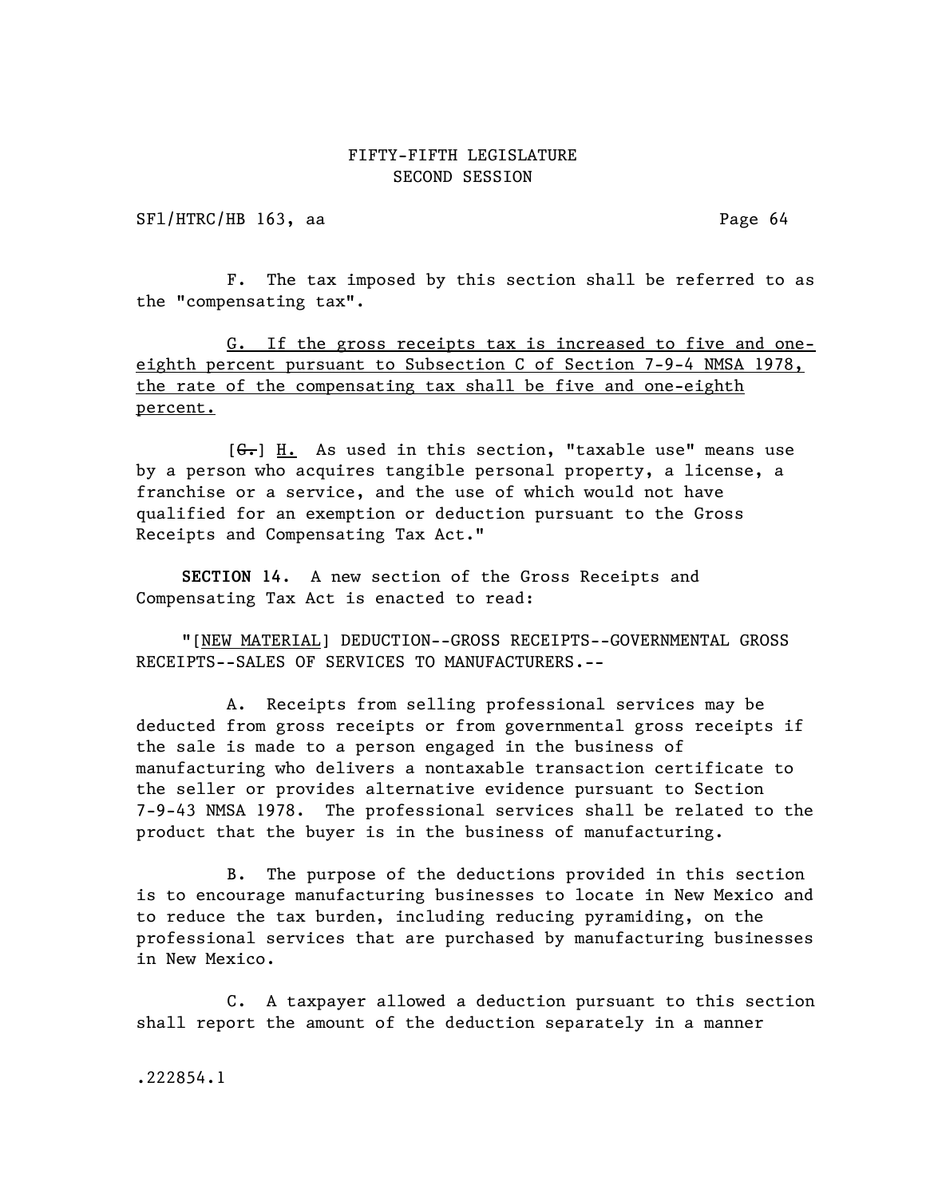F. The tax imposed by this section shall be referred to as the "compensating tax".

<u>G. If the gross receipts tax is increased to five and one-eighth percent pursuant to Subsection C of Section 7-9-4 NMSA 1978, the rate of the compensating tax shall be five and one-eighth percent.</u>

[~~G.~~] <u>H.</u> As used in this section, "taxable use" means use by a person who acquires tangible personal property, a license, a franchise or a service, and the use of which would not have qualified for an exemption or deduction pursuant to the Gross Receipts and Compensating Tax Act."

**SECTION 14.** A new section of the Gross Receipts and Compensating Tax Act is enacted to read:

"[<u>NEW MATERIAL</u>] DEDUCTION--GROSS RECEIPTS--GOVERNMENTAL GROSS RECEIPTS--SALES OF SERVICES TO MANUFACTURERS.--

A. Receipts from selling professional services may be deducted from gross receipts or from governmental gross receipts if the sale is made to a person engaged in the business of manufacturing who delivers a nontaxable transaction certificate to the seller or provides alternative evidence pursuant to Section 7-9-43 NMSA 1978. The professional services shall be related to the product that the buyer is in the business of manufacturing.

B. The purpose of the deductions provided in this section is to encourage manufacturing businesses to locate in New Mexico and to reduce the tax burden, including reducing pyramiding, on the professional services that are purchased by manufacturing businesses in New Mexico.

C. A taxpayer allowed a deduction pursuant to this section shall report the amount of the deduction separately in a manner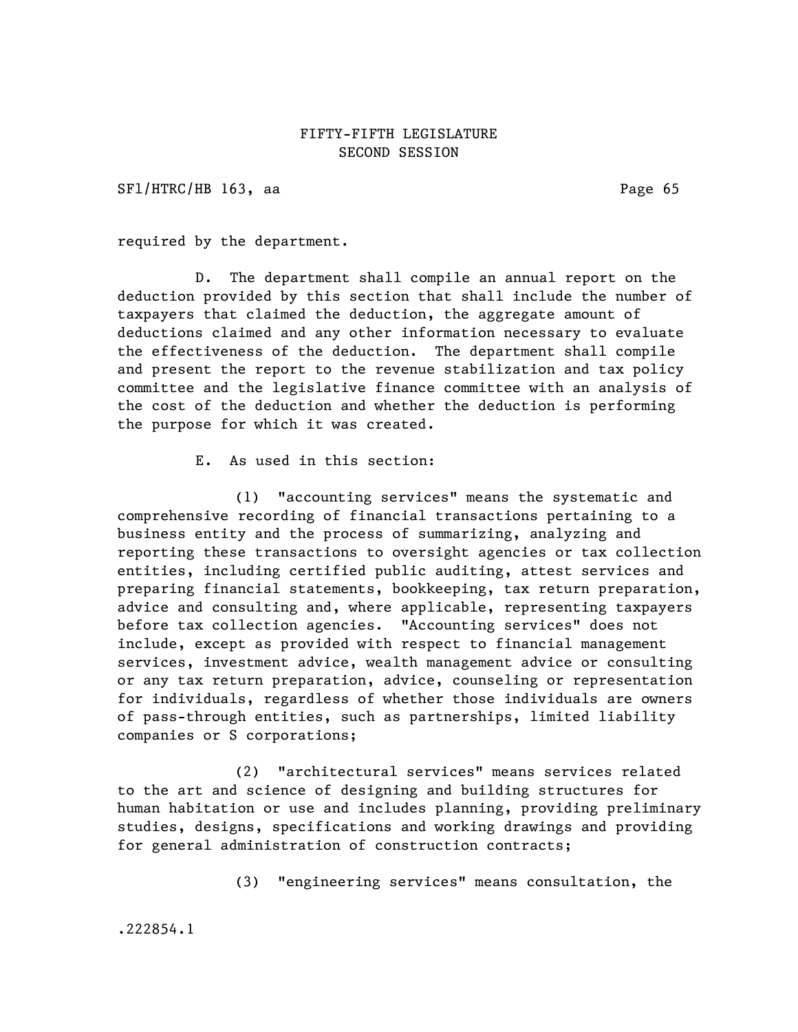required by the department.

D. The department shall compile an annual report on the deduction provided by this section that shall include the number of taxpayers that claimed the deduction, the aggregate amount of deductions claimed and any other information necessary to evaluate the effectiveness of the deduction. The department shall compile and present the report to the revenue stabilization and tax policy committee and the legislative finance committee with an analysis of the cost of the deduction and whether the deduction is performing the purpose for which it was created.

E. As used in this section:

(1) "accounting services" means the systematic and comprehensive recording of financial transactions pertaining to a business entity and the process of summarizing, analyzing and reporting these transactions to oversight agencies or tax collection entities, including certified public auditing, attest services and preparing financial statements, bookkeeping, tax return preparation, advice and consulting and, where applicable, representing taxpayers before tax collection agencies. "Accounting services" does not include, except as provided with respect to financial management services, investment advice, wealth management advice or consulting or any tax return preparation, advice, counseling or representation for individuals, regardless of whether those individuals are owners of pass-through entities, such as partnerships, limited liability companies or S corporations;

(2) "architectural services" means services related to the art and science of designing and building structures for human habitation or use and includes planning, providing preliminary studies, designs, specifications and working drawings and providing for general administration of construction contracts;

(3) "engineering services" means consultation, the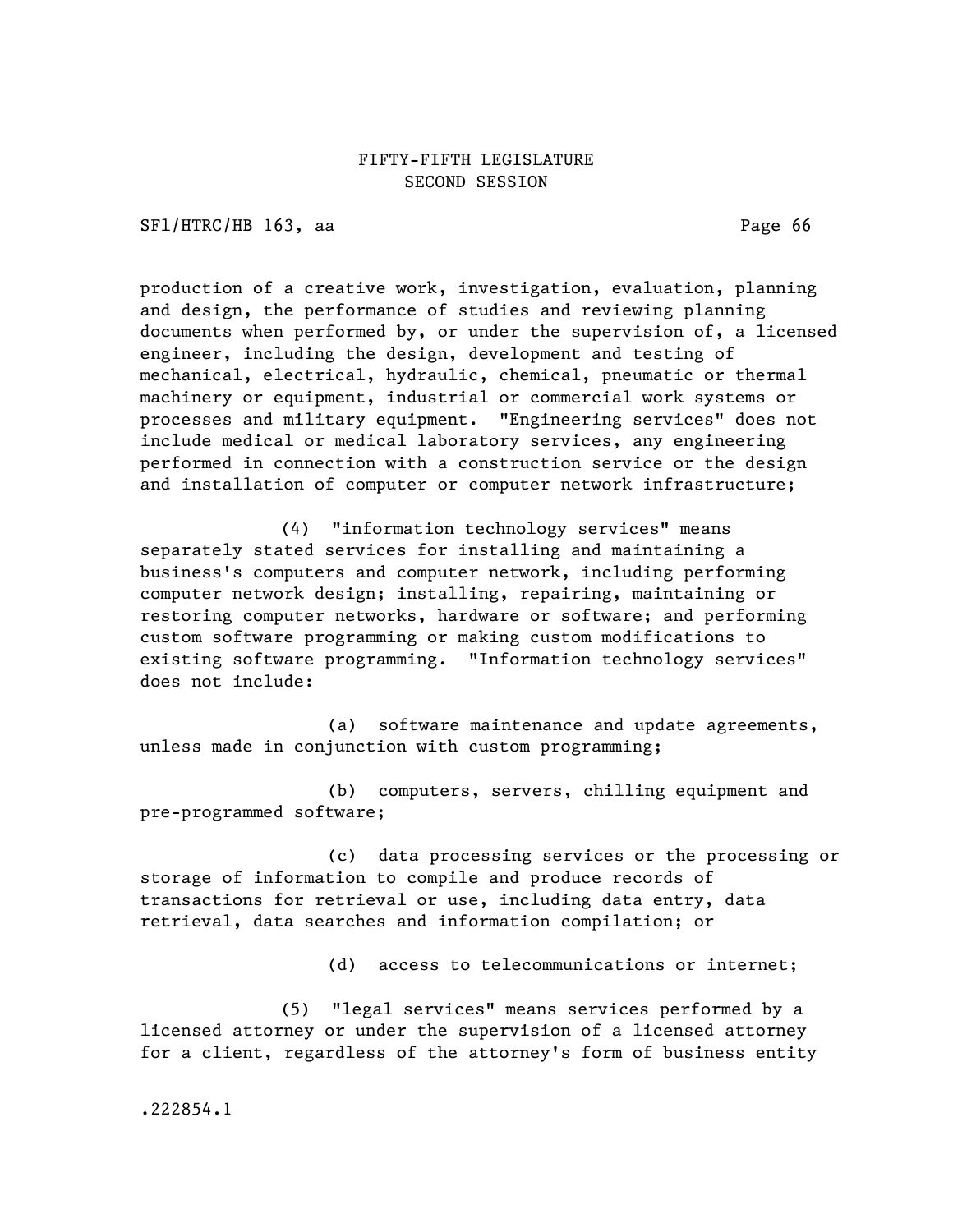production of a creative work, investigation, evaluation, planning and design, the performance of studies and reviewing planning documents when performed by, or under the supervision of, a licensed engineer, including the design, development and testing of mechanical, electrical, hydraulic, chemical, pneumatic or thermal machinery or equipment, industrial or commercial work systems or processes and military equipment. "Engineering services" does not include medical or medical laboratory services, any engineering performed in connection with a construction service or the design and installation of computer or computer network infrastructure;

(4) "information technology services" means separately stated services for installing and maintaining a business's computers and computer network, including performing computer network design; installing, repairing, maintaining or restoring computer networks, hardware or software; and performing custom software programming or making custom modifications to existing software programming. "Information technology services" does not include:

(a) software maintenance and update agreements, unless made in conjunction with custom programming;

(b) computers, servers, chilling equipment and pre-programmed software;

(c) data processing services or the processing or storage of information to compile and produce records of transactions for retrieval or use, including data entry, data retrieval, data searches and information compilation; or

(d) access to telecommunications or internet;

(5) "legal services" means services performed by a licensed attorney or under the supervision of a licensed attorney for a client, regardless of the attorney's form of business entity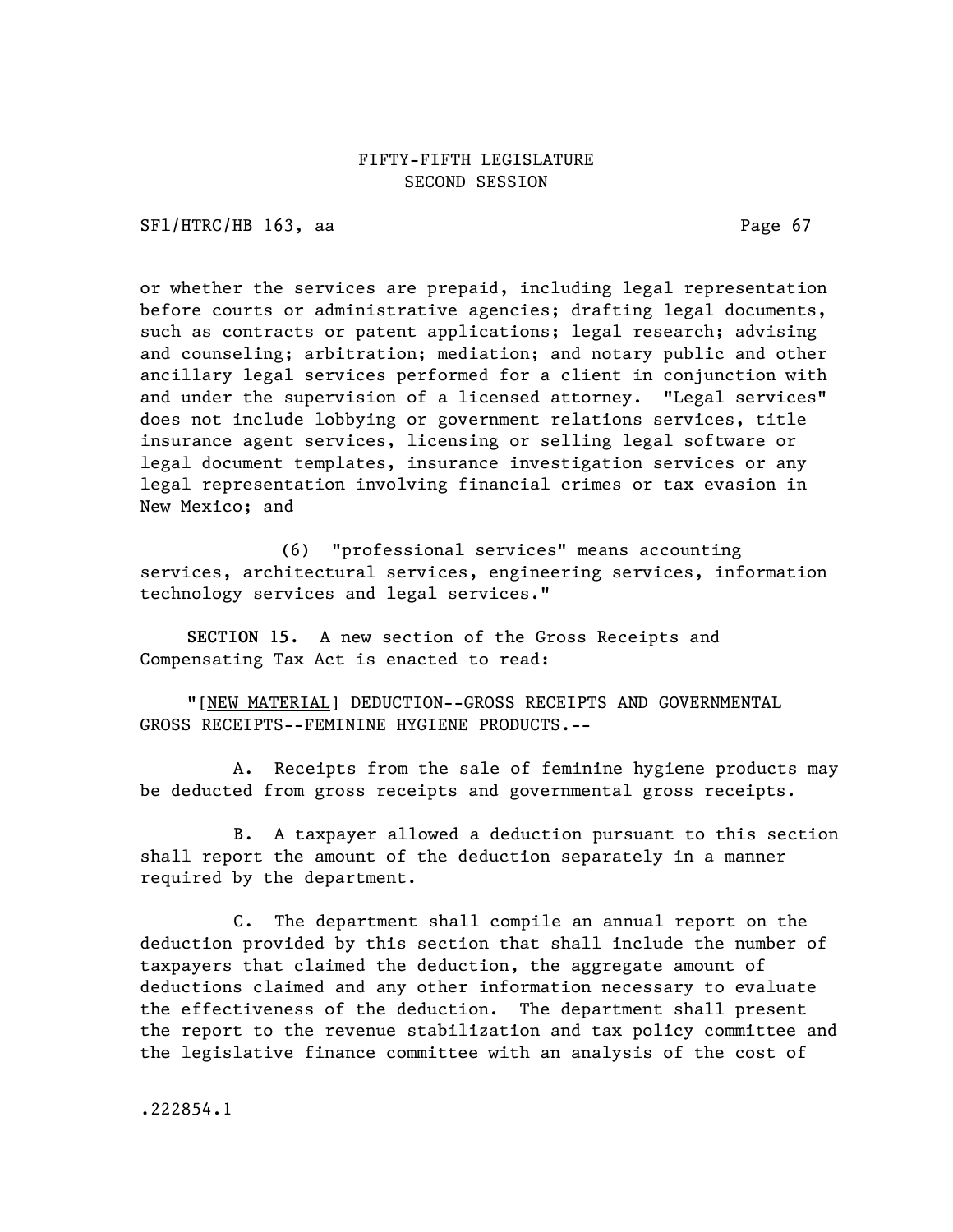or whether the services are prepaid, including legal representation before courts or administrative agencies; drafting legal documents, such as contracts or patent applications; legal research; advising and counseling; arbitration; mediation; and notary public and other ancillary legal services performed for a client in conjunction with and under the supervision of a licensed attorney. "Legal services" does not include lobbying or government relations services, title insurance agent services, licensing or selling legal software or legal document templates, insurance investigation services or any legal representation involving financial crimes or tax evasion in New Mexico; and

(6) "professional services" means accounting services, architectural services, engineering services, information technology services and legal services."

**SECTION 15.** A new section of the Gross Receipts and Compensating Tax Act is enacted to read:

"[NEW MATERIAL] DEDUCTION--GROSS RECEIPTS AND GOVERNMENTAL GROSS RECEIPTS--FEMININE HYGIENE PRODUCTS.--

A. Receipts from the sale of feminine hygiene products may be deducted from gross receipts and governmental gross receipts.

B. A taxpayer allowed a deduction pursuant to this section shall report the amount of the deduction separately in a manner required by the department.

C. The department shall compile an annual report on the deduction provided by this section that shall include the number of taxpayers that claimed the deduction, the aggregate amount of deductions claimed and any other information necessary to evaluate the effectiveness of the deduction. The department shall present the report to the revenue stabilization and tax policy committee and the legislative finance committee with an analysis of the cost of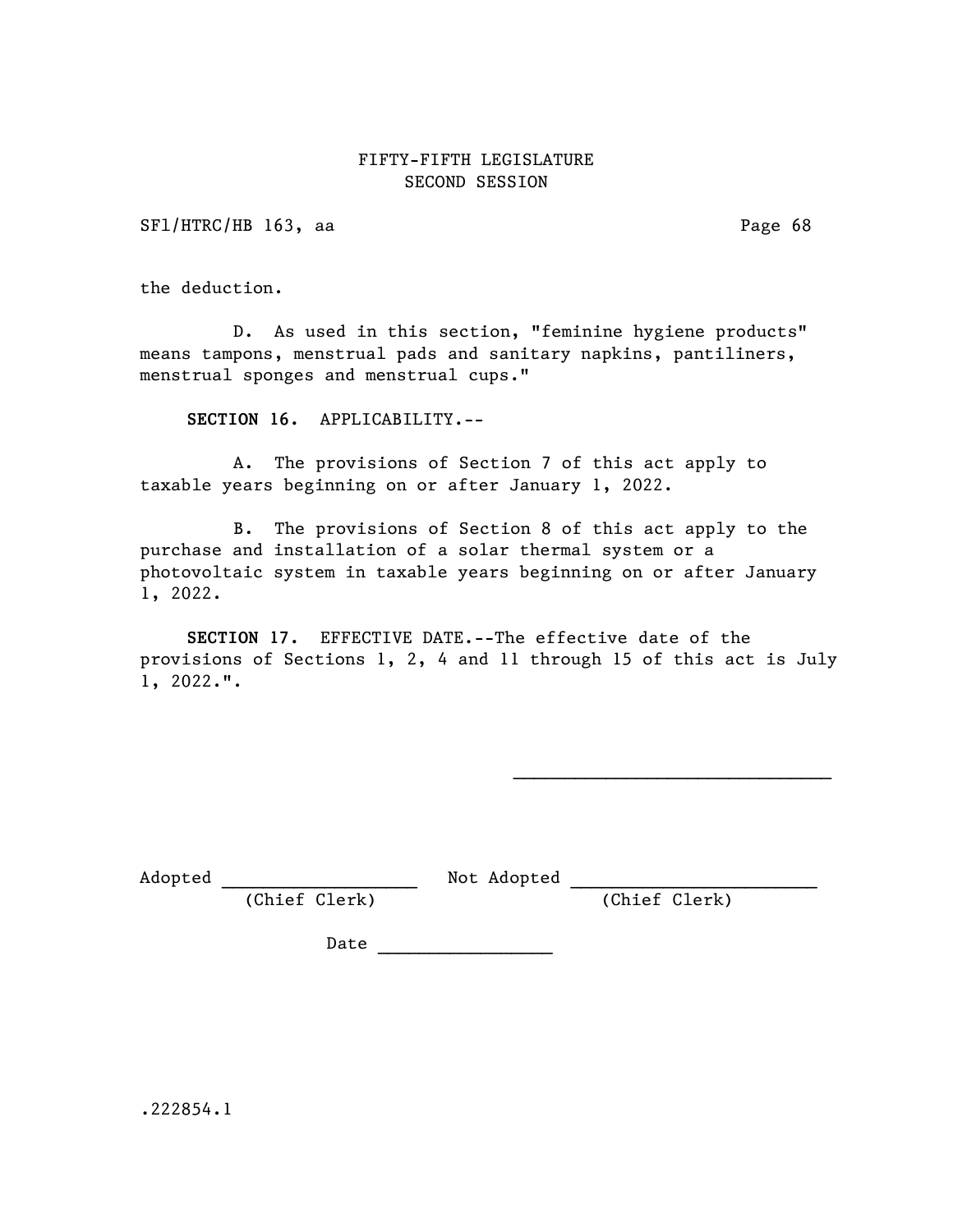the deduction.

D. As used in this section, "feminine hygiene products" means tampons, menstrual pads and sanitary napkins, pantiliners, menstrual sponges and menstrual cups."

**SECTION 16.** APPLICABILITY.--

A. The provisions of Section 7 of this act apply to taxable years beginning on or after January 1, 2022.

B. The provisions of Section 8 of this act apply to the purchase and installation of a solar thermal system or a photovoltaic system in taxable years beginning on or after January 1, 2022.

**SECTION 17.** EFFECTIVE DATE.--The effective date of the provisions of Sections 1, 2, 4 and 11 through 15 of this act is July 1, 2022.".

\_\_\_\_\_\_\_\_\_\_\_\_\_\_\_\_\_\_\_\_\_\_\_\_\_\_\_\_\_\_

Adopted \_\_\_\_\_\_\_\_\_\_\_\_\_\_\_\_\_\_ (Chief Clerk)     Not Adopted \_\_\_\_\_\_\_\_\_\_\_\_\_\_\_\_\_\_\_\_\_ (Chief Clerk)

Date \_\_\_\_\_\_\_\_\_\_\_\_\_\_\_\_

.222854.1